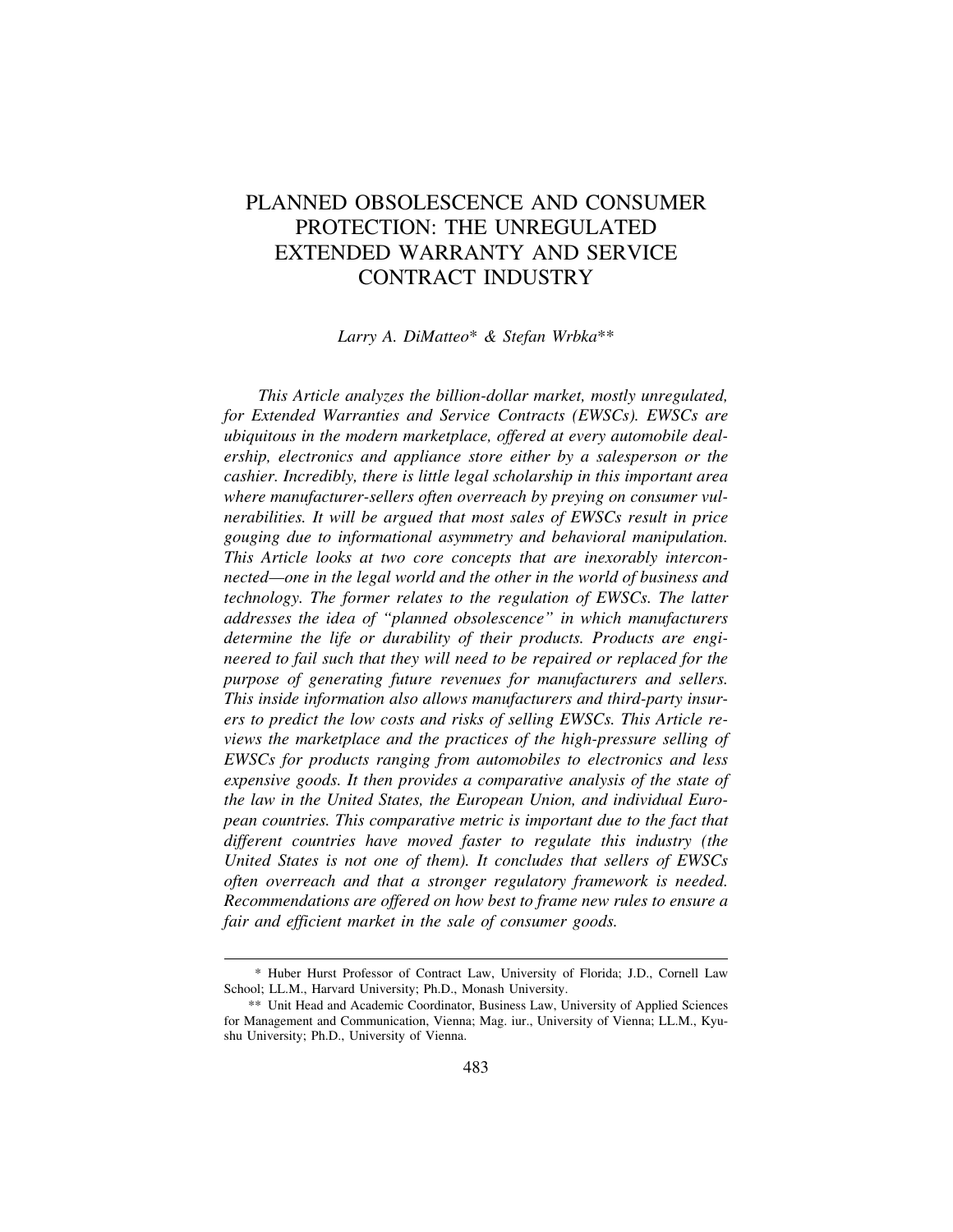# PLANNED OBSOLESCENCE AND CONSUMER PROTECTION: THE UNREGULATED EXTENDED WARRANTY AND SERVICE CONTRACT INDUSTRY

*Larry A. DiMatteo\* & Stefan Wrbka\*\**

*This Article analyzes the billion-dollar market, mostly unregulated, for Extended Warranties and Service Contracts (EWSCs). EWSCs are ubiquitous in the modern marketplace, offered at every automobile dealership, electronics and appliance store either by a salesperson or the cashier. Incredibly, there is little legal scholarship in this important area where manufacturer-sellers often overreach by preying on consumer vulnerabilities. It will be argued that most sales of EWSCs result in price gouging due to informational asymmetry and behavioral manipulation. This Article looks at two core concepts that are inexorably interconnected—one in the legal world and the other in the world of business and technology. The former relates to the regulation of EWSCs. The latter addresses the idea of "planned obsolescence" in which manufacturers determine the life or durability of their products. Products are engineered to fail such that they will need to be repaired or replaced for the purpose of generating future revenues for manufacturers and sellers. This inside information also allows manufacturers and third-party insurers to predict the low costs and risks of selling EWSCs. This Article reviews the marketplace and the practices of the high-pressure selling of EWSCs for products ranging from automobiles to electronics and less expensive goods. It then provides a comparative analysis of the state of the law in the United States, the European Union, and individual European countries. This comparative metric is important due to the fact that different countries have moved faster to regulate this industry (the United States is not one of them). It concludes that sellers of EWSCs often overreach and that a stronger regulatory framework is needed. Recommendations are offered on how best to frame new rules to ensure a fair and efficient market in the sale of consumer goods.*

---

\* Huber Hurst Professor of Contract Law, University of Florida; J.D., Cornell Law School; LL.M., Harvard University; Ph.D., Monash University.

\*\* Unit Head and Academic Coordinator, Business Law, University of Applied Sciences for Management and Communication, Vienna; Mag. iur., University of Vienna; LL.M., Kyushu University; Ph.D., University of Vienna.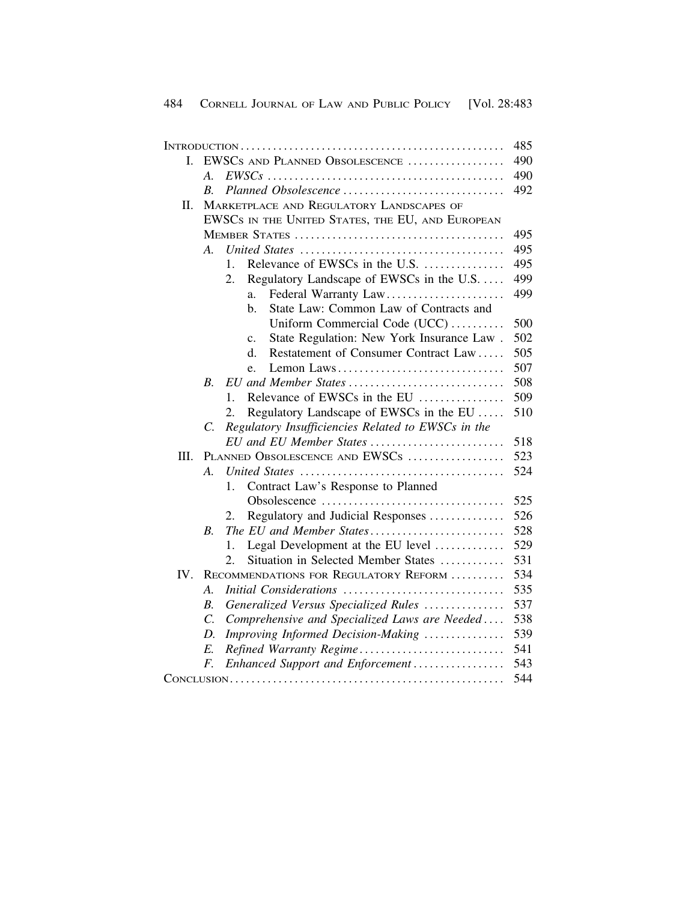| | Page |
|---|---|
| INTRODUCTION | 485 |
| I. EWSCs AND PLANNED OBSOLESCENCE | 490 |
|     *A. EWSCs* | 490 |
|     *B. Planned Obsolescence* | 492 |
| II. MARKETPLACE AND REGULATORY LANDSCAPES OF EWSCs IN THE UNITED STATES, THE EU, AND EUROPEAN MEMBER STATES | 495 |
|     *A. United States* | 495 |
|         1. Relevance of EWSCs in the U.S. | 495 |
|         2. Regulatory Landscape of EWSCs in the U.S. | 499 |
|             a. Federal Warranty Law | 499 |
|             b. State Law: Common Law of Contracts and Uniform Commercial Code (UCC) | 500 |
|             c. State Regulation: New York Insurance Law | 502 |
|             d. Restatement of Consumer Contract Law | 505 |
|             e. Lemon Laws | 507 |
|     *B. EU and Member States* | 508 |
|         1. Relevance of EWSCs in the EU | 509 |
|         2. Regulatory Landscape of EWSCs in the EU | 510 |
|     *C. Regulatory Insufficiencies Related to EWSCs in the EU and EU Member States* | 518 |
| III. PLANNED OBSOLESCENCE AND EWSCs | 523 |
|     *A. United States* | 524 |
|         1. Contract Law's Response to Planned Obsolescence | 525 |
|         2. Regulatory and Judicial Responses | 526 |
|     *B. The EU and Member States* | 528 |
|         1. Legal Development at the EU level | 529 |
|         2. Situation in Selected Member States | 531 |
| IV. RECOMMENDATIONS FOR REGULATORY REFORM | 534 |
|     *A. Initial Considerations* | 535 |
|     *B. Generalized Versus Specialized Rules* | 537 |
|     *C. Comprehensive and Specialized Laws are Needed* | 538 |
|     *D. Improving Informed Decision-Making* | 539 |
|     *E. Refined Warranty Regime* | 541 |
|     *F. Enhanced Support and Enforcement* | 543 |
| CONCLUSION | 544 |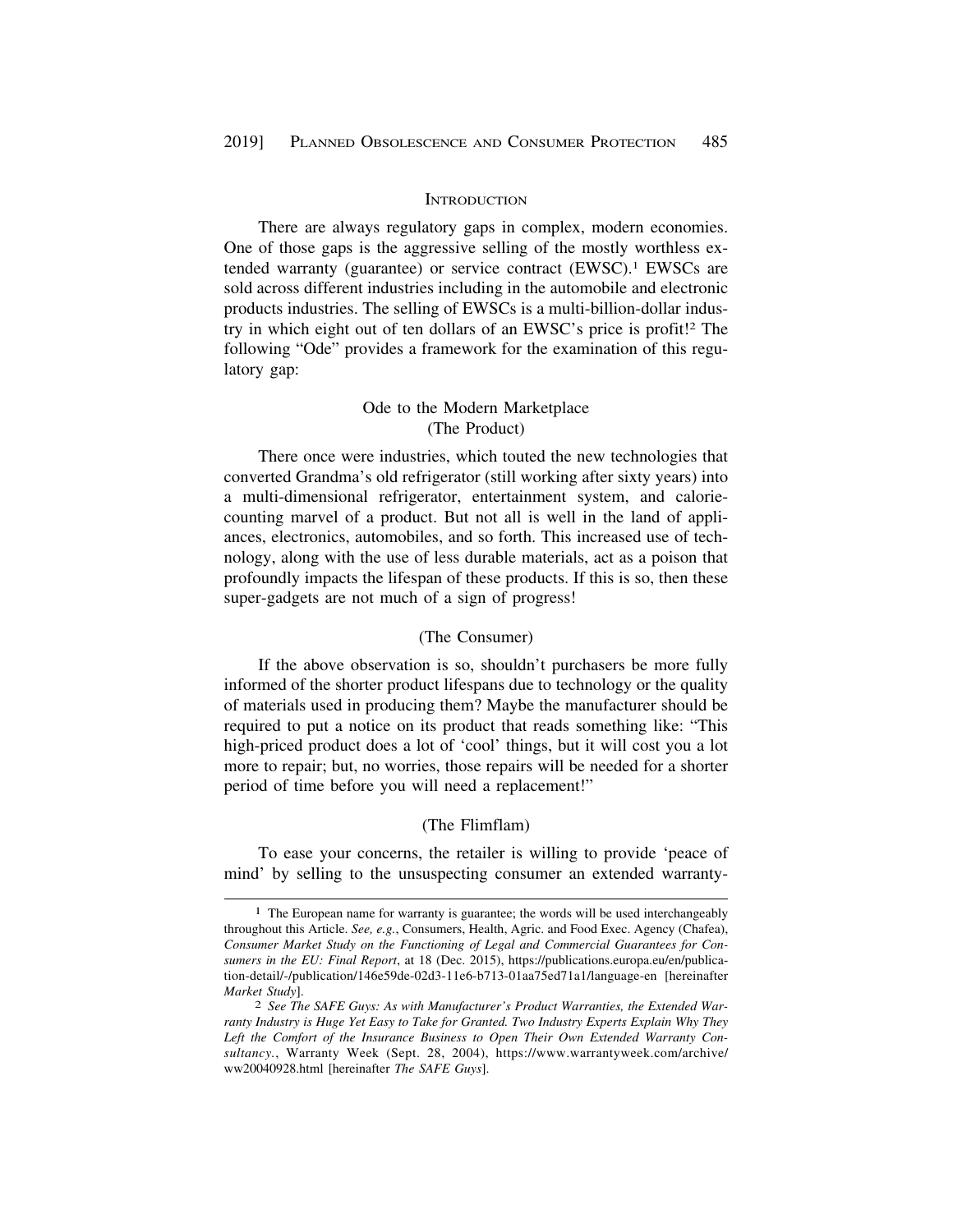## Introduction

There are always regulatory gaps in complex, modern economies. One of those gaps is the aggressive selling of the mostly worthless extended warranty (guarantee) or service contract (EWSC).[1] EWSCs are sold across different industries including in the automobile and electronic products industries. The selling of EWSCs is a multi-billion-dollar industry in which eight out of ten dollars of an EWSC's price is profit![2] The following "Ode" provides a framework for the examination of this regulatory gap:

### Ode to the Modern Marketplace
### (The Product)

There once were industries, which touted the new technologies that converted Grandma's old refrigerator (still working after sixty years) into a multi-dimensional refrigerator, entertainment system, and calorie-counting marvel of a product. But not all is well in the land of appliances, electronics, automobiles, and so forth. This increased use of technology, along with the use of less durable materials, act as a poison that profoundly impacts the lifespan of these products. If this is so, then these super-gadgets are not much of a sign of progress!

### (The Consumer)

If the above observation is so, shouldn't purchasers be more fully informed of the shorter product lifespans due to technology or the quality of materials used in producing them? Maybe the manufacturer should be required to put a notice on its product that reads something like: "This high-priced product does a lot of 'cool' things, but it will cost you a lot more to repair; but, no worries, those repairs will be needed for a shorter period of time before you will need a replacement!"

### (The Flimflam)

To ease your concerns, the retailer is willing to provide 'peace of mind' by selling to the unsuspecting consumer an extended warranty-

---

[1] The European name for warranty is guarantee; the words will be used interchangeably throughout this Article. *See, e.g.*, Consumers, Health, Agric. and Food Exec. Agency (Chafea), *Consumer Market Study on the Functioning of Legal and Commercial Guarantees for Consumers in the EU: Final Report*, at 18 (Dec. 2015), https://publications.europa.eu/en/publication-detail/-/publication/146e59de-02d3-11e6-b713-01aa75ed71a1/language-en [hereinafter *Market Study*].

[2] *See The SAFE Guys: As with Manufacturer's Product Warranties, the Extended Warranty Industry is Huge Yet Easy to Take for Granted. Two Industry Experts Explain Why They Left the Comfort of the Insurance Business to Open Their Own Extended Warranty Consultancy.*, Warranty Week (Sept. 28, 2004), https://www.warrantyweek.com/archive/ww20040928.html [hereinafter *The SAFE Guys*].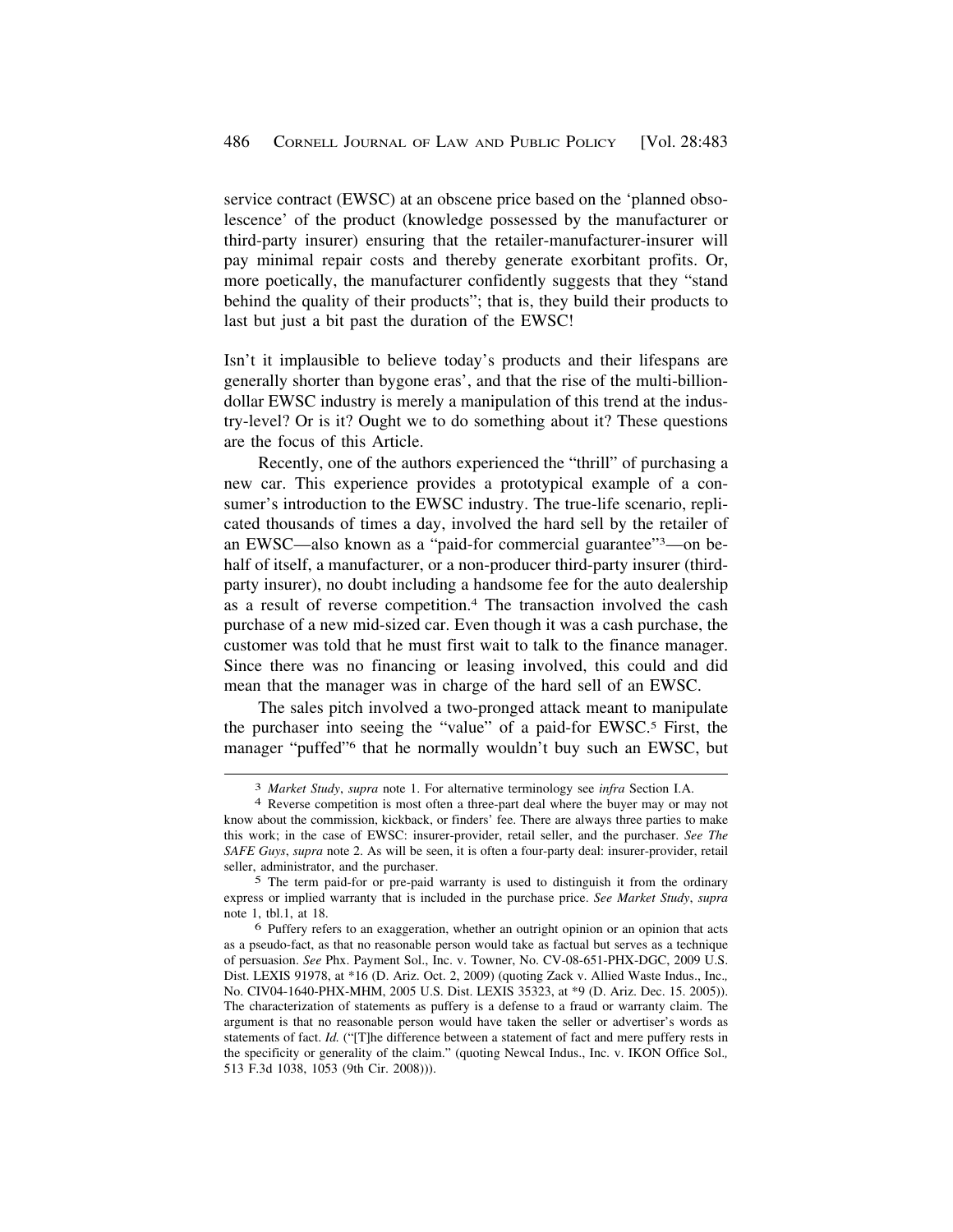service contract (EWSC) at an obscene price based on the 'planned obsolescence' of the product (knowledge possessed by the manufacturer or third-party insurer) ensuring that the retailer-manufacturer-insurer will pay minimal repair costs and thereby generate exorbitant profits. Or, more poetically, the manufacturer confidently suggests that they "stand behind the quality of their products"; that is, they build their products to last but just a bit past the duration of the EWSC!

Isn't it implausible to believe today's products and their lifespans are generally shorter than bygone eras', and that the rise of the multi-billion-dollar EWSC industry is merely a manipulation of this trend at the industry-level? Or is it? Ought we to do something about it? These questions are the focus of this Article.

Recently, one of the authors experienced the "thrill" of purchasing a new car. This experience provides a prototypical example of a consumer's introduction to the EWSC industry. The true-life scenario, replicated thousands of times a day, involved the hard sell by the retailer of an EWSC—also known as a "paid-for commercial guarantee"[3]—on behalf of itself, a manufacturer, or a non-producer third-party insurer (third-party insurer), no doubt including a handsome fee for the auto dealership as a result of reverse competition.[4] The transaction involved the cash purchase of a new mid-sized car. Even though it was a cash purchase, the customer was told that he must first wait to talk to the finance manager. Since there was no financing or leasing involved, this could and did mean that the manager was in charge of the hard sell of an EWSC.

The sales pitch involved a two-pronged attack meant to manipulate the purchaser into seeing the "value" of a paid-for EWSC.[5] First, the manager "puffed"[6] that he normally wouldn't buy such an EWSC, but

---

[3] *Market Study*, *supra* note 1. For alternative terminology see *infra* Section I.A.

[4] Reverse competition is most often a three-part deal where the buyer may or may not know about the commission, kickback, or finders' fee. There are always three parties to make this work; in the case of EWSC: insurer-provider, retail seller, and the purchaser. *See The SAFE Guys*, *supra* note 2. As will be seen, it is often a four-party deal: insurer-provider, retail seller, administrator, and the purchaser.

[5] The term paid-for or pre-paid warranty is used to distinguish it from the ordinary express or implied warranty that is included in the purchase price. *See Market Study*, *supra* note 1, tbl.1, at 18.

[6] Puffery refers to an exaggeration, whether an outright opinion or an opinion that acts as a pseudo-fact, as that no reasonable person would take as factual but serves as a technique of persuasion. *See* Phx. Payment Sol., Inc. v. Towner, No. CV-08-651-PHX-DGC, 2009 U.S. Dist. LEXIS 91978, at *16 (D. Ariz. Oct. 2, 2009) (quoting Zack v. Allied Waste Indus., Inc., No. CIV04-1640-PHX-MHM, 2005 U.S. Dist. LEXIS 35323, at *9 (D. Ariz. Dec. 15. 2005)). The characterization of statements as puffery is a defense to a fraud or warranty claim. The argument is that no reasonable person would have taken the seller or advertiser's words as statements of fact. *Id.* ("[T]he difference between a statement of fact and mere puffery rests in the specificity or generality of the claim." (quoting Newcal Indus., Inc. v. IKON Office Sol., 513 F.3d 1038, 1053 (9th Cir. 2008))).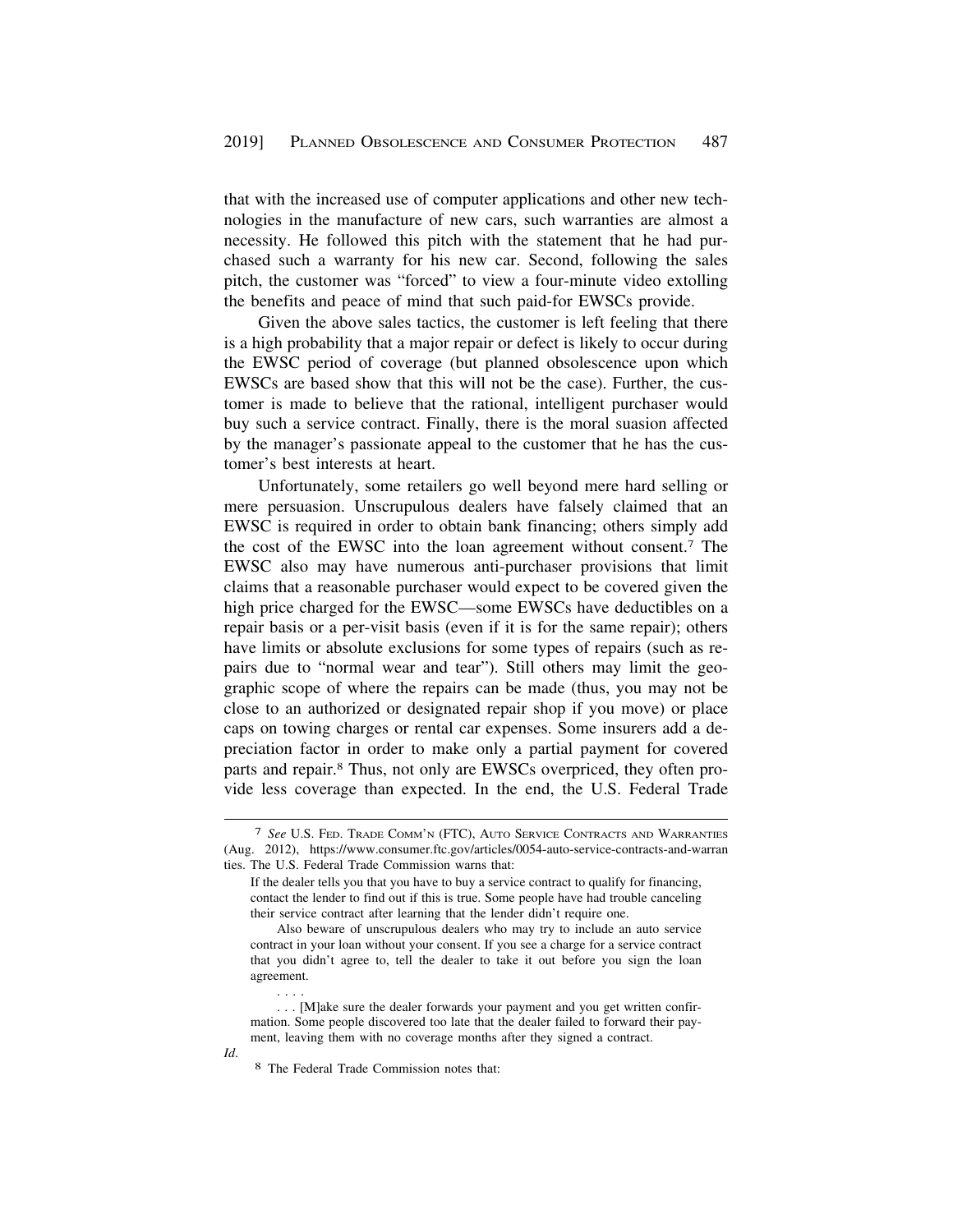that with the increased use of computer applications and other new technologies in the manufacture of new cars, such warranties are almost a necessity. He followed this pitch with the statement that he had purchased such a warranty for his new car. Second, following the sales pitch, the customer was "forced" to view a four-minute video extolling the benefits and peace of mind that such paid-for EWSCs provide.

Given the above sales tactics, the customer is left feeling that there is a high probability that a major repair or defect is likely to occur during the EWSC period of coverage (but planned obsolescence upon which EWSCs are based show that this will not be the case). Further, the customer is made to believe that the rational, intelligent purchaser would buy such a service contract. Finally, there is the moral suasion affected by the manager's passionate appeal to the customer that he has the customer's best interests at heart.

Unfortunately, some retailers go well beyond mere hard selling or mere persuasion. Unscrupulous dealers have falsely claimed that an EWSC is required in order to obtain bank financing; others simply add the cost of the EWSC into the loan agreement without consent.[7] The EWSC also may have numerous anti-purchaser provisions that limit claims that a reasonable purchaser would expect to be covered given the high price charged for the EWSC—some EWSCs have deductibles on a repair basis or a per-visit basis (even if it is for the same repair); others have limits or absolute exclusions for some types of repairs (such as repairs due to "normal wear and tear"). Still others may limit the geographic scope of where the repairs can be made (thus, you may not be close to an authorized or designated repair shop if you move) or place caps on towing charges or rental car expenses. Some insurers add a depreciation factor in order to make only a partial payment for covered parts and repair.[8] Thus, not only are EWSCs overpriced, they often provide less coverage than expected. In the end, the U.S. Federal Trade

---

[7] *See* U.S. FED. TRADE COMM'N (FTC), AUTO SERVICE CONTRACTS AND WARRANTIES (Aug. 2012), https://www.consumer.ftc.gov/articles/0054-auto-service-contracts-and-warranties. The U.S. Federal Trade Commission warns that:

> If the dealer tells you that you have to buy a service contract to qualify for financing, contact the lender to find out if this is true. Some people have had trouble canceling their service contract after learning that the lender didn't require one.
>
> Also beware of unscrupulous dealers who may try to include an auto service contract in your loan without your consent. If you see a charge for a service contract that you didn't agree to, tell the dealer to take it out before you sign the loan agreement.
>
> . . . .
>
> . . . [M]ake sure the dealer forwards your payment and you get written confirmation. Some people discovered too late that the dealer failed to forward their payment, leaving them with no coverage months after they signed a contract.

*Id*.

[8] The Federal Trade Commission notes that: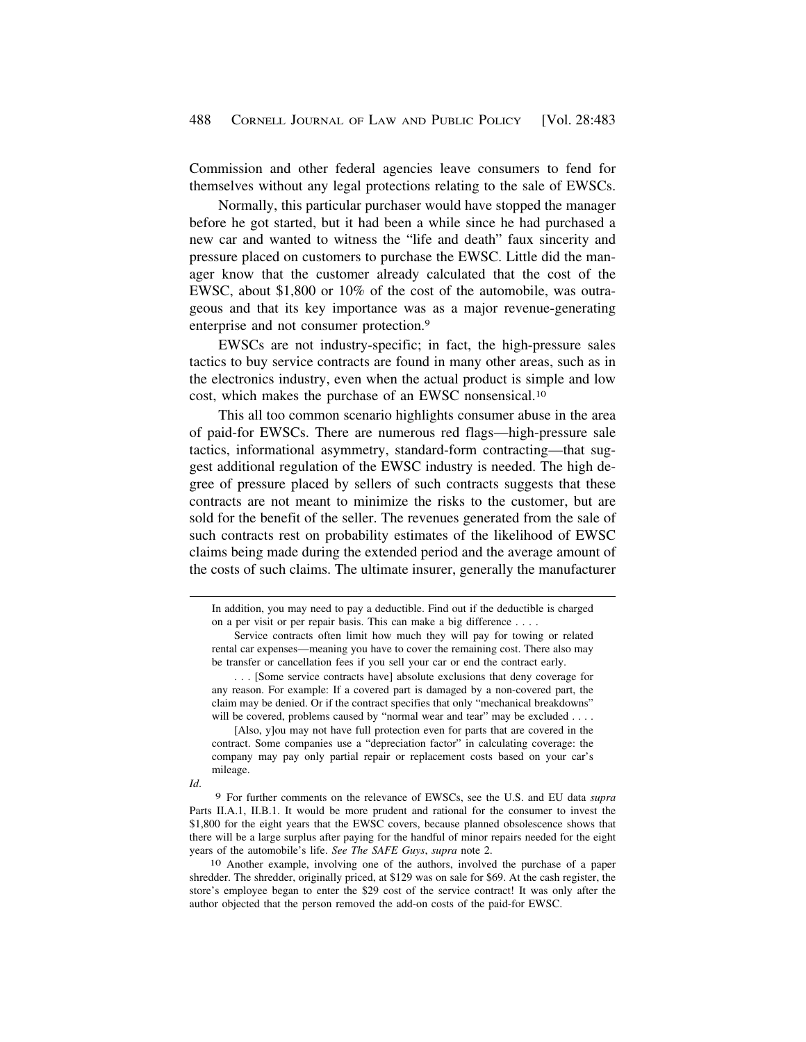Commission and other federal agencies leave consumers to fend for themselves without any legal protections relating to the sale of EWSCs.

Normally, this particular purchaser would have stopped the manager before he got started, but it had been a while since he had purchased a new car and wanted to witness the "life and death" faux sincerity and pressure placed on customers to purchase the EWSC. Little did the manager know that the customer already calculated that the cost of the EWSC, about $1,800 or 10% of the cost of the automobile, was outrageous and that its key importance was as a major revenue-generating enterprise and not consumer protection.[9]

EWSCs are not industry-specific; in fact, the high-pressure sales tactics to buy service contracts are found in many other areas, such as in the electronics industry, even when the actual product is simple and low cost, which makes the purchase of an EWSC nonsensical.[10]

This all too common scenario highlights consumer abuse in the area of paid-for EWSCs. There are numerous red flags—high-pressure sale tactics, informational asymmetry, standard-form contracting—that suggest additional regulation of the EWSC industry is needed. The high degree of pressure placed by sellers of such contracts suggests that these contracts are not meant to minimize the risks to the customer, but are sold for the benefit of the seller. The revenues generated from the sale of such contracts rest on probability estimates of the likelihood of EWSC claims being made during the extended period and the average amount of the costs of such claims. The ultimate insurer, generally the manufacturer

---

> In addition, you may need to pay a deductible. Find out if the deductible is charged on a per visit or per repair basis. This can make a big difference . . . .
>
> Service contracts often limit how much they will pay for towing or related rental car expenses—meaning you have to cover the remaining cost. There also may be transfer or cancellation fees if you sell your car or end the contract early.
>
> . . . [Some service contracts have] absolute exclusions that deny coverage for any reason. For example: If a covered part is damaged by a non-covered part, the claim may be denied. Or if the contract specifies that only "mechanical breakdowns" will be covered, problems caused by "normal wear and tear" may be excluded . . . .
>
> [Also, y]ou may not have full protection even for parts that are covered in the contract. Some companies use a "depreciation factor" in calculating coverage: the company may pay only partial repair or replacement costs based on your car's mileage.

*Id*.

[9] For further comments on the relevance of EWSCs, see the U.S. and EU data *supra* Parts II.A.1, II.B.1. It would be more prudent and rational for the consumer to invest the $1,800 for the eight years that the EWSC covers, because planned obsolescence shows that there will be a large surplus after paying for the handful of minor repairs needed for the eight years of the automobile's life. *See The SAFE Guys*, *supra* note 2.

[10] Another example, involving one of the authors, involved the purchase of a paper shredder. The shredder, originally priced, at $129 was on sale for $69. At the cash register, the store's employee began to enter the $29 cost of the service contract! It was only after the author objected that the person removed the add-on costs of the paid-for EWSC.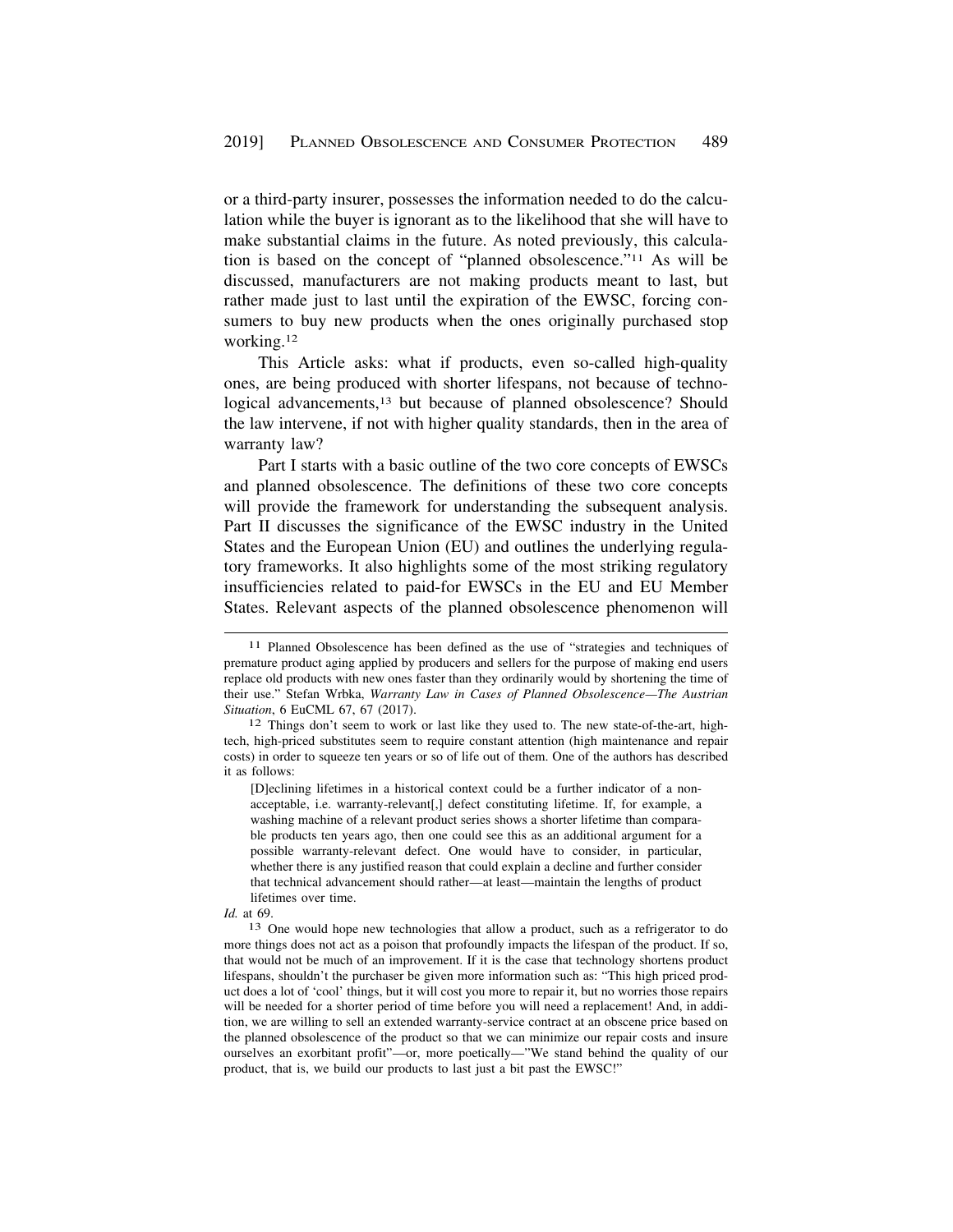or a third-party insurer, possesses the information needed to do the calculation while the buyer is ignorant as to the likelihood that she will have to make substantial claims in the future. As noted previously, this calculation is based on the concept of "planned obsolescence."[11] As will be discussed, manufacturers are not making products meant to last, but rather made just to last until the expiration of the EWSC, forcing consumers to buy new products when the ones originally purchased stop working.[12]

This Article asks: what if products, even so-called high-quality ones, are being produced with shorter lifespans, not because of technological advancements,[13] but because of planned obsolescence? Should the law intervene, if not with higher quality standards, then in the area of warranty law?

Part I starts with a basic outline of the two core concepts of EWSCs and planned obsolescence. The definitions of these two core concepts will provide the framework for understanding the subsequent analysis. Part II discusses the significance of the EWSC industry in the United States and the European Union (EU) and outlines the underlying regulatory frameworks. It also highlights some of the most striking regulatory insufficiencies related to paid-for EWSCs in the EU and EU Member States. Relevant aspects of the planned obsolescence phenomenon will

---

[11] Planned Obsolescence has been defined as the use of "strategies and techniques of premature product aging applied by producers and sellers for the purpose of making end users replace old products with new ones faster than they ordinarily would by shortening the time of their use." Stefan Wrbka, *Warranty Law in Cases of Planned Obsolescence—The Austrian Situation*, 6 EuCML 67, 67 (2017).

[12] Things don't seem to work or last like they used to. The new state-of-the-art, high-tech, high-priced substitutes seem to require constant attention (high maintenance and repair costs) in order to squeeze ten years or so of life out of them. One of the authors has described it as follows:

> [D]eclining lifetimes in a historical context could be a further indicator of a non-acceptable, i.e. warranty-relevant[,] defect constituting lifetime. If, for example, a washing machine of a relevant product series shows a shorter lifetime than comparable products ten years ago, then one could see this as an additional argument for a possible warranty-relevant defect. One would have to consider, in particular, whether there is any justified reason that could explain a decline and further consider that technical advancement should rather—at least—maintain the lengths of product lifetimes over time.

*Id.* at 69.

[13] One would hope new technologies that allow a product, such as a refrigerator to do more things does not act as a poison that profoundly impacts the lifespan of the product. If so, that would not be much of an improvement. If it is the case that technology shortens product lifespans, shouldn't the purchaser be given more information such as: "This high priced product does a lot of 'cool' things, but it will cost you more to repair it, but no worries those repairs will be needed for a shorter period of time before you will need a replacement! And, in addition, we are willing to sell an extended warranty-service contract at an obscene price based on the planned obsolescence of the product so that we can minimize our repair costs and insure ourselves an exorbitant profit"—or, more poetically—"We stand behind the quality of our product, that is, we build our products to last just a bit past the EWSC!"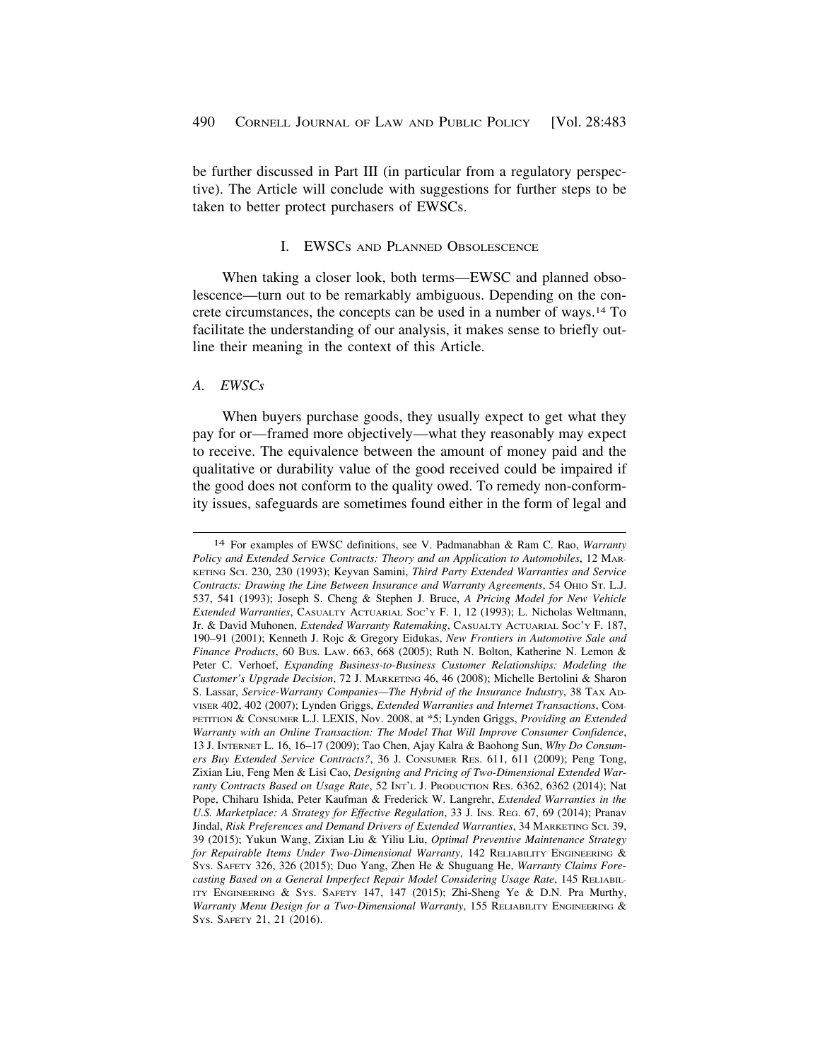be further discussed in Part III (in particular from a regulatory perspective). The Article will conclude with suggestions for further steps to be taken to better protect purchasers of EWSCs.

## I. EWSCs and Planned Obsolescence

When taking a closer look, both terms—EWSC and planned obsolescence—turn out to be remarkably ambiguous. Depending on the concrete circumstances, the concepts can be used in a number of ways.[14] To facilitate the understanding of our analysis, it makes sense to briefly outline their meaning in the context of this Article.

### A. *EWSCs*

When buyers purchase goods, they usually expect to get what they pay for or—framed more objectively—what they reasonably may expect to receive. The equivalence between the amount of money paid and the qualitative or durability value of the good received could be impaired if the good does not conform to the quality owed. To remedy non-conformity issues, safeguards are sometimes found either in the form of legal and

---

[14] For examples of EWSC definitions, see V. Padmanabhan & Ram C. Rao, *Warranty Policy and Extended Service Contracts: Theory and an Application to Automobiles*, 12 Marketing Sci. 230, 230 (1993); Keyvan Samini, *Third Party Extended Warranties and Service Contracts: Drawing the Line Between Insurance and Warranty Agreements*, 54 Ohio St. L.J. 537, 541 (1993); Joseph S. Cheng & Stephen J. Bruce, *A Pricing Model for New Vehicle Extended Warranties*, Casualty Actuarial Soc'y F. 1, 12 (1993); L. Nicholas Weltmann, Jr. & David Muhonen, *Extended Warranty Ratemaking*, Casualty Actuarial Soc'y F. 187, 190–91 (2001); Kenneth J. Rojc & Gregory Eidukas, *New Frontiers in Automotive Sale and Finance Products*, 60 Bus. Law. 663, 668 (2005); Ruth N. Bolton, Katherine N. Lemon & Peter C. Verhoef, *Expanding Business-to-Business Customer Relationships: Modeling the Customer's Upgrade Decision*, 72 J. Marketing 46, 46 (2008); Michelle Bertolini & Sharon S. Lassar, *Service-Warranty Companies—The Hybrid of the Insurance Industry*, 38 Tax Adviser 402, 402 (2007); Lynden Griggs, *Extended Warranties and Internet Transactions*, Competition & Consumer L.J. LEXIS, Nov. 2008, at *5; Lynden Griggs, *Providing an Extended Warranty with an Online Transaction: The Model That Will Improve Consumer Confidence*, 13 J. Internet L. 16, 16–17 (2009); Tao Chen, Ajay Kalra & Baohong Sun, *Why Do Consumers Buy Extended Service Contracts?*, 36 J. Consumer Res. 611, 611 (2009); Peng Tong, Zixian Liu, Feng Men & Lisi Cao, *Designing and Pricing of Two-Dimensional Extended Warranty Contracts Based on Usage Rate*, 52 Int'l J. Production Res. 6362, 6362 (2014); Nat Pope, Chiharu Ishida, Peter Kaufman & Frederick W. Langrehr, *Extended Warranties in the U.S. Marketplace: A Strategy for Effective Regulation*, 33 J. Ins. Reg. 67, 69 (2014); Pranav Jindal, *Risk Preferences and Demand Drivers of Extended Warranties*, 34 Marketing Sci. 39, 39 (2015); Yukun Wang, Zixian Liu & Yiliu Liu, *Optimal Preventive Maintenance Strategy for Repairable Items Under Two-Dimensional Warranty*, 142 Reliability Engineering & Sys. Safety 326, 326 (2015); Duo Yang, Zhen He & Shuguang He, *Warranty Claims Forecasting Based on a General Imperfect Repair Model Considering Usage Rate*, 145 Reliability Engineering & Sys. Safety 147, 147 (2015); Zhi-Sheng Ye & D.N. Pra Murthy, *Warranty Menu Design for a Two-Dimensional Warranty*, 155 Reliability Engineering & Sys. Safety 21, 21 (2016).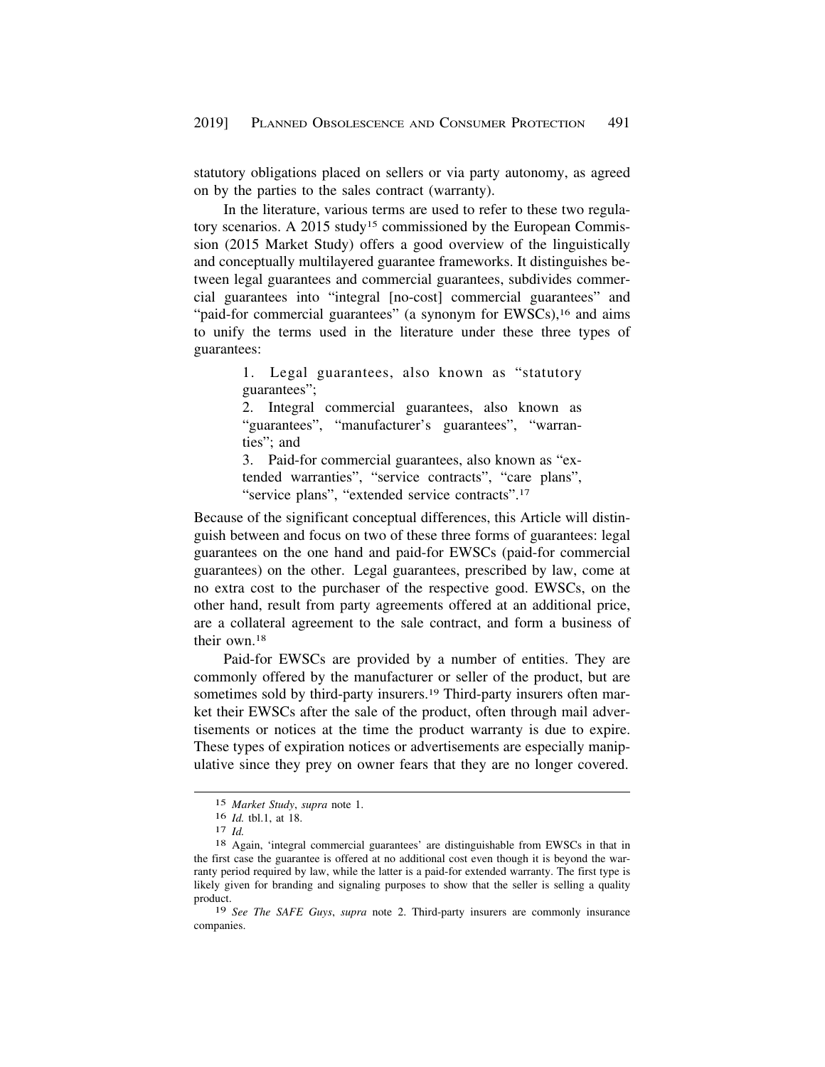statutory obligations placed on sellers or via party autonomy, as agreed on by the parties to the sales contract (warranty).

In the literature, various terms are used to refer to these two regulatory scenarios. A 2015 study[15] commissioned by the European Commission (2015 Market Study) offers a good overview of the linguistically and conceptually multilayered guarantee frameworks. It distinguishes between legal guarantees and commercial guarantees, subdivides commercial guarantees into "integral [no-cost] commercial guarantees" and "paid-for commercial guarantees" (a synonym for EWSCs),[16] and aims to unify the terms used in the literature under these three types of guarantees:

> 1. Legal guarantees, also known as "statutory guarantees";
> 2. Integral commercial guarantees, also known as "guarantees", "manufacturer's guarantees", "warranties"; and
> 3. Paid-for commercial guarantees, also known as "extended warranties", "service contracts", "care plans", "service plans", "extended service contracts".[17]

Because of the significant conceptual differences, this Article will distinguish between and focus on two of these three forms of guarantees: legal guarantees on the one hand and paid-for EWSCs (paid-for commercial guarantees) on the other. Legal guarantees, prescribed by law, come at no extra cost to the purchaser of the respective good. EWSCs, on the other hand, result from party agreements offered at an additional price, are a collateral agreement to the sale contract, and form a business of their own.[18]

Paid-for EWSCs are provided by a number of entities. They are commonly offered by the manufacturer or seller of the product, but are sometimes sold by third-party insurers.[19] Third-party insurers often market their EWSCs after the sale of the product, often through mail advertisements or notices at the time the product warranty is due to expire. These types of expiration notices or advertisements are especially manipulative since they prey on owner fears that they are no longer covered.

---

[15] *Market Study*, *supra* note 1.

[16] *Id.* tbl.1, at 18.

[17] *Id.*

[18] Again, 'integral commercial guarantees' are distinguishable from EWSCs in that in the first case the guarantee is offered at no additional cost even though it is beyond the warranty period required by law, while the latter is a paid-for extended warranty. The first type is likely given for branding and signaling purposes to show that the seller is selling a quality product.

[19] *See The SAFE Guys*, *supra* note 2. Third-party insurers are commonly insurance companies.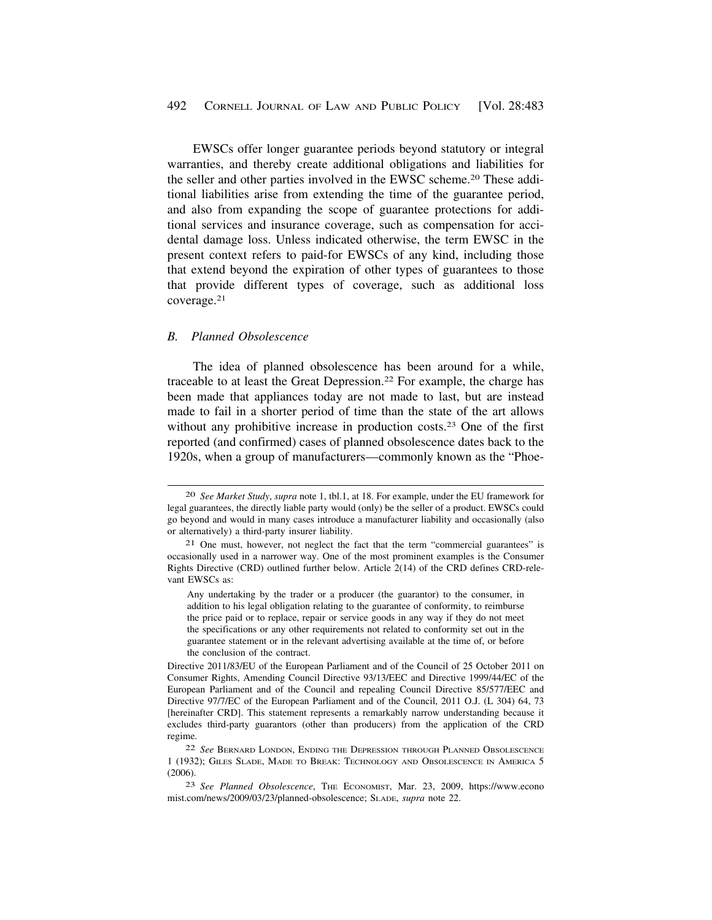EWSCs offer longer guarantee periods beyond statutory or integral warranties, and thereby create additional obligations and liabilities for the seller and other parties involved in the EWSC scheme.[20] These additional liabilities arise from extending the time of the guarantee period, and also from expanding the scope of guarantee protections for additional services and insurance coverage, such as compensation for accidental damage loss. Unless indicated otherwise, the term EWSC in the present context refers to paid-for EWSCs of any kind, including those that extend beyond the expiration of other types of guarantees to those that provide different types of coverage, such as additional loss coverage.[21]

### *B. Planned Obsolescence*

The idea of planned obsolescence has been around for a while, traceable to at least the Great Depression.[22] For example, the charge has been made that appliances today are not made to last, but are instead made to fail in a shorter period of time than the state of the art allows without any prohibitive increase in production costs.[23] One of the first reported (and confirmed) cases of planned obsolescence dates back to the 1920s, when a group of manufacturers—commonly known as the "Phoe-

---

[20] *See Market Study*, *supra* note 1, tbl.1, at 18. For example, under the EU framework for legal guarantees, the directly liable party would (only) be the seller of a product. EWSCs could go beyond and would in many cases introduce a manufacturer liability and occasionally (also or alternatively) a third-party insurer liability.

[21] One must, however, not neglect the fact that the term "commercial guarantees" is occasionally used in a narrower way. One of the most prominent examples is the Consumer Rights Directive (CRD) outlined further below. Article 2(14) of the CRD defines CRD-relevant EWSCs as:

> Any undertaking by the trader or a producer (the guarantor) to the consumer, in addition to his legal obligation relating to the guarantee of conformity, to reimburse the price paid or to replace, repair or service goods in any way if they do not meet the specifications or any other requirements not related to conformity set out in the guarantee statement or in the relevant advertising available at the time of, or before the conclusion of the contract.

Directive 2011/83/EU of the European Parliament and of the Council of 25 October 2011 on Consumer Rights, Amending Council Directive 93/13/EEC and Directive 1999/44/EC of the European Parliament and of the Council and repealing Council Directive 85/577/EEC and Directive 97/7/EC of the European Parliament and of the Council, 2011 O.J. (L 304) 64, 73 [hereinafter CRD]. This statement represents a remarkably narrow understanding because it excludes third-party guarantors (other than producers) from the application of the CRD regime.

[22] *See* Bernard London, Ending the Depression through Planned Obsolescence 1 (1932); Giles Slade, Made to Break: Technology and Obsolescence in America 5 (2006).

[23] *See Planned Obsolescence*, The Economist, Mar. 23, 2009, https://www.economist.com/news/2009/03/23/planned-obsolescence; Slade, *supra* note 22.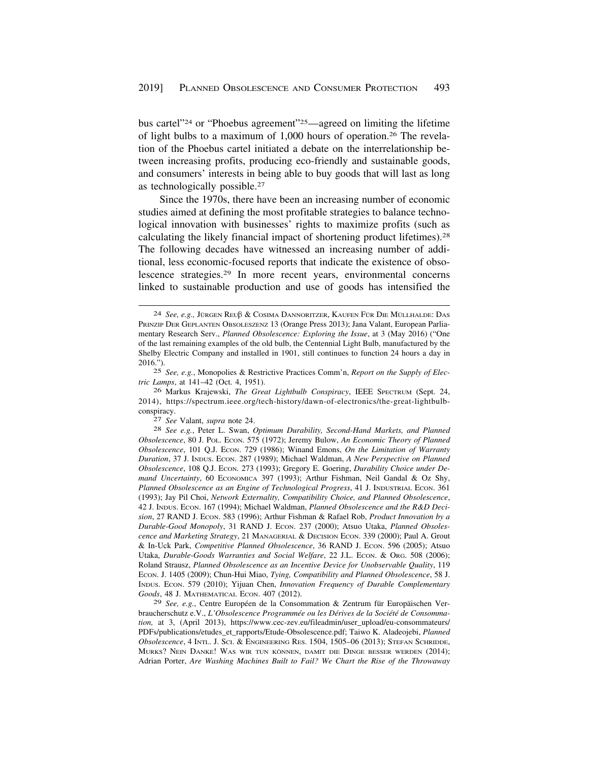bus cartel"[24] or "Phoebus agreement"[25]—agreed on limiting the lifetime of light bulbs to a maximum of 1,000 hours of operation.[26] The revelation of the Phoebus cartel initiated a debate on the interrelationship between increasing profits, producing eco-friendly and sustainable goods, and consumers' interests in being able to buy goods that will last as long as technologically possible.[27]

Since the 1970s, there have been an increasing number of economic studies aimed at defining the most profitable strategies to balance technological innovation with businesses' rights to maximize profits (such as calculating the likely financial impact of shortening product lifetimes).[28] The following decades have witnessed an increasing number of additional, less economic-focused reports that indicate the existence of obsolescence strategies.[29] In more recent years, environmental concerns linked to sustainable production and use of goods has intensified the

---

[24] *See, e.g.,* JÜRGEN REUß & COSIMA DANNORITZER, KAUFEN FÜR DIE MÜLLHALDE: DAS PRINZIP DER GEPLANTEN OBSOLESZENZ 13 (Orange Press 2013); Jana Valant, European Parliamentary Research Serv., *Planned Obsolescence: Exploring the Issue*, at 3 (May 2016) ("One of the last remaining examples of the old bulb, the Centennial Light Bulb, manufactured by the Shelby Electric Company and installed in 1901, still continues to function 24 hours a day in 2016.").

[25] *See, e.g.*, Monopolies & Restrictive Practices Comm'n, *Report on the Supply of Electric Lamps*, at 141–42 (Oct. 4, 1951).

[26] Markus Krajewski, *The Great Lightbulb Conspiracy*, IEEE SPECTRUM (Sept. 24, 2014), https://spectrum.ieee.org/tech-history/dawn-of-electronics/the-great-lightbulb-conspiracy.

[27] *See* Valant, *supra* note 24.

[28] *See e.g.*, Peter L. Swan, *Optimum Durability, Second-Hand Markets, and Planned Obsolescence*, 80 J. POL. ECON. 575 (1972); Jeremy Bulow, *An Economic Theory of Planned Obsolescence*, 101 Q.J. ECON. 729 (1986); Winand Emons, *On the Limitation of Warranty Duration*, 37 J. INDUS. ECON. 287 (1989); Michael Waldman, *A New Perspective on Planned Obsolescence*, 108 Q.J. ECON. 273 (1993); Gregory E. Goering, *Durability Choice under Demand Uncertainty*, 60 ECONOMICA 397 (1993); Arthur Fishman, Neil Gandal & Oz Shy, *Planned Obsolescence as an Engine of Technological Progress*, 41 J. INDUSTRIAL ECON. 361 (1993); Jay Pil Choi, *Network Externality, Compatibility Choice, and Planned Obsolescence*, 42 J. INDUS. ECON. 167 (1994); Michael Waldman, *Planned Obsolescence and the R&D Decision*, 27 RAND J. ECON. 583 (1996); Arthur Fishman & Rafael Rob, *Product Innovation by a Durable-Good Monopoly*, 31 RAND J. ECON. 237 (2000); Atsuo Utaka, *Planned Obsolescence and Marketing Strategy*, 21 MANAGERIAL & DECISION ECON. 339 (2000); Paul A. Grout & In-Uck Park, *Competitive Planned Obsolescence*, 36 RAND J. ECON. 596 (2005); Atsuo Utaka, *Durable-Goods Warranties and Social Welfare*, 22 J.L. ECON. & ORG. 508 (2006); Roland Strausz, *Planned Obsolescence as an Incentive Device for Unobservable Quality*, 119 ECON. J. 1405 (2009); Chun-Hui Miao, *Tying, Compatibility and Planned Obsolescence*, 58 J. INDUS. ECON. 579 (2010); Yijuan Chen, *Innovation Frequency of Durable Complementary Goods*, 48 J. MATHEMATICAL ECON. 407 (2012).

[29] *See, e.g.*, Centre Européen de la Consommation & Zentrum für Europäischen Verbraucherschutz e.V., *L'Obsolescence Programmée ou les Dérives de la Société de Consommation,* at 3, (April 2013), https://www.cec-zev.eu/fileadmin/user_upload/eu-consommateurs/PDFs/publications/etudes_et_rapports/Etude-Obsolescence.pdf; Taiwo K. Aladeojebi, *Planned Obsolescence*, 4 INTL. J. SCI. & ENGINEERING RES. 1504, 1505–06 (2013); STEFAN SCHRIDDE, MURKS? NEIN DANKE! WAS WIR TUN KÖNNEN, DAMIT DIE DINGE BESSER WERDEN (2014); Adrian Porter, *Are Washing Machines Built to Fail? We Chart the Rise of the Throwaway*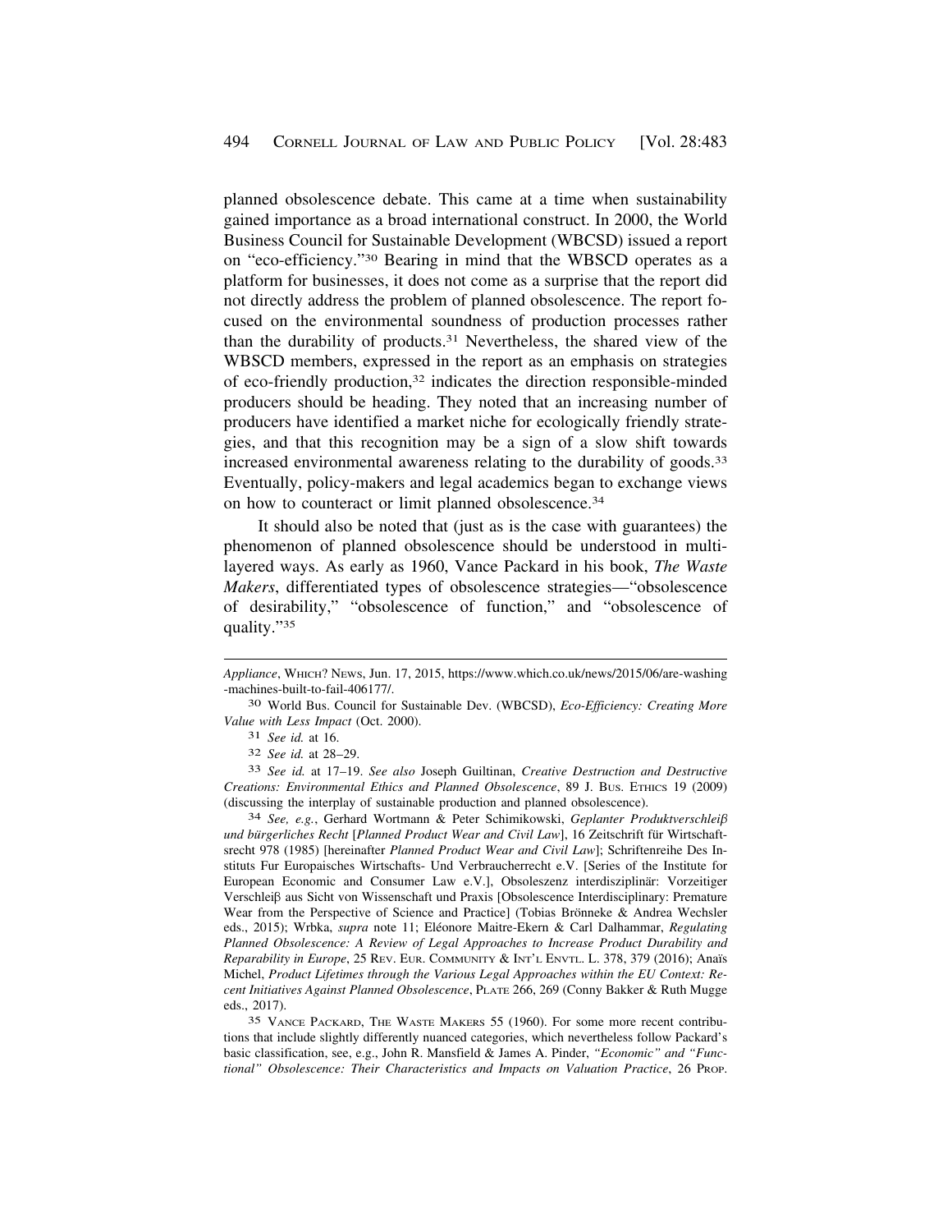planned obsolescence debate. This came at a time when sustainability gained importance as a broad international construct. In 2000, the World Business Council for Sustainable Development (WBCSD) issued a report on "eco-efficiency."[30] Bearing in mind that the WBSCD operates as a platform for businesses, it does not come as a surprise that the report did not directly address the problem of planned obsolescence. The report focused on the environmental soundness of production processes rather than the durability of products.[31] Nevertheless, the shared view of the WBSCD members, expressed in the report as an emphasis on strategies of eco-friendly production,[32] indicates the direction responsible-minded producers should be heading. They noted that an increasing number of producers have identified a market niche for ecologically friendly strategies, and that this recognition may be a sign of a slow shift towards increased environmental awareness relating to the durability of goods.[33] Eventually, policy-makers and legal academics began to exchange views on how to counteract or limit planned obsolescence.[34]

It should also be noted that (just as is the case with guarantees) the phenomenon of planned obsolescence should be understood in multi-layered ways. As early as 1960, Vance Packard in his book, *The Waste Makers*, differentiated types of obsolescence strategies—"obsolescence of desirability," "obsolescence of function," and "obsolescence of quality."[35]

---

*Appliance*, WHICH? NEWS, Jun. 17, 2015, https://www.which.co.uk/news/2015/06/are-washing-machines-built-to-fail-406177/.

[30] World Bus. Council for Sustainable Dev. (WBCSD), *Eco-Efficiency: Creating More Value with Less Impact* (Oct. 2000).

[31] *See id.* at 16.

[32] *See id.* at 28–29.

[33] *See id.* at 17–19. *See also* Joseph Guiltinan, *Creative Destruction and Destructive Creations: Environmental Ethics and Planned Obsolescence*, 89 J. BUS. ETHICS 19 (2009) (discussing the interplay of sustainable production and planned obsolescence).

[34] *See, e.g.*, Gerhard Wortmann & Peter Schimikowski, *Geplanter Produktverschleiß und bürgerliches Recht* [*Planned Product Wear and Civil Law*], 16 Zeitschrift für Wirtschaftsrecht 978 (1985) [hereinafter *Planned Product Wear and Civil Law*]; Schriftenreihe Des Instituts Fur Europaisches Wirtschafts- Und Verbraucherrecht e.V. [Series of the Institute for European Economic and Consumer Law e.V.], Obsoleszenz interdisziplinär: Vorzeitiger Verschleiß aus Sicht von Wissenschaft und Praxis [Obsolescence Interdisciplinary: Premature Wear from the Perspective of Science and Practice] (Tobias Brönneke & Andrea Wechsler eds., 2015); Wrbka, *supra* note 11; Eléonore Maitre-Ekern & Carl Dalhammar, *Regulating Planned Obsolescence: A Review of Legal Approaches to Increase Product Durability and Reparability in Europe*, 25 REV. EUR. COMMUNITY & INT'L ENVTL. L. 378, 379 (2016); Anaïs Michel, *Product Lifetimes through the Various Legal Approaches within the EU Context: Recent Initiatives Against Planned Obsolescence*, PLATE 266, 269 (Conny Bakker & Ruth Mugge eds., 2017).

[35] VANCE PACKARD, THE WASTE MAKERS 55 (1960). For some more recent contributions that include slightly differently nuanced categories, which nevertheless follow Packard's basic classification, see, e.g., John R. Mansfield & James A. Pinder, *"Economic" and "Functional" Obsolescence: Their Characteristics and Impacts on Valuation Practice*, 26 PROP.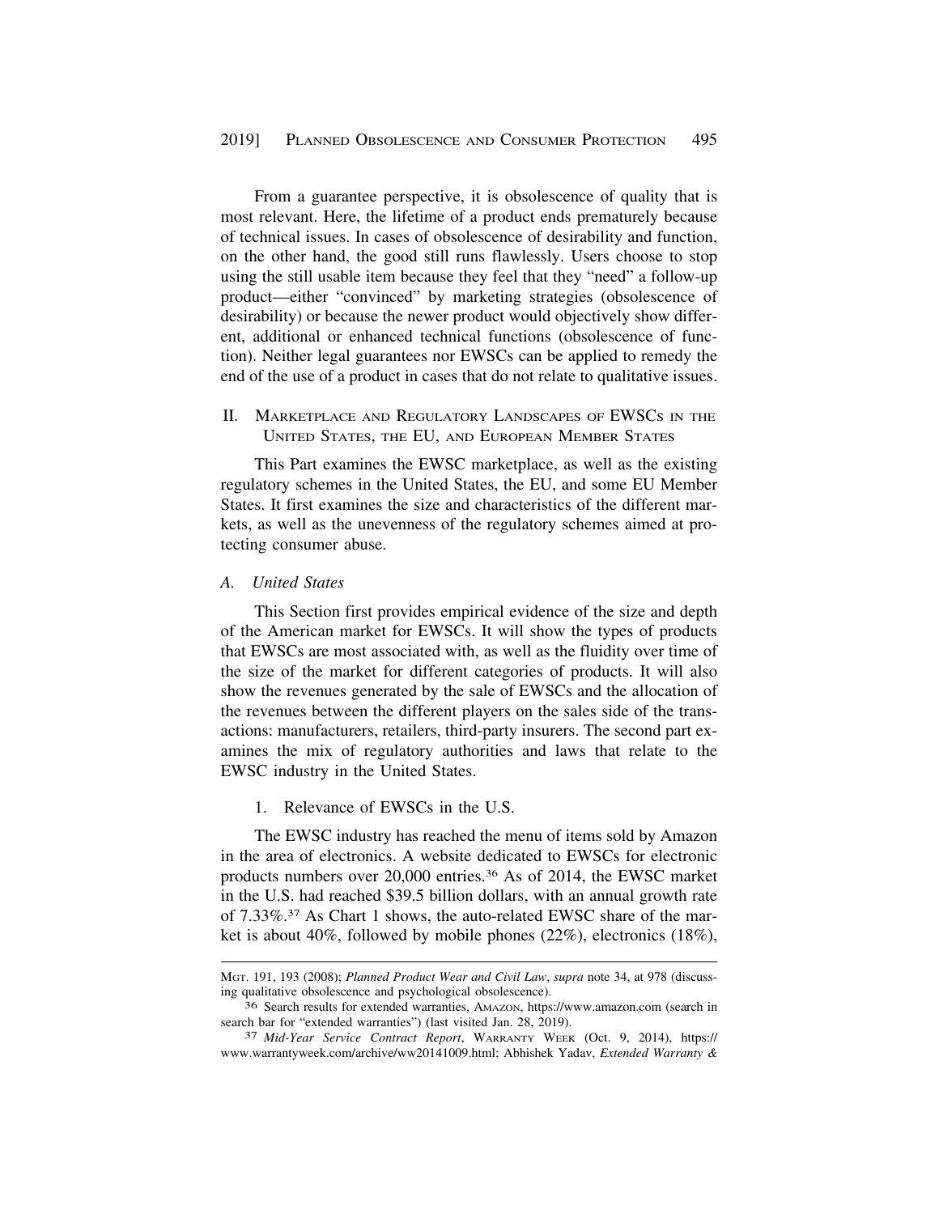From a guarantee perspective, it is obsolescence of quality that is most relevant. Here, the lifetime of a product ends prematurely because of technical issues. In cases of obsolescence of desirability and function, on the other hand, the good still runs flawlessly. Users choose to stop using the still usable item because they feel that they "need" a follow-up product—either "convinced" by marketing strategies (obsolescence of desirability) or because the newer product would objectively show different, additional or enhanced technical functions (obsolescence of function). Neither legal guarantees nor EWSCs can be applied to remedy the end of the use of a product in cases that do not relate to qualitative issues.

## II. Marketplace and Regulatory Landscapes of EWSCs in the United States, the EU, and European Member States

This Part examines the EWSC marketplace, as well as the existing regulatory schemes in the United States, the EU, and some EU Member States. It first examines the size and characteristics of the different markets, as well as the unevenness of the regulatory schemes aimed at protecting consumer abuse.

### A. United States

This Section first provides empirical evidence of the size and depth of the American market for EWSCs. It will show the types of products that EWSCs are most associated with, as well as the fluidity over time of the size of the market for different categories of products. It will also show the revenues generated by the sale of EWSCs and the allocation of the revenues between the different players on the sales side of the transactions: manufacturers, retailers, third-party insurers. The second part examines the mix of regulatory authorities and laws that relate to the EWSC industry in the United States.

#### 1. Relevance of EWSCs in the U.S.

The EWSC industry has reached the menu of items sold by Amazon in the area of electronics. A website dedicated to EWSCs for electronic products numbers over 20,000 entries.[36] As of 2014, the EWSC market in the U.S. had reached $39.5 billion dollars, with an annual growth rate of 7.33%.[37] As Chart 1 shows, the auto-related EWSC share of the market is about 40%, followed by mobile phones (22%), electronics (18%),

---

Mgt. 191, 193 (2008); *Planned Product Wear and Civil Law*, *supra* note 34, at 978 (discussing qualitative obsolescence and psychological obsolescence).

[36] Search results for extended warranties, Amazon, https://www.amazon.com (search in search bar for "extended warranties") (last visited Jan. 28, 2019).

[37] *Mid-Year Service Contract Report*, Warranty Week (Oct. 9, 2014), https://www.warrantyweek.com/archive/ww20141009.html; Abhishek Yadav, *Extended Warranty &*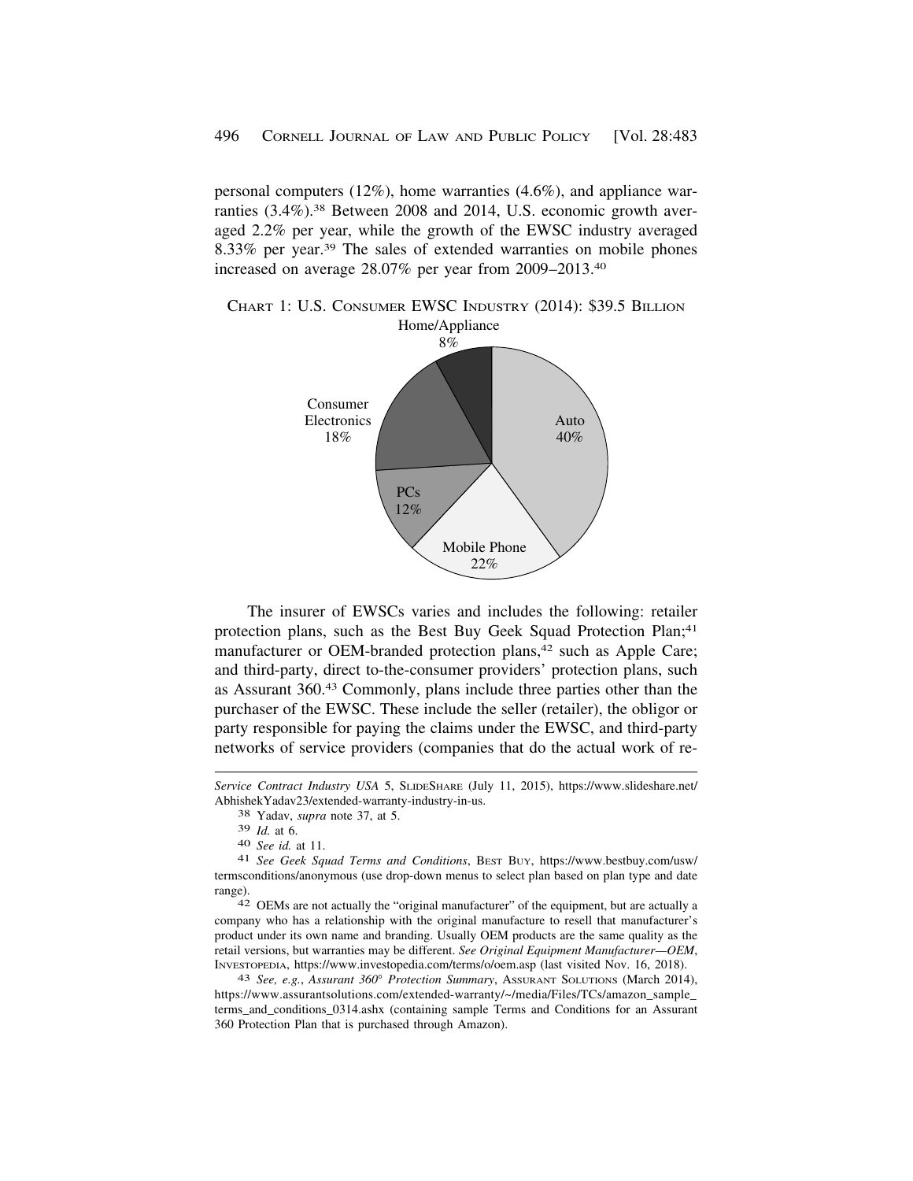personal computers (12%), home warranties (4.6%), and appliance warranties (3.4%).[38] Between 2008 and 2014, U.S. economic growth averaged 2.2% per year, while the growth of the EWSC industry averaged 8.33% per year.[39] The sales of extended warranties on mobile phones increased on average 28.07% per year from 2009–2013.[40]

CHART 1: U.S. CONSUMER EWSC INDUSTRY (2014): $39.5 BILLION

| Category | Share |
| --- | --- |
| Auto | 40% |
| Mobile Phone | 22% |
| Consumer Electronics | 18% |
| PCs | 12% |
| Home/Appliance | 8% |

The insurer of EWSCs varies and includes the following: retailer protection plans, such as the Best Buy Geek Squad Protection Plan;[41] manufacturer or OEM-branded protection plans,[42] such as Apple Care; and third-party, direct to-the-consumer providers' protection plans, such as Assurant 360.[43] Commonly, plans include three parties other than the purchaser of the EWSC. These include the seller (retailer), the obligor or party responsible for paying the claims under the EWSC, and third-party networks of service providers (companies that do the actual work of re-

---

*Service Contract Industry USA* 5, SLIDESHARE (July 11, 2015), https://www.slideshare.net/AbhishekYadav23/extended-warranty-industry-in-us.

[38] Yadav, *supra* note 37, at 5.

[39] *Id.* at 6.

[40] *See id.* at 11.

[41] *See Geek Squad Terms and Conditions*, BEST BUY, https://www.bestbuy.com/usw/termsconditions/anonymous (use drop-down menus to select plan based on plan type and date range).

[42] OEMs are not actually the "original manufacturer" of the equipment, but are actually a company who has a relationship with the original manufacture to resell that manufacturer's product under its own name and branding. Usually OEM products are the same quality as the retail versions, but warranties may be different. *See Original Equipment Manufacturer—OEM*, INVESTOPEDIA, https://www.investopedia.com/terms/o/oem.asp (last visited Nov. 16, 2018).

[43] *See, e.g.*, *Assurant 360° Protection Summary*, ASSURANT SOLUTIONS (March 2014), https://www.assurantsolutions.com/extended-warranty/~/media/Files/TCs/amazon_sample_terms_and_conditions_0314.ashx (containing sample Terms and Conditions for an Assurant 360 Protection Plan that is purchased through Amazon).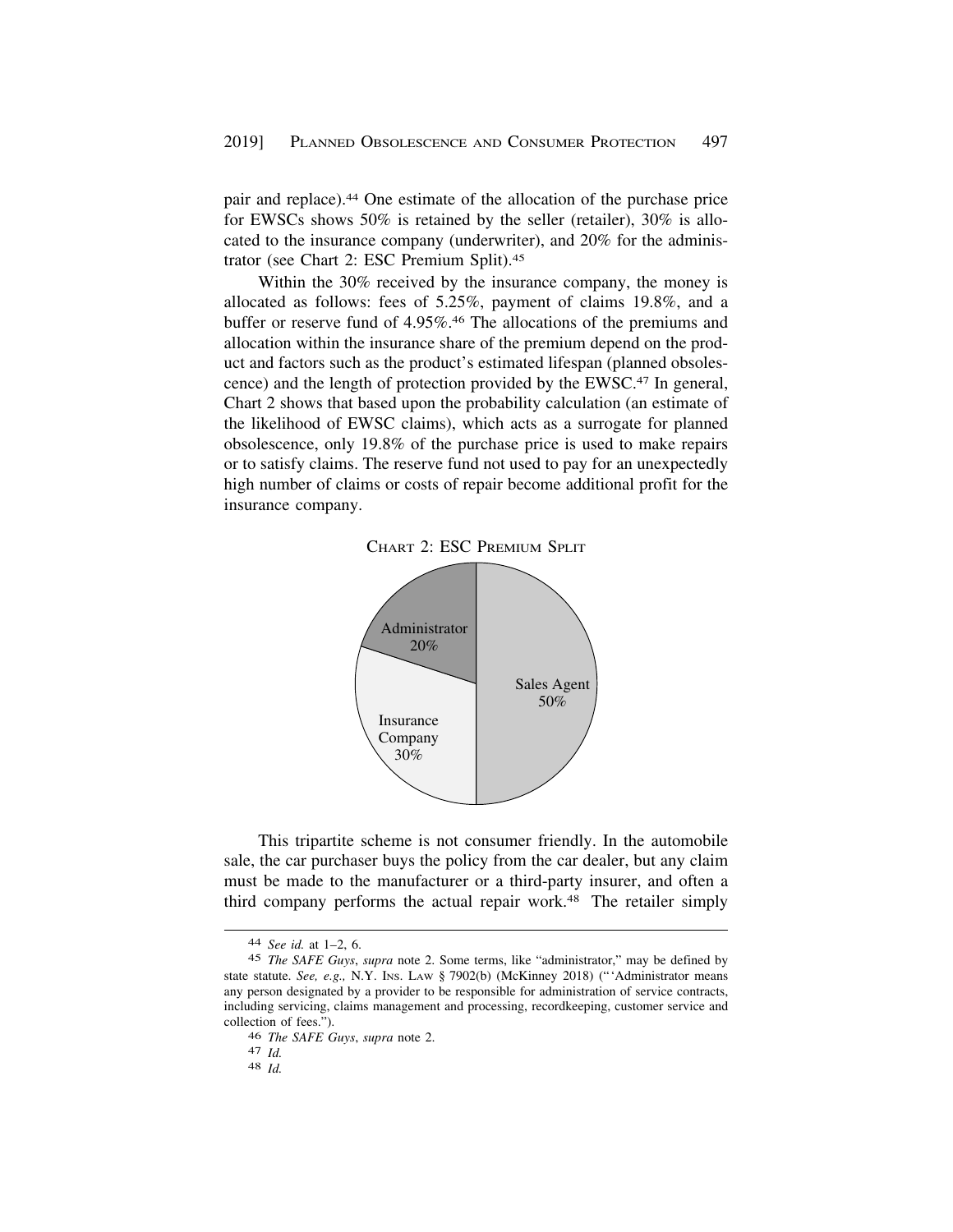pair and replace).[44] One estimate of the allocation of the purchase price for EWSCs shows 50% is retained by the seller (retailer), 30% is allocated to the insurance company (underwriter), and 20% for the administrator (see Chart 2: ESC Premium Split).[45]

Within the 30% received by the insurance company, the money is allocated as follows: fees of 5.25%, payment of claims 19.8%, and a buffer or reserve fund of 4.95%.[46] The allocations of the premiums and allocation within the insurance share of the premium depend on the product and factors such as the product's estimated lifespan (planned obsolescence) and the length of protection provided by the EWSC.[47] In general, Chart 2 shows that based upon the probability calculation (an estimate of the likelihood of EWSC claims), which acts as a surrogate for planned obsolescence, only 19.8% of the purchase price is used to make repairs or to satisfy claims. The reserve fund not used to pay for an unexpectedly high number of claims or costs of repair become additional profit for the insurance company.

CHART 2: ESC PREMIUM SPLIT

| Recipient | Share |
| --- | --- |
| Sales Agent | 50% |
| Insurance Company | 30% |
| Administrator | 20% |

This tripartite scheme is not consumer friendly. In the automobile sale, the car purchaser buys the policy from the car dealer, but any claim must be made to the manufacturer or a third-party insurer, and often a third company performs the actual repair work.[48] The retailer simply

---

[44] *See id.* at 1–2, 6.

[45] *The SAFE Guys*, *supra* note 2. Some terms, like "administrator," may be defined by state statute. *See, e.g.*, N.Y. INS. LAW § 7902(b) (McKinney 2018) ("'Administrator means any person designated by a provider to be responsible for administration of service contracts, including servicing, claims management and processing, recordkeeping, customer service and collection of fees.").

[46] *The SAFE Guys*, *supra* note 2.

[47] *Id.*

[48] *Id.*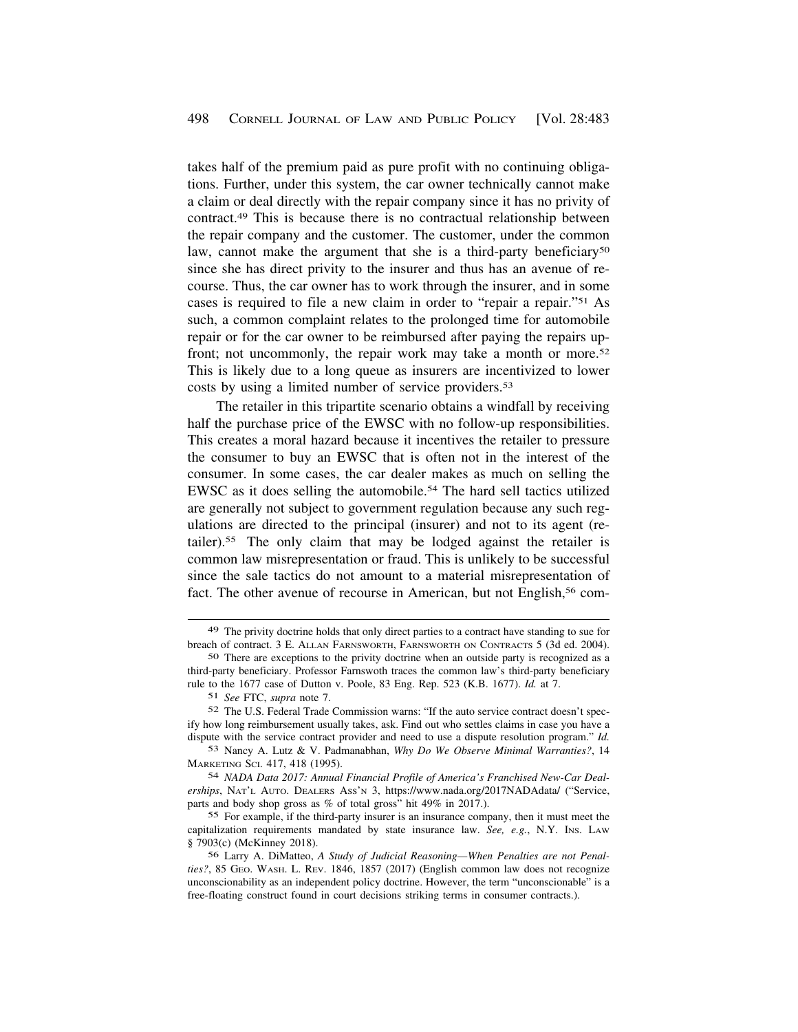takes half of the premium paid as pure profit with no continuing obligations. Further, under this system, the car owner technically cannot make a claim or deal directly with the repair company since it has no privity of contract.[49] This is because there is no contractual relationship between the repair company and the customer. The customer, under the common law, cannot make the argument that she is a third-party beneficiary[50] since she has direct privity to the insurer and thus has an avenue of recourse. Thus, the car owner has to work through the insurer, and in some cases is required to file a new claim in order to "repair a repair."[51] As such, a common complaint relates to the prolonged time for automobile repair or for the car owner to be reimbursed after paying the repairs upfront; not uncommonly, the repair work may take a month or more.[52] This is likely due to a long queue as insurers are incentivized to lower costs by using a limited number of service providers.[53]

The retailer in this tripartite scenario obtains a windfall by receiving half the purchase price of the EWSC with no follow-up responsibilities. This creates a moral hazard because it incentives the retailer to pressure the consumer to buy an EWSC that is often not in the interest of the consumer. In some cases, the car dealer makes as much on selling the EWSC as it does selling the automobile.[54] The hard sell tactics utilized are generally not subject to government regulation because any such regulations are directed to the principal (insurer) and not to its agent (retailer).[55] The only claim that may be lodged against the retailer is common law misrepresentation or fraud. This is unlikely to be successful since the sale tactics do not amount to a material misrepresentation of fact. The other avenue of recourse in American, but not English,[56] com-

---

[49] The privity doctrine holds that only direct parties to a contract have standing to sue for breach of contract. 3 E. Allan Farnsworth, Farnsworth on Contracts 5 (3d ed. 2004).

[50] There are exceptions to the privity doctrine when an outside party is recognized as a third-party beneficiary. Professor Farnswoth traces the common law's third-party beneficiary rule to the 1677 case of Dutton v. Poole, 83 Eng. Rep. 523 (K.B. 1677). *Id.* at 7.

[51] *See* FTC, *supra* note 7.

[52] The U.S. Federal Trade Commission warns: "If the auto service contract doesn't specify how long reimbursement usually takes, ask. Find out who settles claims in case you have a dispute with the service contract provider and need to use a dispute resolution program." *Id.*

[53] Nancy A. Lutz & V. Padmanabhan, *Why Do We Observe Minimal Warranties?*, 14 Marketing Sci. 417, 418 (1995).

[54] *NADA Data 2017: Annual Financial Profile of America's Franchised New-Car Dealerships*, Nat'l Auto. Dealers Ass'n 3, https://www.nada.org/2017NADAdata/ ("Service, parts and body shop gross as % of total gross" hit 49% in 2017.).

[55] For example, if the third-party insurer is an insurance company, then it must meet the capitalization requirements mandated by state insurance law. *See, e.g.*, N.Y. Ins. Law § 7903(c) (McKinney 2018).

[56] Larry A. DiMatteo, *A Study of Judicial Reasoning—When Penalties are not Penalties?*, 85 Geo. Wash. L. Rev. 1846, 1857 (2017) (English common law does not recognize unconscionability as an independent policy doctrine. However, the term "unconscionable" is a free-floating construct found in court decisions striking terms in consumer contracts.).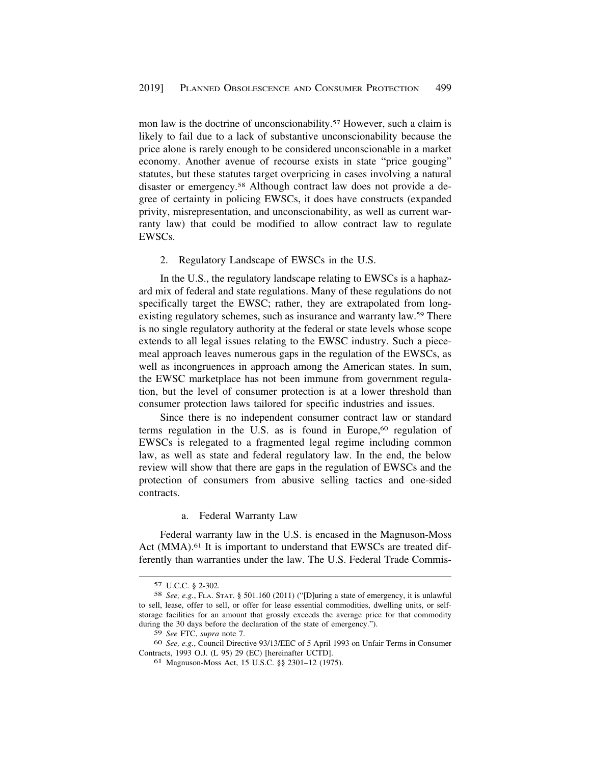mon law is the doctrine of unconscionability.[57] However, such a claim is likely to fail due to a lack of substantive unconscionability because the price alone is rarely enough to be considered unconscionable in a market economy. Another avenue of recourse exists in state "price gouging" statutes, but these statutes target overpricing in cases involving a natural disaster or emergency.[58] Although contract law does not provide a degree of certainty in policing EWSCs, it does have constructs (expanded privity, misrepresentation, and unconscionability, as well as current warranty law) that could be modified to allow contract law to regulate EWSCs.

### 2. Regulatory Landscape of EWSCs in the U.S.

In the U.S., the regulatory landscape relating to EWSCs is a haphazard mix of federal and state regulations. Many of these regulations do not specifically target the EWSC; rather, they are extrapolated from long-existing regulatory schemes, such as insurance and warranty law.[59] There is no single regulatory authority at the federal or state levels whose scope extends to all legal issues relating to the EWSC industry. Such a piecemeal approach leaves numerous gaps in the regulation of the EWSCs, as well as incongruences in approach among the American states. In sum, the EWSC marketplace has not been immune from government regulation, but the level of consumer protection is at a lower threshold than consumer protection laws tailored for specific industries and issues.

Since there is no independent consumer contract law or standard terms regulation in the U.S. as is found in Europe,[60] regulation of EWSCs is relegated to a fragmented legal regime including common law, as well as state and federal regulatory law. In the end, the below review will show that there are gaps in the regulation of EWSCs and the protection of consumers from abusive selling tactics and one-sided contracts.

#### a. Federal Warranty Law

Federal warranty law in the U.S. is encased in the Magnuson-Moss Act (MMA).[61] It is important to understand that EWSCs are treated differently than warranties under the law. The U.S. Federal Trade Commis-

---

[57] U.C.C. § 2-302.

[58] *See, e.g.*, FLA. STAT. § 501.160 (2011) ("[D]uring a state of emergency, it is unlawful to sell, lease, offer to sell, or offer for lease essential commodities, dwelling units, or self-storage facilities for an amount that grossly exceeds the average price for that commodity during the 30 days before the declaration of the state of emergency.").

[59] *See* FTC, *supra* note 7.

[60] *See, e.g.*, Council Directive 93/13/EEC of 5 April 1993 on Unfair Terms in Consumer Contracts, 1993 O.J. (L 95) 29 (EC) [hereinafter UCTD].

[61] Magnuson-Moss Act, 15 U.S.C. §§ 2301–12 (1975).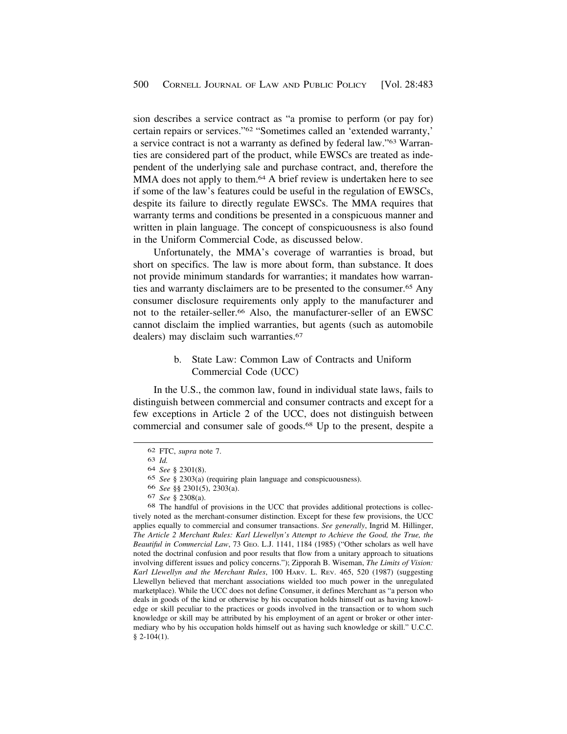sion describes a service contract as "a promise to perform (or pay for) certain repairs or services."[62] "Sometimes called an 'extended warranty,' a service contract is not a warranty as defined by federal law."[63] Warranties are considered part of the product, while EWSCs are treated as independent of the underlying sale and purchase contract, and, therefore the MMA does not apply to them.[64] A brief review is undertaken here to see if some of the law's features could be useful in the regulation of EWSCs, despite its failure to directly regulate EWSCs. The MMA requires that warranty terms and conditions be presented in a conspicuous manner and written in plain language. The concept of conspicuousness is also found in the Uniform Commercial Code, as discussed below.

Unfortunately, the MMA's coverage of warranties is broad, but short on specifics. The law is more about form, than substance. It does not provide minimum standards for warranties; it mandates how warranties and warranty disclaimers are to be presented to the consumer.[65] Any consumer disclosure requirements only apply to the manufacturer and not to the retailer-seller.[66] Also, the manufacturer-seller of an EWSC cannot disclaim the implied warranties, but agents (such as automobile dealers) may disclaim such warranties.[67]

### b. State Law: Common Law of Contracts and Uniform Commercial Code (UCC)

In the U.S., the common law, found in individual state laws, fails to distinguish between commercial and consumer contracts and except for a few exceptions in Article 2 of the UCC, does not distinguish between commercial and consumer sale of goods.[68] Up to the present, despite a

---

62 FTC, *supra* note 7.

63 *Id.*

64 *See* § 2301(8).

65 *See* § 2303(a) (requiring plain language and conspicuousness).

66 *See* §§ 2301(5), 2303(a).

67 *See* § 2308(a).

68 The handful of provisions in the UCC that provides additional protections is collectively noted as the merchant-consumer distinction. Except for these few provisions, the UCC applies equally to commercial and consumer transactions. *See generally*, Ingrid M. Hillinger, *The Article 2 Merchant Rules: Karl Llewellyn's Attempt to Achieve the Good, the True, the Beautiful in Commercial Law*, 73 GEO. L.J. 1141, 1184 (1985) ("Other scholars as well have noted the doctrinal confusion and poor results that flow from a unitary approach to situations involving different issues and policy concerns."); Zipporah B. Wiseman, *The Limits of Vision: Karl Llewellyn and the Merchant Rules*, 100 HARV. L. REV. 465, 520 (1987) (suggesting Llewellyn believed that merchant associations wielded too much power in the unregulated marketplace). While the UCC does not define Consumer, it defines Merchant as "a person who deals in goods of the kind or otherwise by his occupation holds himself out as having knowledge or skill peculiar to the practices or goods involved in the transaction or to whom such knowledge or skill may be attributed by his employment of an agent or broker or other intermediary who by his occupation holds himself out as having such knowledge or skill." U.C.C. § 2-104(1).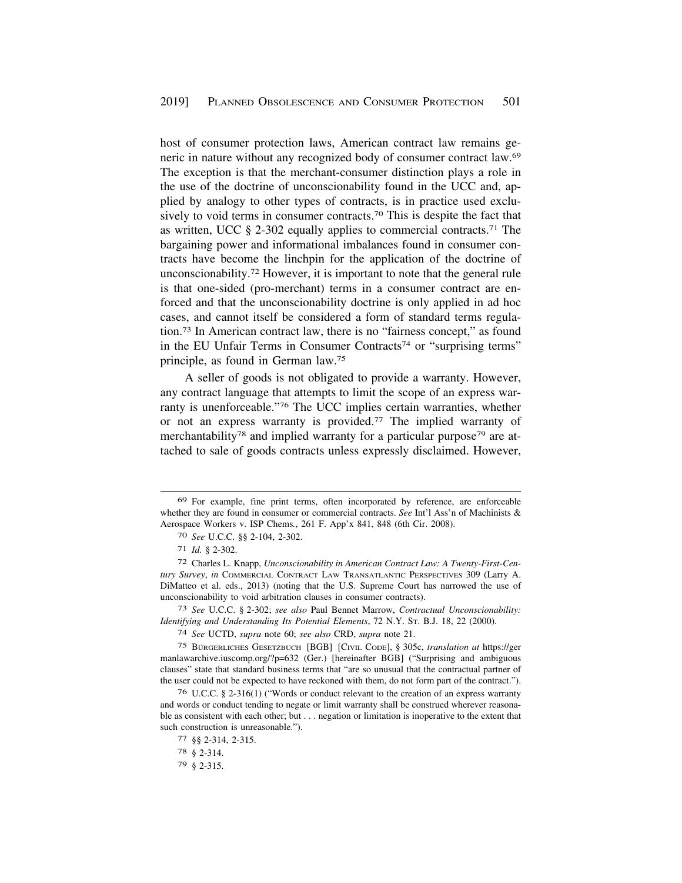host of consumer protection laws, American contract law remains generic in nature without any recognized body of consumer contract law.[69] The exception is that the merchant-consumer distinction plays a role in the use of the doctrine of unconscionability found in the UCC and, applied by analogy to other types of contracts, is in practice used exclusively to void terms in consumer contracts.[70] This is despite the fact that as written, UCC § 2-302 equally applies to commercial contracts.[71] The bargaining power and informational imbalances found in consumer contracts have become the linchpin for the application of the doctrine of unconscionability.[72] However, it is important to note that the general rule is that one-sided (pro-merchant) terms in a consumer contract are enforced and that the unconscionability doctrine is only applied in ad hoc cases, and cannot itself be considered a form of standard terms regulation.[73] In American contract law, there is no "fairness concept," as found in the EU Unfair Terms in Consumer Contracts[74] or "surprising terms" principle, as found in German law.[75]

A seller of goods is not obligated to provide a warranty. However, any contract language that attempts to limit the scope of an express warranty is unenforceable."[76] The UCC implies certain warranties, whether or not an express warranty is provided.[77] The implied warranty of merchantability[78] and implied warranty for a particular purpose[79] are attached to sale of goods contracts unless expressly disclaimed. However,

---

[69] For example, fine print terms, often incorporated by reference, are enforceable whether they are found in consumer or commercial contracts. *See* Int'l Ass'n of Machinists & Aerospace Workers v. ISP Chems., 261 F. App'x 841, 848 (6th Cir. 2008).

[70] *See* U.C.C. §§ 2-104, 2-302.

[71] *Id.* § 2-302.

[72] Charles L. Knapp, *Unconscionability in American Contract Law: A Twenty-First-Century Survey*, *in* COMMERCIAL CONTRACT LAW TRANSATLANTIC PERSPECTIVES 309 (Larry A. DiMatteo et al. eds., 2013) (noting that the U.S. Supreme Court has narrowed the use of unconscionability to void arbitration clauses in consumer contracts).

[73] *See* U.C.C. § 2-302; *see also* Paul Bennet Marrow, *Contractual Unconscionability: Identifying and Understanding Its Potential Elements*, 72 N.Y. ST. B.J. 18, 22 (2000).

[74] *See* UCTD, *supra* note 60; *see also* CRD, *supra* note 21.

[75] BÜRGERLICHES GESETZBUCH [BGB] [CIVIL CODE], § 305c, *translation at* https://germanlawarchive.iuscomp.org/?p=632 (Ger.) [hereinafter BGB] ("Surprising and ambiguous clauses" state that standard business terms that "are so unusual that the contractual partner of the user could not be expected to have reckoned with them, do not form part of the contract.").

[76] U.C.C. § 2-316(1) ("Words or conduct relevant to the creation of an express warranty and words or conduct tending to negate or limit warranty shall be construed wherever reasonable as consistent with each other; but . . . negation or limitation is inoperative to the extent that such construction is unreasonable.").

[77] §§ 2-314, 2-315.

[78] § 2-314.

[79] § 2-315.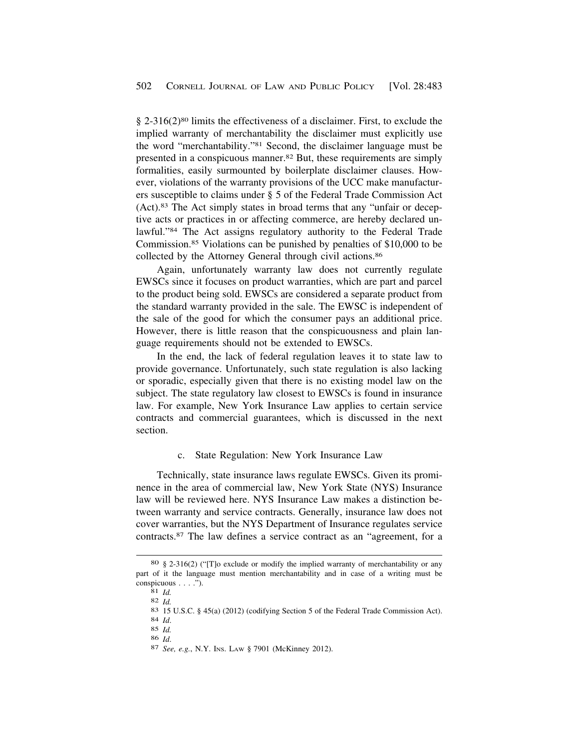§ 2-316(2)[80] limits the effectiveness of a disclaimer. First, to exclude the implied warranty of merchantability the disclaimer must explicitly use the word "merchantability."[81] Second, the disclaimer language must be presented in a conspicuous manner.[82] But, these requirements are simply formalities, easily surmounted by boilerplate disclaimer clauses. However, violations of the warranty provisions of the UCC make manufacturers susceptible to claims under § 5 of the Federal Trade Commission Act (Act).[83] The Act simply states in broad terms that any "unfair or deceptive acts or practices in or affecting commerce, are hereby declared unlawful."[84] The Act assigns regulatory authority to the Federal Trade Commission.[85] Violations can be punished by penalties of $10,000 to be collected by the Attorney General through civil actions.[86]

Again, unfortunately warranty law does not currently regulate EWSCs since it focuses on product warranties, which are part and parcel to the product being sold. EWSCs are considered a separate product from the standard warranty provided in the sale. The EWSC is independent of the sale of the good for which the consumer pays an additional price. However, there is little reason that the conspicuousness and plain language requirements should not be extended to EWSCs.

In the end, the lack of federal regulation leaves it to state law to provide governance. Unfortunately, such state regulation is also lacking or sporadic, especially given that there is no existing model law on the subject. The state regulatory law closest to EWSCs is found in insurance law. For example, New York Insurance Law applies to certain service contracts and commercial guarantees, which is discussed in the next section.

#### c. State Regulation: New York Insurance Law

Technically, state insurance laws regulate EWSCs. Given its prominence in the area of commercial law, New York State (NYS) Insurance law will be reviewed here. NYS Insurance Law makes a distinction between warranty and service contracts. Generally, insurance law does not cover warranties, but the NYS Department of Insurance regulates service contracts.[87] The law defines a service contract as an "agreement, for a

---

[80] § 2-316(2) ("[T]o exclude or modify the implied warranty of merchantability or any part of it the language must mention merchantability and in case of a writing must be conspicuous . . . .").

[81] *Id.*

[82] *Id.*

[83] 15 U.S.C. § 45(a) (2012) (codifying Section 5 of the Federal Trade Commission Act).

[84] *Id*.

[85] *Id.*

[86] *Id*.

[87] *See, e.g.*, N.Y. Ins. Law § 7901 (McKinney 2012).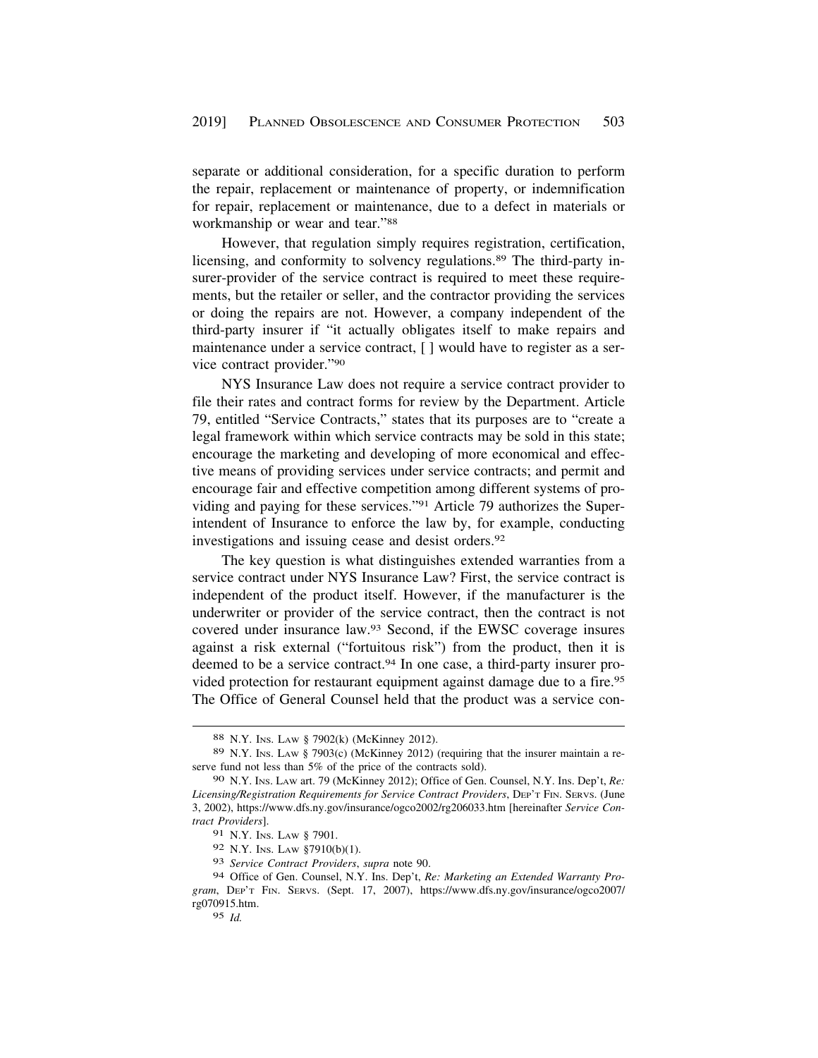separate or additional consideration, for a specific duration to perform the repair, replacement or maintenance of property, or indemnification for repair, replacement or maintenance, due to a defect in materials or workmanship or wear and tear."[88]

However, that regulation simply requires registration, certification, licensing, and conformity to solvency regulations.[89] The third-party insurer-provider of the service contract is required to meet these requirements, but the retailer or seller, and the contractor providing the services or doing the repairs are not. However, a company independent of the third-party insurer if "it actually obligates itself to make repairs and maintenance under a service contract, [ ] would have to register as a service contract provider."[90]

NYS Insurance Law does not require a service contract provider to file their rates and contract forms for review by the Department. Article 79, entitled "Service Contracts," states that its purposes are to "create a legal framework within which service contracts may be sold in this state; encourage the marketing and developing of more economical and effective means of providing services under service contracts; and permit and encourage fair and effective competition among different systems of providing and paying for these services."[91] Article 79 authorizes the Superintendent of Insurance to enforce the law by, for example, conducting investigations and issuing cease and desist orders.[92]

The key question is what distinguishes extended warranties from a service contract under NYS Insurance Law? First, the service contract is independent of the product itself. However, if the manufacturer is the underwriter or provider of the service contract, then the contract is not covered under insurance law.[93] Second, if the EWSC coverage insures against a risk external ("fortuitous risk") from the product, then it is deemed to be a service contract.[94] In one case, a third-party insurer provided protection for restaurant equipment against damage due to a fire.[95] The Office of General Counsel held that the product was a service con-

---

[88] N.Y. INS. LAW § 7902(k) (McKinney 2012).

[89] N.Y. INS. LAW § 7903(c) (McKinney 2012) (requiring that the insurer maintain a reserve fund not less than 5% of the price of the contracts sold).

[90] N.Y. INS. LAW art. 79 (McKinney 2012); Office of Gen. Counsel, N.Y. Ins. Dep't, *Re: Licensing/Registration Requirements for Service Contract Providers*, DEP'T FIN. SERVS. (June 3, 2002), https://www.dfs.ny.gov/insurance/ogco2002/rg206033.htm [hereinafter *Service Contract Providers*].

[91] N.Y. INS. LAW § 7901.

[92] N.Y. INS. LAW §7910(b)(1).

[93] *Service Contract Providers*, *supra* note 90.

[94] Office of Gen. Counsel, N.Y. Ins. Dep't, *Re: Marketing an Extended Warranty Program*, DEP'T FIN. SERVS. (Sept. 17, 2007), https://www.dfs.ny.gov/insurance/ogco2007/rg070915.htm.

[95] *Id.*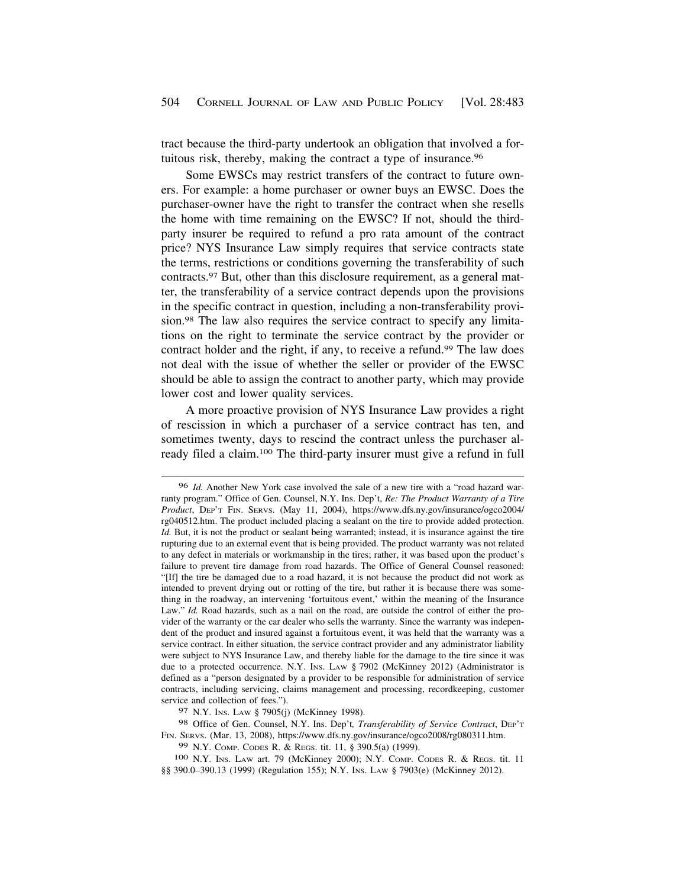tract because the third-party undertook an obligation that involved a fortuitous risk, thereby, making the contract a type of insurance.[96]

Some EWSCs may restrict transfers of the contract to future owners. For example: a home purchaser or owner buys an EWSC. Does the purchaser-owner have the right to transfer the contract when she resells the home with time remaining on the EWSC? If not, should the third-party insurer be required to refund a pro rata amount of the contract price? NYS Insurance Law simply requires that service contracts state the terms, restrictions or conditions governing the transferability of such contracts.[97] But, other than this disclosure requirement, as a general matter, the transferability of a service contract depends upon the provisions in the specific contract in question, including a non-transferability provision.[98] The law also requires the service contract to specify any limitations on the right to terminate the service contract by the provider or contract holder and the right, if any, to receive a refund.[99] The law does not deal with the issue of whether the seller or provider of the EWSC should be able to assign the contract to another party, which may provide lower cost and lower quality services.

A more proactive provision of NYS Insurance Law provides a right of rescission in which a purchaser of a service contract has ten, and sometimes twenty, days to rescind the contract unless the purchaser already filed a claim.[100] The third-party insurer must give a refund in full

---

[96] *Id.* Another New York case involved the sale of a new tire with a "road hazard warranty program." Office of Gen. Counsel, N.Y. Ins. Dep't, *Re: The Product Warranty of a Tire Product*, DEP'T FIN. SERVS. (May 11, 2004), https://www.dfs.ny.gov/insurance/ogco2004/rg040512.htm. The product included placing a sealant on the tire to provide added protection. *Id.* But, it is not the product or sealant being warranted; instead, it is insurance against the tire rupturing due to an external event that is being provided. The product warranty was not related to any defect in materials or workmanship in the tires; rather, it was based upon the product's failure to prevent tire damage from road hazards. The Office of General Counsel reasoned: "[If] the tire be damaged due to a road hazard, it is not because the product did not work as intended to prevent drying out or rotting of the tire, but rather it is because there was something in the roadway, an intervening 'fortuitous event,' within the meaning of the Insurance Law." *Id.* Road hazards, such as a nail on the road, are outside the control of either the provider of the warranty or the car dealer who sells the warranty. Since the warranty was independent of the product and insured against a fortuitous event, it was held that the warranty was a service contract. In either situation, the service contract provider and any administrator liability were subject to NYS Insurance Law, and thereby liable for the damage to the tire since it was due to a protected occurrence. N.Y. INS. LAW § 7902 (McKinney 2012) (Administrator is defined as a "person designated by a provider to be responsible for administration of service contracts, including servicing, claims management and processing, recordkeeping, customer service and collection of fees.").

[97] N.Y. INS. LAW § 7905(j) (McKinney 1998).

[98] Office of Gen. Counsel, N.Y. Ins. Dep't*, Transferability of Service Contract*, DEP'T FIN. SERVS. (Mar. 13, 2008), https://www.dfs.ny.gov/insurance/ogco2008/rg080311.htm.

[99] N.Y. COMP. CODES R. & REGS. tit. 11, § 390.5(a) (1999).

[100] N.Y. INS. LAW art. 79 (McKinney 2000); N.Y. COMP. CODES R. & REGS. tit. 11 §§ 390.0–390.13 (1999) (Regulation 155); N.Y. INS. LAW § 7903(e) (McKinney 2012).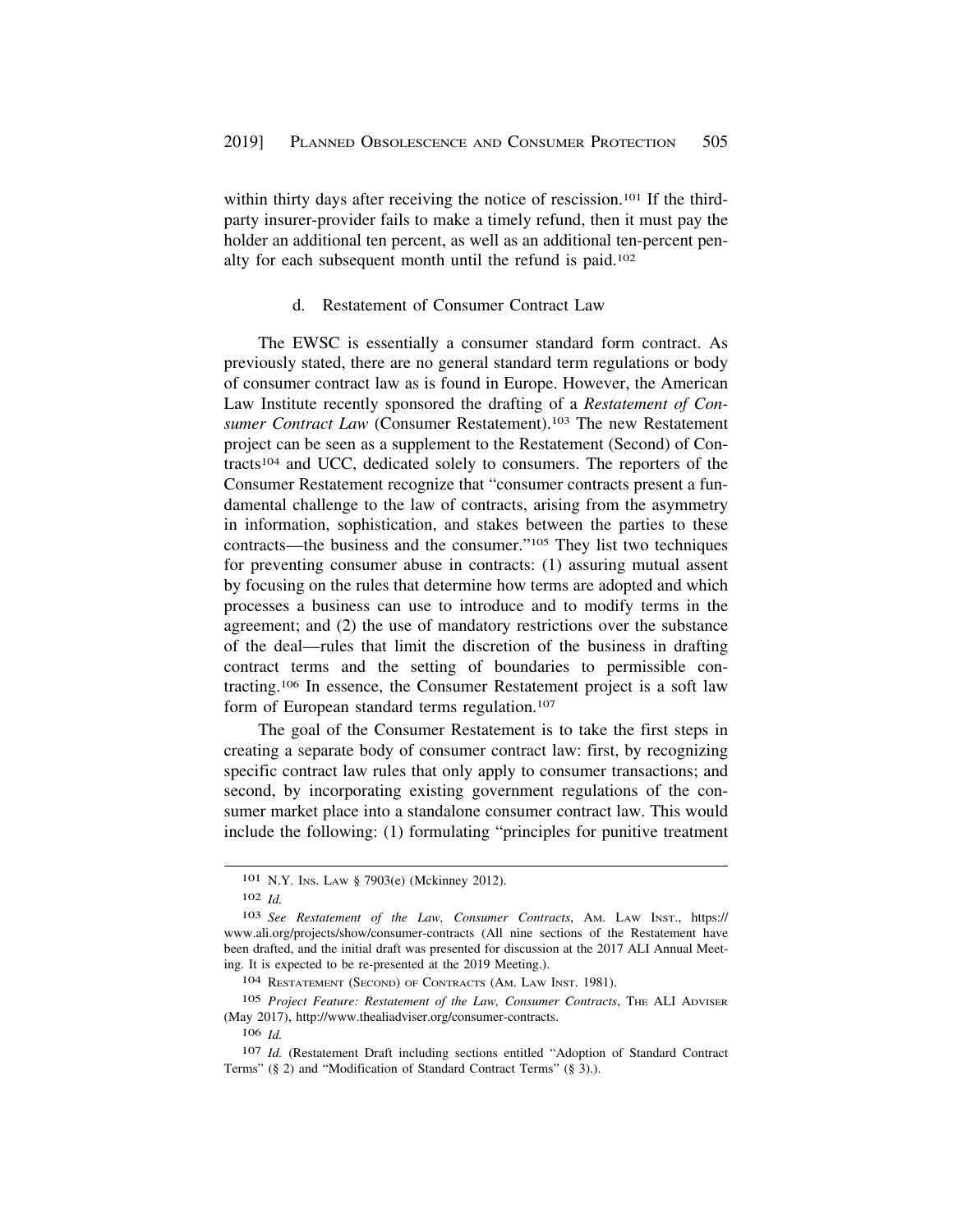within thirty days after receiving the notice of rescission.[101] If the third-party insurer-provider fails to make a timely refund, then it must pay the holder an additional ten percent, as well as an additional ten-percent penalty for each subsequent month until the refund is paid.[102]

### d. Restatement of Consumer Contract Law

The EWSC is essentially a consumer standard form contract. As previously stated, there are no general standard term regulations or body of consumer contract law as is found in Europe. However, the American Law Institute recently sponsored the drafting of a *Restatement of Consumer Contract Law* (Consumer Restatement).[103] The new Restatement project can be seen as a supplement to the Restatement (Second) of Contracts[104] and UCC, dedicated solely to consumers. The reporters of the Consumer Restatement recognize that "consumer contracts present a fundamental challenge to the law of contracts, arising from the asymmetry in information, sophistication, and stakes between the parties to these contracts—the business and the consumer."[105] They list two techniques for preventing consumer abuse in contracts: (1) assuring mutual assent by focusing on the rules that determine how terms are adopted and which processes a business can use to introduce and to modify terms in the agreement; and (2) the use of mandatory restrictions over the substance of the deal—rules that limit the discretion of the business in drafting contract terms and the setting of boundaries to permissible contracting.[106] In essence, the Consumer Restatement project is a soft law form of European standard terms regulation.[107]

The goal of the Consumer Restatement is to take the first steps in creating a separate body of consumer contract law: first, by recognizing specific contract law rules that only apply to consumer transactions; and second, by incorporating existing government regulations of the consumer market place into a standalone consumer contract law. This would include the following: (1) formulating "principles for punitive treatment

---

101 N.Y. Ins. Law § 7903(e) (Mckinney 2012).

102 *Id.*

103 *See Restatement of the Law, Consumer Contracts*, Am. Law Inst., https://www.ali.org/projects/show/consumer-contracts (All nine sections of the Restatement have been drafted, and the initial draft was presented for discussion at the 2017 ALI Annual Meeting. It is expected to be re-presented at the 2019 Meeting.).

104 Restatement (Second) of Contracts (Am. Law Inst. 1981).

105 *Project Feature: Restatement of the Law, Consumer Contracts*, The ALI Adviser (May 2017), http://www.thealiadviser.org/consumer-contracts.

106 *Id.*

107 *Id.* (Restatement Draft including sections entitled "Adoption of Standard Contract Terms" (§ 2) and "Modification of Standard Contract Terms" (§ 3).).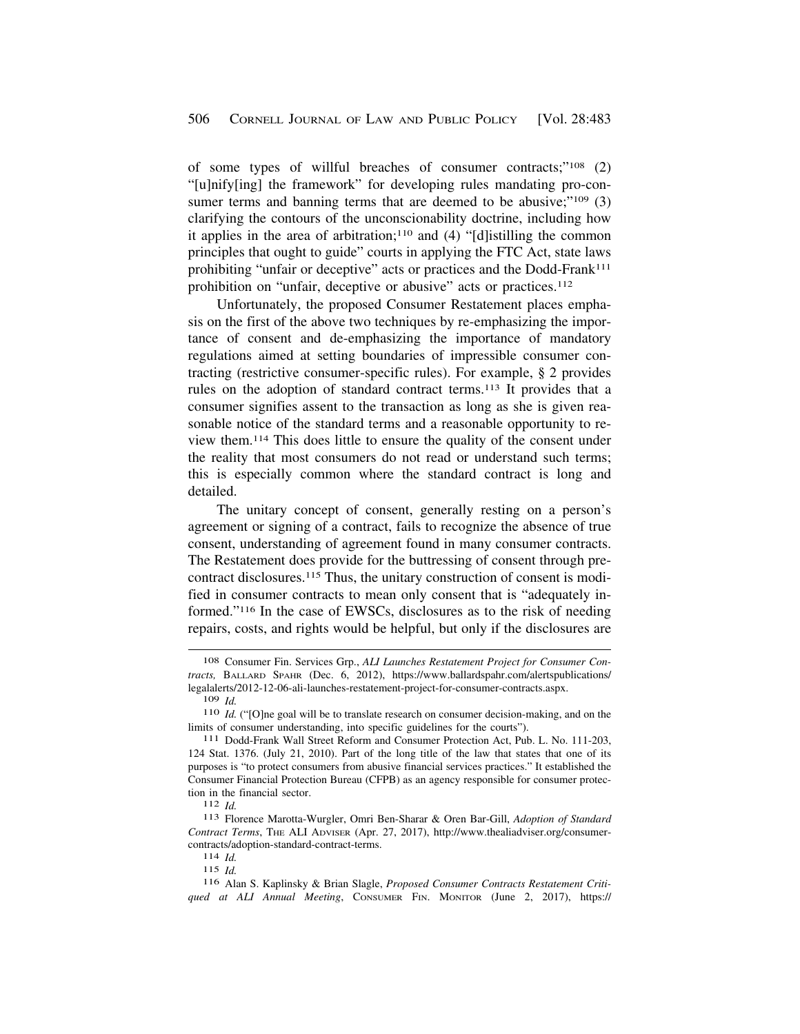of some types of willful breaches of consumer contracts;"[108] (2) "[u]nify[ing] the framework" for developing rules mandating pro-consumer terms and banning terms that are deemed to be abusive;"[109] (3) clarifying the contours of the unconscionability doctrine, including how it applies in the area of arbitration;[110] and (4) "[d]istilling the common principles that ought to guide" courts in applying the FTC Act, state laws prohibiting "unfair or deceptive" acts or practices and the Dodd-Frank[111] prohibition on "unfair, deceptive or abusive" acts or practices.[112]

Unfortunately, the proposed Consumer Restatement places emphasis on the first of the above two techniques by re-emphasizing the importance of consent and de-emphasizing the importance of mandatory regulations aimed at setting boundaries of impressible consumer contracting (restrictive consumer-specific rules). For example, § 2 provides rules on the adoption of standard contract terms.[113] It provides that a consumer signifies assent to the transaction as long as she is given reasonable notice of the standard terms and a reasonable opportunity to review them.[114] This does little to ensure the quality of the consent under the reality that most consumers do not read or understand such terms; this is especially common where the standard contract is long and detailed.

The unitary concept of consent, generally resting on a person's agreement or signing of a contract, fails to recognize the absence of true consent, understanding of agreement found in many consumer contracts. The Restatement does provide for the buttressing of consent through pre-contract disclosures.[115] Thus, the unitary construction of consent is modified in consumer contracts to mean only consent that is "adequately informed."[116] In the case of EWSCs, disclosures as to the risk of needing repairs, costs, and rights would be helpful, but only if the disclosures are

---

108 Consumer Fin. Services Grp., *ALI Launches Restatement Project for Consumer Contracts,* BALLARD SPAHR (Dec. 6, 2012), https://www.ballardspahr.com/alertspublications/legalalerts/2012-12-06-ali-launches-restatement-project-for-consumer-contracts.aspx.

109 *Id.*

110 *Id.* ("[O]ne goal will be to translate research on consumer decision-making, and on the limits of consumer understanding, into specific guidelines for the courts").

111 Dodd-Frank Wall Street Reform and Consumer Protection Act, Pub. L. No. 111-203, 124 Stat. 1376. (July 21, 2010). Part of the long title of the law that states that one of its purposes is "to protect consumers from abusive financial services practices." It established the Consumer Financial Protection Bureau (CFPB) as an agency responsible for consumer protection in the financial sector.

112 *Id.*

113 Florence Marotta-Wurgler, Omri Ben-Sharar & Oren Bar-Gill, *Adoption of Standard Contract Terms*, THE ALI ADVISER (Apr. 27, 2017), http://www.thealiadviser.org/consumer-contracts/adoption-standard-contract-terms.

114 *Id.*

115 *Id.*

116 Alan S. Kaplinsky & Brian Slagle, *Proposed Consumer Contracts Restatement Critiqued at ALI Annual Meeting*, CONSUMER FIN. MONITOR (June 2, 2017), https://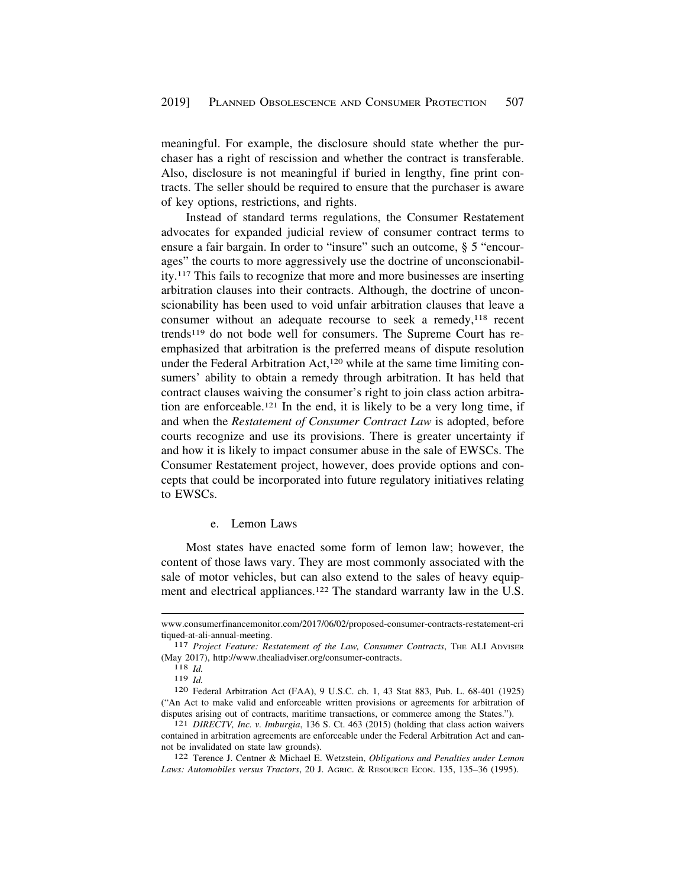meaningful. For example, the disclosure should state whether the purchaser has a right of rescission and whether the contract is transferable. Also, disclosure is not meaningful if buried in lengthy, fine print contracts. The seller should be required to ensure that the purchaser is aware of key options, restrictions, and rights.

Instead of standard terms regulations, the Consumer Restatement advocates for expanded judicial review of consumer contract terms to ensure a fair bargain. In order to "insure" such an outcome, § 5 "encourages" the courts to more aggressively use the doctrine of unconscionability.[117] This fails to recognize that more and more businesses are inserting arbitration clauses into their contracts. Although, the doctrine of unconscionability has been used to void unfair arbitration clauses that leave a consumer without an adequate recourse to seek a remedy,[118] recent trends[119] do not bode well for consumers. The Supreme Court has reemphasized that arbitration is the preferred means of dispute resolution under the Federal Arbitration Act,[120] while at the same time limiting consumers' ability to obtain a remedy through arbitration. It has held that contract clauses waiving the consumer's right to join class action arbitration are enforceable.[121] In the end, it is likely to be a very long time, if and when the *Restatement of Consumer Contract Law* is adopted, before courts recognize and use its provisions. There is greater uncertainty if and how it is likely to impact consumer abuse in the sale of EWSCs. The Consumer Restatement project, however, does provide options and concepts that could be incorporated into future regulatory initiatives relating to EWSCs.

e. Lemon Laws

Most states have enacted some form of lemon law; however, the content of those laws vary. They are most commonly associated with the sale of motor vehicles, but can also extend to the sales of heavy equipment and electrical appliances.[122] The standard warranty law in the U.S.

www.consumerfinancemonitor.com/2017/06/02/proposed-consumer-contracts-restatement-critiqued-at-ali-annual-meeting.

[117] *Project Feature: Restatement of the Law, Consumer Contracts*, THE ALI ADVISER (May 2017), http://www.thealiadviser.org/consumer-contracts.

[118] *Id.*

[119] *Id.*

[120] Federal Arbitration Act (FAA), 9 U.S.C. ch. 1, 43 Stat 883, Pub. L. 68-401 (1925) ("An Act to make valid and enforceable written provisions or agreements for arbitration of disputes arising out of contracts, maritime transactions, or commerce among the States.").

[121] *DIRECTV, Inc. v. Imburgia*, 136 S. Ct. 463 (2015) (holding that class action waivers contained in arbitration agreements are enforceable under the Federal Arbitration Act and cannot be invalidated on state law grounds).

[122] Terence J. Centner & Michael E. Wetzstein, *Obligations and Penalties under Lemon Laws: Automobiles versus Tractors*, 20 J. AGRIC. & RESOURCE ECON. 135, 135–36 (1995).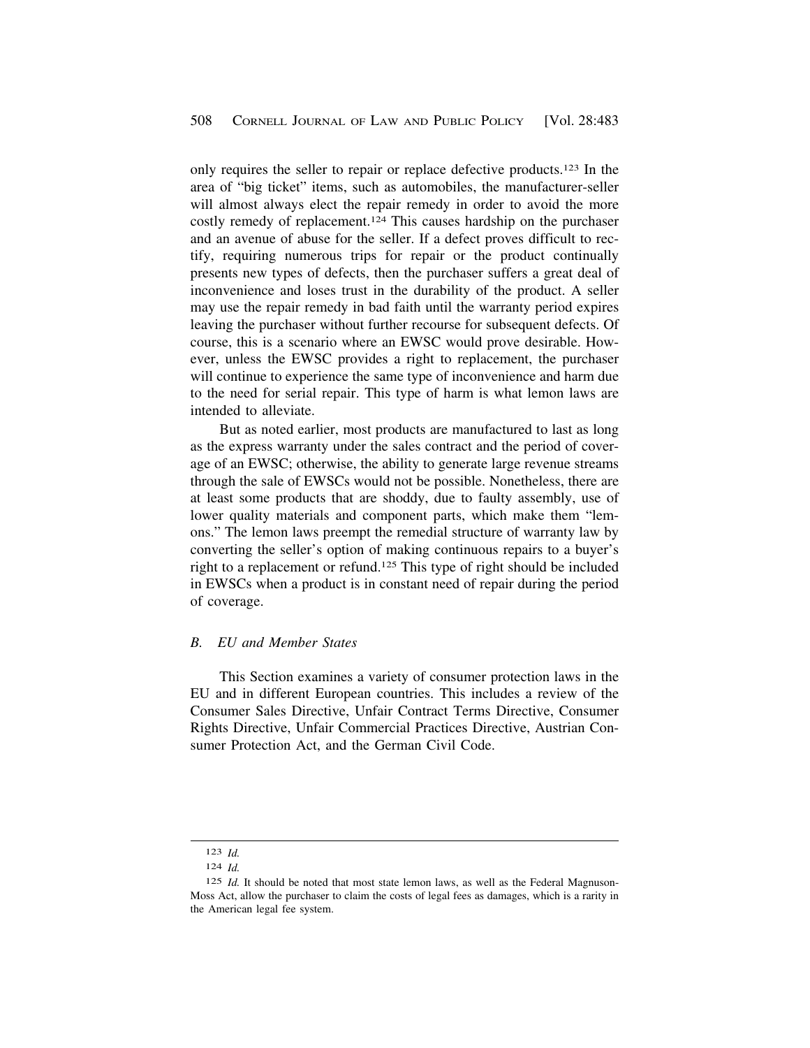only requires the seller to repair or replace defective products.[123] In the area of "big ticket" items, such as automobiles, the manufacturer-seller will almost always elect the repair remedy in order to avoid the more costly remedy of replacement.[124] This causes hardship on the purchaser and an avenue of abuse for the seller. If a defect proves difficult to rectify, requiring numerous trips for repair or the product continually presents new types of defects, then the purchaser suffers a great deal of inconvenience and loses trust in the durability of the product. A seller may use the repair remedy in bad faith until the warranty period expires leaving the purchaser without further recourse for subsequent defects. Of course, this is a scenario where an EWSC would prove desirable. However, unless the EWSC provides a right to replacement, the purchaser will continue to experience the same type of inconvenience and harm due to the need for serial repair. This type of harm is what lemon laws are intended to alleviate.

But as noted earlier, most products are manufactured to last as long as the express warranty under the sales contract and the period of coverage of an EWSC; otherwise, the ability to generate large revenue streams through the sale of EWSCs would not be possible. Nonetheless, there are at least some products that are shoddy, due to faulty assembly, use of lower quality materials and component parts, which make them "lemons." The lemon laws preempt the remedial structure of warranty law by converting the seller's option of making continuous repairs to a buyer's right to a replacement or refund.[125] This type of right should be included in EWSCs when a product is in constant need of repair during the period of coverage.

### *B. EU and Member States*

This Section examines a variety of consumer protection laws in the EU and in different European countries. This includes a review of the Consumer Sales Directive, Unfair Contract Terms Directive, Consumer Rights Directive, Unfair Commercial Practices Directive, Austrian Consumer Protection Act, and the German Civil Code.

---

[123] *Id.*

[124] *Id.*

[125] *Id.* It should be noted that most state lemon laws, as well as the Federal Magnuson-Moss Act, allow the purchaser to claim the costs of legal fees as damages, which is a rarity in the American legal fee system.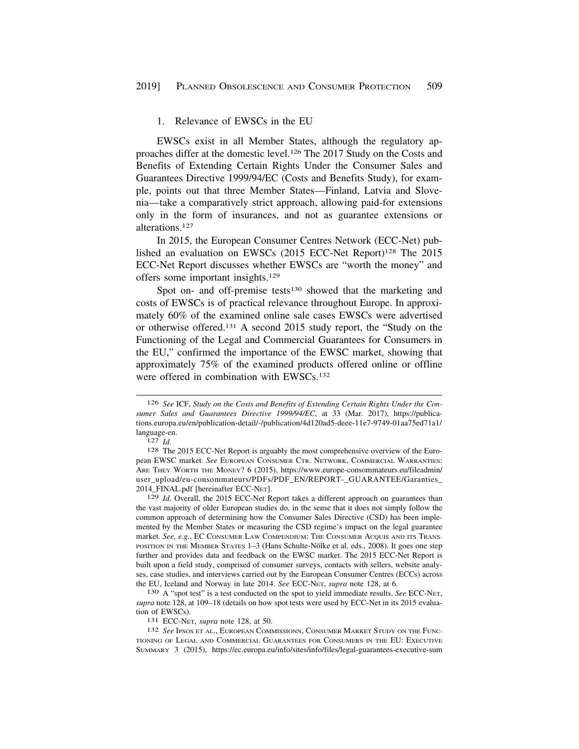1. Relevance of EWSCs in the EU

EWSCs exist in all Member States, although the regulatory approaches differ at the domestic level.[126] The 2017 Study on the Costs and Benefits of Extending Certain Rights Under the Consumer Sales and Guarantees Directive 1999/94/EC (Costs and Benefits Study), for example, points out that three Member States—Finland, Latvia and Slovenia—take a comparatively strict approach, allowing paid-for extensions only in the form of insurances, and not as guarantee extensions or alterations.[127]

In 2015, the European Consumer Centres Network (ECC-Net) published an evaluation on EWSCs (2015 ECC-Net Report)[128] The 2015 ECC-Net Report discusses whether EWSCs are "worth the money" and offers some important insights.[129]

Spot on- and off-premise tests[130] showed that the marketing and costs of EWSCs is of practical relevance throughout Europe. In approximately 60% of the examined online sale cases EWSCs were advertised or otherwise offered.[131] A second 2015 study report, the "Study on the Functioning of the Legal and Commercial Guarantees for Consumers in the EU," confirmed the importance of the EWSC market, showing that approximately 75% of the examined products offered online or offline were offered in combination with EWSCs.[132]

---

126 *See* ICF, *Study on the Costs and Benefits of Extending Certain Rights Under the Consumer Sales and Guarantees Directive 1999/94/EC*, at 33 (Mar. 2017), https://publications.europa.eu/en/publication-detail/-/publication/4d120ad5-deee-11e7-9749-01aa75ed71a1/language-en.

127 *Id.*

128 The 2015 ECC-Net Report is arguably the most comprehensive overview of the European EWSC market. *See* EUROPEAN CONSUMER CTR. NETWORK, COMMERCIAL WARRANTIES: ARE THEY WORTH THE MONEY? 6 (2015), https://www.europe-consommateurs.eu/fileadmin/user_upload/eu-consommateurs/PDFs/PDF_EN/REPORT-_GUARANTEE/Garanties_2014_FINAL.pdf [hereinafter ECC-NET].

129 *Id.* Overall, the 2015 ECC-Net Report takes a different approach on guarantees than the vast majority of older European studies do, in the sense that it does not simply follow the common approach of determining how the Consumer Sales Directive (CSD) has been implemented by the Member States or measuring the CSD regime's impact on the legal guarantee market. *See, e.g.*, EC CONSUMER LAW COMPENDIUM: THE CONSUMER ACQUIS AND ITS TRANSPOSITION IN THE MEMBER STATES 1–3 (Hans Schulte-Nölke et al. eds., 2008). It goes one step further and provides data and feedback on the EWSC market. The 2015 ECC-Net Report is built upon a field study, comprised of consumer surveys, contacts with sellers, website analyses, case studies, and interviews carried out by the European Consumer Centres (ECCs) across the EU, Iceland and Norway in late 2014. *See* ECC-NET, *supra* note 128, at 6.

130 A "spot test" is a test conducted on the spot to yield immediate results. *See* ECC-NET, *supra* note 128, at 109–18 (details on how spot tests were used by ECC-Net in its 2015 evaluation of EWSCs).

131 ECC-NET, *supra* note 128, at 50.

132 *See* IPSOS ET AL., EUROPEAN COMMISSIONN, CONSUMER MARKET STUDY ON THE FUNCTIONING OF LEGAL AND COMMERCIAL GUARANTEES FOR CONSUMERS IN THE EU: EXECUTIVE SUMMARY 3 (2015), https://ec.europa.eu/info/sites/info/files/legal-guarantees-executive-sum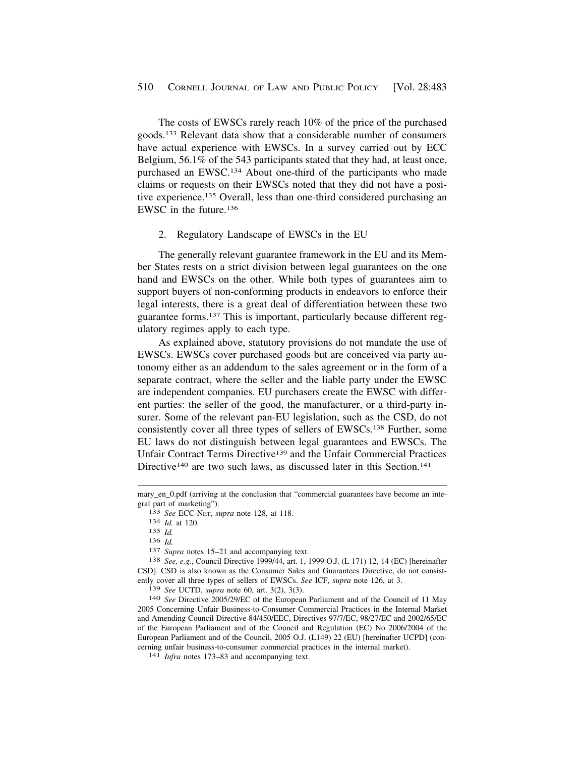The costs of EWSCs rarely reach 10% of the price of the purchased goods.[133] Relevant data show that a considerable number of consumers have actual experience with EWSCs. In a survey carried out by ECC Belgium, 56.1% of the 543 participants stated that they had, at least once, purchased an EWSC.[134] About one-third of the participants who made claims or requests on their EWSCs noted that they did not have a positive experience.[135] Overall, less than one-third considered purchasing an EWSC in the future.[136]

### 2. Regulatory Landscape of EWSCs in the EU

The generally relevant guarantee framework in the EU and its Member States rests on a strict division between legal guarantees on the one hand and EWSCs on the other. While both types of guarantees aim to support buyers of non-conforming products in endeavors to enforce their legal interests, there is a great deal of differentiation between these two guarantee forms.[137] This is important, particularly because different regulatory regimes apply to each type.

As explained above, statutory provisions do not mandate the use of EWSCs. EWSCs cover purchased goods but are conceived via party autonomy either as an addendum to the sales agreement or in the form of a separate contract, where the seller and the liable party under the EWSC are independent companies. EU purchasers create the EWSC with different parties: the seller of the good, the manufacturer, or a third-party insurer. Some of the relevant pan-EU legislation, such as the CSD, do not consistently cover all three types of sellers of EWSCs.[138] Further, some EU laws do not distinguish between legal guarantees and EWSCs. The Unfair Contract Terms Directive[139] and the Unfair Commercial Practices Directive[140] are two such laws, as discussed later in this Section.[141]

---

mary_en_0.pdf (arriving at the conclusion that "commercial guarantees have become an integral part of marketing").

133 *See* ECC-NET, *supra* note 128, at 118.

134 *Id.* at 120.

135 *Id.*

136 *Id.*

137 *Supra* notes 15–21 and accompanying text.

138 *See, e.g.*, Council Directive 1999/44, art. 1, 1999 O.J. (L 171) 12, 14 (EC) [hereinafter CSD]. CSD is also known as the Consumer Sales and Guarantees Directive, do not consistently cover all three types of sellers of EWSCs. *See* ICF, *supra* note 126, at 3.

139 *See* UCTD, *supra* note 60, art. 3(2), 3(3).

140 *See* Directive 2005/29/EC of the European Parliament and of the Council of 11 May 2005 Concerning Unfair Business-to-Consumer Commercial Practices in the Internal Market and Amending Council Directive 84/450/EEC, Directives 97/7/EC, 98/27/EC and 2002/65/EC of the European Parliament and of the Council and Regulation (EC) No 2006/2004 of the European Parliament and of the Council, 2005 O.J. (L149) 22 (EU) [hereinafter UCPD] (concerning unfair business-to-consumer commercial practices in the internal market).

141 *Infra* notes 173–83 and accompanying text.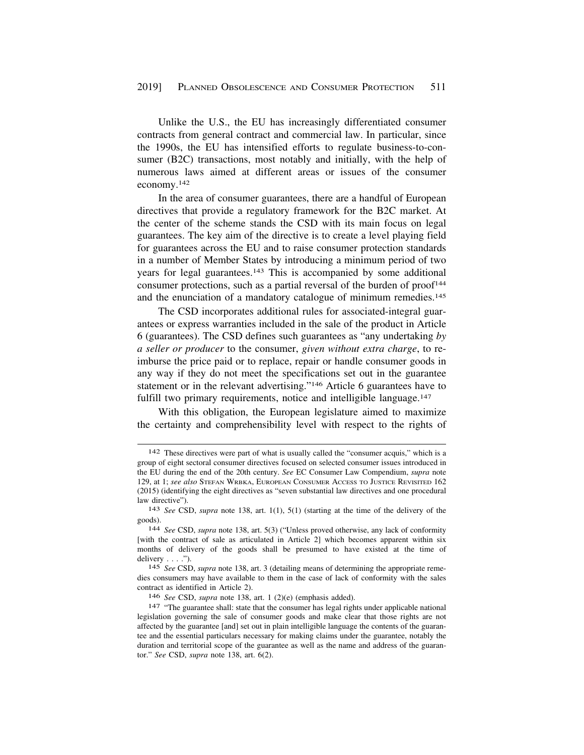Unlike the U.S., the EU has increasingly differentiated consumer contracts from general contract and commercial law. In particular, since the 1990s, the EU has intensified efforts to regulate business-to-consumer (B2C) transactions, most notably and initially, with the help of numerous laws aimed at different areas or issues of the consumer economy.[142]

In the area of consumer guarantees, there are a handful of European directives that provide a regulatory framework for the B2C market. At the center of the scheme stands the CSD with its main focus on legal guarantees. The key aim of the directive is to create a level playing field for guarantees across the EU and to raise consumer protection standards in a number of Member States by introducing a minimum period of two years for legal guarantees.[143] This is accompanied by some additional consumer protections, such as a partial reversal of the burden of proof[144] and the enunciation of a mandatory catalogue of minimum remedies.[145]

The CSD incorporates additional rules for associated-integral guarantees or express warranties included in the sale of the product in Article 6 (guarantees). The CSD defines such guarantees as "any undertaking *by a seller or producer* to the consumer, *given without extra charge*, to reimburse the price paid or to replace, repair or handle consumer goods in any way if they do not meet the specifications set out in the guarantee statement or in the relevant advertising."[146] Article 6 guarantees have to fulfill two primary requirements, notice and intelligible language.[147]

With this obligation, the European legislature aimed to maximize the certainty and comprehensibility level with respect to the rights of

---

142 These directives were part of what is usually called the "consumer acquis," which is a group of eight sectoral consumer directives focused on selected consumer issues introduced in the EU during the end of the 20th century. *See* EC Consumer Law Compendium, *supra* note 129, at 1; *see also* Stefan Wrbka, European Consumer Access to Justice Revisited 162 (2015) (identifying the eight directives as "seven substantial law directives and one procedural law directive").

143 *See* CSD, *supra* note 138, art. 1(1), 5(1) (starting at the time of the delivery of the goods).

144 *See* CSD, *supra* note 138, art. 5(3) ("Unless proved otherwise, any lack of conformity [with the contract of sale as articulated in Article 2] which becomes apparent within six months of delivery of the goods shall be presumed to have existed at the time of delivery . . . .").

145 *See* CSD, *supra* note 138, art. 3 (detailing means of determining the appropriate remedies consumers may have available to them in the case of lack of conformity with the sales contract as identified in Article 2).

146 *See* CSD, *supra* note 138, art. 1 (2)(e) (emphasis added).

147 "The guarantee shall: state that the consumer has legal rights under applicable national legislation governing the sale of consumer goods and make clear that those rights are not affected by the guarantee [and] set out in plain intelligible language the contents of the guarantee and the essential particulars necessary for making claims under the guarantee, notably the duration and territorial scope of the guarantee as well as the name and address of the guarantor." *See* CSD, *supra* note 138, art. 6(2).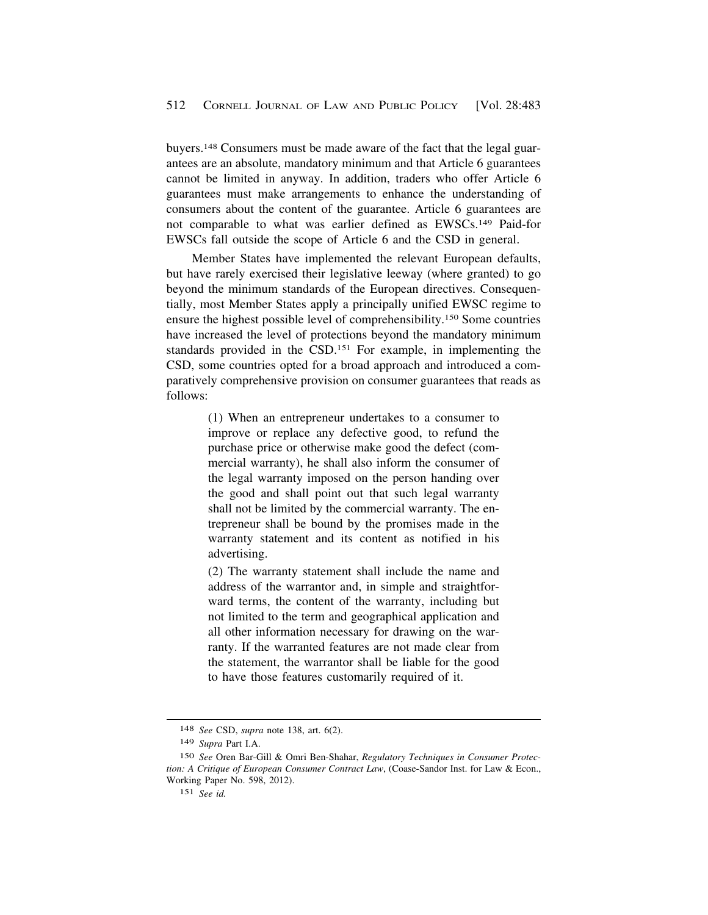buyers.[148] Consumers must be made aware of the fact that the legal guarantees are an absolute, mandatory minimum and that Article 6 guarantees cannot be limited in anyway. In addition, traders who offer Article 6 guarantees must make arrangements to enhance the understanding of consumers about the content of the guarantee. Article 6 guarantees are not comparable to what was earlier defined as EWSCs.[149] Paid-for EWSCs fall outside the scope of Article 6 and the CSD in general.

Member States have implemented the relevant European defaults, but have rarely exercised their legislative leeway (where granted) to go beyond the minimum standards of the European directives. Consequentially, most Member States apply a principally unified EWSC regime to ensure the highest possible level of comprehensibility.[150] Some countries have increased the level of protections beyond the mandatory minimum standards provided in the CSD.[151] For example, in implementing the CSD, some countries opted for a broad approach and introduced a comparatively comprehensive provision on consumer guarantees that reads as follows:

> (1) When an entrepreneur undertakes to a consumer to improve or replace any defective good, to refund the purchase price or otherwise make good the defect (commercial warranty), he shall also inform the consumer of the legal warranty imposed on the person handing over the good and shall point out that such legal warranty shall not be limited by the commercial warranty. The entrepreneur shall be bound by the promises made in the warranty statement and its content as notified in his advertising.
>
> (2) The warranty statement shall include the name and address of the warrantor and, in simple and straightforward terms, the content of the warranty, including but not limited to the term and geographical application and all other information necessary for drawing on the warranty. If the warranted features are not made clear from the statement, the warrantor shall be liable for the good to have those features customarily required of it.

---

[148] *See* CSD, *supra* note 138, art. 6(2).

[149] *Supra* Part I.A.

[150] *See* Oren Bar-Gill & Omri Ben-Shahar, *Regulatory Techniques in Consumer Protection: A Critique of European Consumer Contract Law*, (Coase-Sandor Inst. for Law & Econ., Working Paper No. 598, 2012).

[151] *See id.*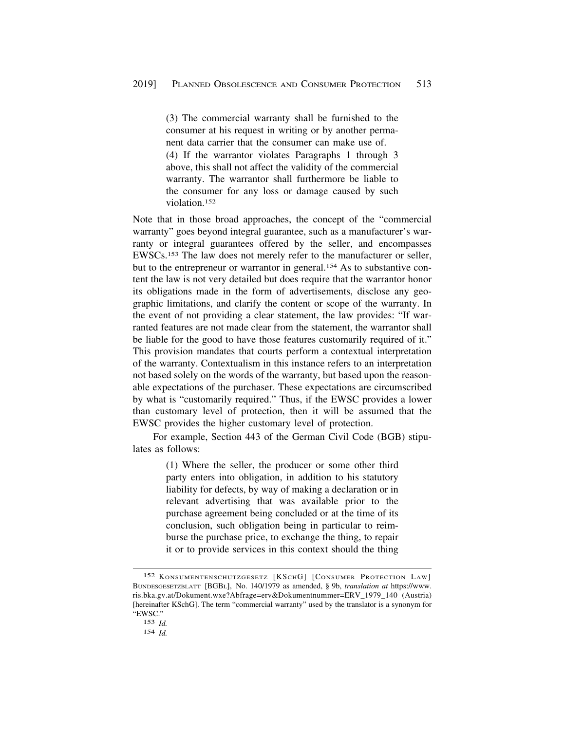> (3) The commercial warranty shall be furnished to the consumer at his request in writing or by another permanent data carrier that the consumer can make use of.
>
> (4) If the warrantor violates Paragraphs 1 through 3 above, this shall not affect the validity of the commercial warranty. The warrantor shall furthermore be liable to the consumer for any loss or damage caused by such violation.[152]

Note that in those broad approaches, the concept of the "commercial warranty" goes beyond integral guarantee, such as a manufacturer's warranty or integral guarantees offered by the seller, and encompasses EWSCs.[153] The law does not merely refer to the manufacturer or seller, but to the entrepreneur or warrantor in general.[154] As to substantive content the law is not very detailed but does require that the warrantor honor its obligations made in the form of advertisements, disclose any geographic limitations, and clarify the content or scope of the warranty. In the event of not providing a clear statement, the law provides: "If warranted features are not made clear from the statement, the warrantor shall be liable for the good to have those features customarily required of it." This provision mandates that courts perform a contextual interpretation of the warranty. Contextualism in this instance refers to an interpretation not based solely on the words of the warranty, but based upon the reasonable expectations of the purchaser. These expectations are circumscribed by what is "customarily required." Thus, if the EWSC provides a lower than customary level of protection, then it will be assumed that the EWSC provides the higher customary level of protection.

For example, Section 443 of the German Civil Code (BGB) stipulates as follows:

> (1) Where the seller, the producer or some other third party enters into obligation, in addition to his statutory liability for defects, by way of making a declaration or in relevant advertising that was available prior to the purchase agreement being concluded or at the time of its conclusion, such obligation being in particular to reimburse the purchase price, to exchange the thing, to repair it or to provide services in this context should the thing

---

[152] KONSUMENTENSCHUTZGESETZ [KSCHG] [CONSUMER PROTECTION LAW] BUNDESGESETZBLATT [BGBL], No. 140/1979 as amended, § 9b, *translation at* https://www.ris.bka.gv.at/Dokument.wxe?Abfrage=erv&Dokumentnummer=ERV_1979_140 (Austria) [hereinafter KSchG]. The term "commercial warranty" used by the translator is a synonym for "EWSC."

[153] *Id.*

[154] *Id.*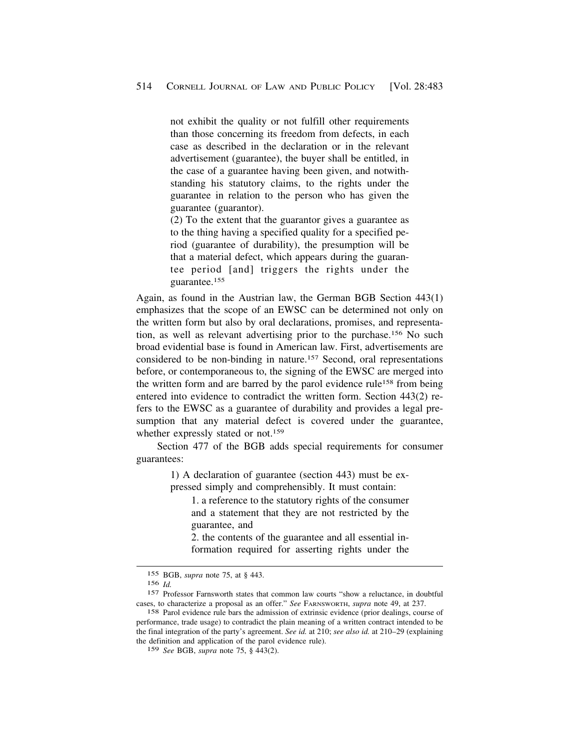> not exhibit the quality or not fulfill other requirements than those concerning its freedom from defects, in each case as described in the declaration or in the relevant advertisement (guarantee), the buyer shall be entitled, in the case of a guarantee having been given, and notwithstanding his statutory claims, to the rights under the guarantee in relation to the person who has given the guarantee (guarantor).
>
> (2) To the extent that the guarantor gives a guarantee as to the thing having a specified quality for a specified period (guarantee of durability), the presumption will be that a material defect, which appears during the guarantee period [and] triggers the rights under the guarantee.[155]

Again, as found in the Austrian law, the German BGB Section 443(1) emphasizes that the scope of an EWSC can be determined not only on the written form but also by oral declarations, promises, and representation, as well as relevant advertising prior to the purchase.[156] No such broad evidential base is found in American law. First, advertisements are considered to be non-binding in nature.[157] Second, oral representations before, or contemporaneous to, the signing of the EWSC are merged into the written form and are barred by the parol evidence rule[158] from being entered into evidence to contradict the written form. Section 443(2) refers to the EWSC as a guarantee of durability and provides a legal presumption that any material defect is covered under the guarantee, whether expressly stated or not.[159]

Section 477 of the BGB adds special requirements for consumer guarantees:

> 1) A declaration of guarantee (section 443) must be expressed simply and comprehensibly. It must contain:
>
> 1. a reference to the statutory rights of the consumer and a statement that they are not restricted by the guarantee, and
> 2. the contents of the guarantee and all essential information required for asserting rights under the

---

155 BGB, *supra* note 75, at § 443.

156 *Id.*

157 Professor Farnsworth states that common law courts "show a reluctance, in doubtful cases, to characterize a proposal as an offer." *See* FARNSWORTH, *supra* note 49, at 237.

158 Parol evidence rule bars the admission of extrinsic evidence (prior dealings, course of performance, trade usage) to contradict the plain meaning of a written contract intended to be the final integration of the party's agreement. *See id.* at 210; *see also id.* at 210–29 (explaining the definition and application of the parol evidence rule).

159 *See* BGB, *supra* note 75, § 443(2).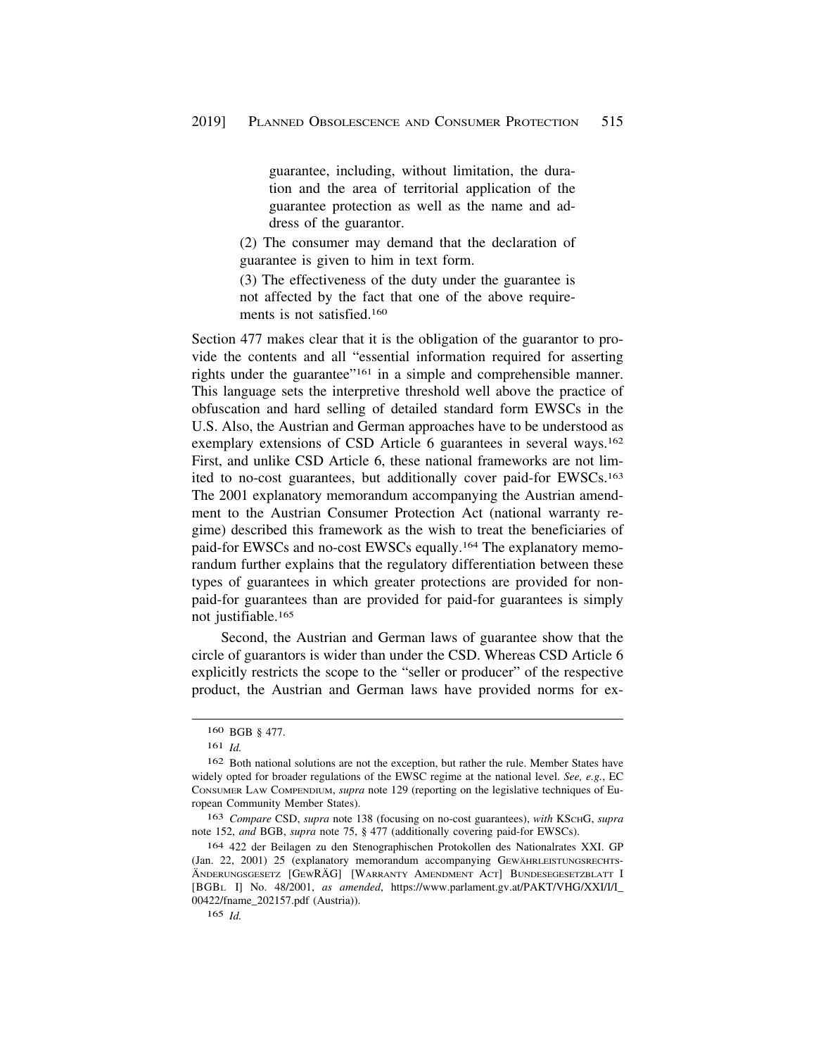> guarantee, including, without limitation, the duration and the area of territorial application of the guarantee protection as well as the name and address of the guarantor.
>
> (2) The consumer may demand that the declaration of guarantee is given to him in text form.
>
> (3) The effectiveness of the duty under the guarantee is not affected by the fact that one of the above requirements is not satisfied.[160]

Section 477 makes clear that it is the obligation of the guarantor to provide the contents and all "essential information required for asserting rights under the guarantee"[161] in a simple and comprehensible manner. This language sets the interpretive threshold well above the practice of obfuscation and hard selling of detailed standard form EWSCs in the U.S. Also, the Austrian and German approaches have to be understood as exemplary extensions of CSD Article 6 guarantees in several ways.[162] First, and unlike CSD Article 6, these national frameworks are not limited to no-cost guarantees, but additionally cover paid-for EWSCs.[163] The 2001 explanatory memorandum accompanying the Austrian amendment to the Austrian Consumer Protection Act (national warranty regime) described this framework as the wish to treat the beneficiaries of paid-for EWSCs and no-cost EWSCs equally.[164] The explanatory memorandum further explains that the regulatory differentiation between these types of guarantees in which greater protections are provided for non-paid-for guarantees than are provided for paid-for guarantees is simply not justifiable.[165]

Second, the Austrian and German laws of guarantee show that the circle of guarantors is wider than under the CSD. Whereas CSD Article 6 explicitly restricts the scope to the "seller or producer" of the respective product, the Austrian and German laws have provided norms for ex-

---

[160] BGB § 477.

[161] *Id.*

[162] Both national solutions are not the exception, but rather the rule. Member States have widely opted for broader regulations of the EWSC regime at the national level. *See, e.g.*, EC CONSUMER LAW COMPENDIUM, *supra* note 129 (reporting on the legislative techniques of European Community Member States).

[163] *Compare* CSD, *supra* note 138 (focusing on no-cost guarantees), *with* KSCHG, *supra* note 152, *and* BGB, *supra* note 75, § 477 (additionally covering paid-for EWSCs).

[164] 422 der Beilagen zu den Stenographischen Protokollen des Nationalrates XXI. GP (Jan. 22, 2001) 25 (explanatory memorandum accompanying GEWÄHRLEISTUNGSRECHTS-ÄNDERUNGSGESETZ [GEWRÄG] [WARRANTY AMENDMENT ACT] BUNDESGESETZBLATT I [BGBL I] No. 48/2001, *as amended*, https://www.parlament.gv.at/PAKT/VHG/XXI/I/I_00422/fname_202157.pdf (Austria)).

[165] *Id.*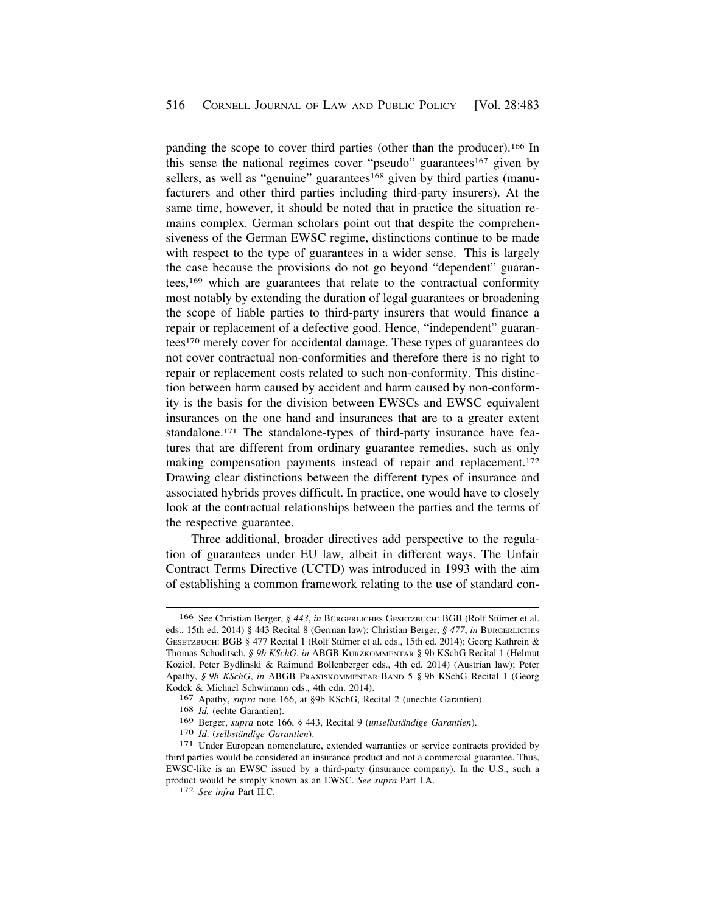panding the scope to cover third parties (other than the producer).[166] In this sense the national regimes cover "pseudo" guarantees[167] given by sellers, as well as "genuine" guarantees[168] given by third parties (manufacturers and other third parties including third-party insurers). At the same time, however, it should be noted that in practice the situation remains complex. German scholars point out that despite the comprehensiveness of the German EWSC regime, distinctions continue to be made with respect to the type of guarantees in a wider sense. This is largely the case because the provisions do not go beyond "dependent" guarantees,[169] which are guarantees that relate to the contractual conformity most notably by extending the duration of legal guarantees or broadening the scope of liable parties to third-party insurers that would finance a repair or replacement of a defective good. Hence, "independent" guarantees[170] merely cover for accidental damage. These types of guarantees do not cover contractual non-conformities and therefore there is no right to repair or replacement costs related to such non-conformity. This distinction between harm caused by accident and harm caused by non-conformity is the basis for the division between EWSCs and EWSC equivalent insurances on the one hand and insurances that are to a greater extent standalone.[171] The standalone-types of third-party insurance have features that are different from ordinary guarantee remedies, such as only making compensation payments instead of repair and replacement.[172] Drawing clear distinctions between the different types of insurance and associated hybrids proves difficult. In practice, one would have to closely look at the contractual relationships between the parties and the terms of the respective guarantee.

Three additional, broader directives add perspective to the regulation of guarantees under EU law, albeit in different ways. The Unfair Contract Terms Directive (UCTD) was introduced in 1993 with the aim of establishing a common framework relating to the use of standard con-

---

[166] See Christian Berger, *§ 443*, *in* BÜRGERLICHES GESETZBUCH: BGB (Rolf Stürner et al. eds., 15th ed. 2014) § 443 Recital 8 (German law); Christian Berger, *§ 477*, *in* BÜRGERLICHES GESETZBUCH: BGB § 477 Recital 1 (Rolf Stürner et al. eds., 15th ed. 2014); Georg Kathrein & Thomas Schoditsch, *§ 9b KSchG*, *in* ABGB KURZKOMMENTAR § 9b KSchG Recital 1 (Helmut Koziol, Peter Bydlinski & Raimund Bollenberger eds., 4th ed. 2014) (Austrian law); Peter Apathy, *§ 9b KSchG*, *in* ABGB PRAXISKOMMENTAR-BAND 5 § 9b KSchG Recital 1 (Georg Kodek & Michael Schwimann eds., 4th edn. 2014).

[167] Apathy, *supra* note 166, at §9b KSchG, Recital 2 (unechte Garantien).

[168] *Id.* (echte Garantien).

[169] Berger, *supra* note 166, § 443, Recital 9 (*unselbständige Garantien*).

[170] *Id*. (*selbständige Garantien*).

[171] Under European nomenclature, extended warranties or service contracts provided by third parties would be considered an insurance product and not a commercial guarantee. Thus, EWSC-like is an EWSC issued by a third-party (insurance company). In the U.S., such a product would be simply known as an EWSC. *See supra* Part I.A.

[172] *See infra* Part II.C.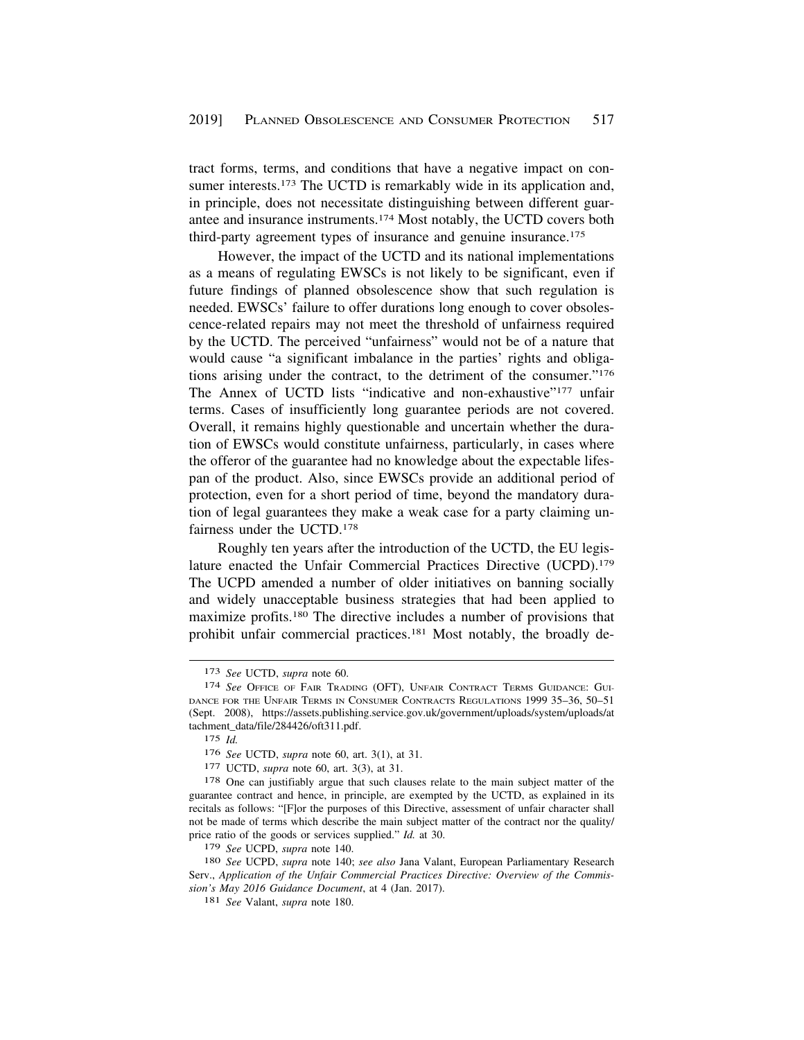tract forms, terms, and conditions that have a negative impact on consumer interests.[173] The UCTD is remarkably wide in its application and, in principle, does not necessitate distinguishing between different guarantee and insurance instruments.[174] Most notably, the UCTD covers both third-party agreement types of insurance and genuine insurance.[175]

However, the impact of the UCTD and its national implementations as a means of regulating EWSCs is not likely to be significant, even if future findings of planned obsolescence show that such regulation is needed. EWSCs' failure to offer durations long enough to cover obsolescence-related repairs may not meet the threshold of unfairness required by the UCTD. The perceived "unfairness" would not be of a nature that would cause "a significant imbalance in the parties' rights and obligations arising under the contract, to the detriment of the consumer."[176] The Annex of UCTD lists "indicative and non-exhaustive"[177] unfair terms. Cases of insufficiently long guarantee periods are not covered. Overall, it remains highly questionable and uncertain whether the duration of EWSCs would constitute unfairness, particularly, in cases where the offeror of the guarantee had no knowledge about the expectable lifespan of the product. Also, since EWSCs provide an additional period of protection, even for a short period of time, beyond the mandatory duration of legal guarantees they make a weak case for a party claiming unfairness under the UCTD.[178]

Roughly ten years after the introduction of the UCTD, the EU legislature enacted the Unfair Commercial Practices Directive (UCPD).[179] The UCPD amended a number of older initiatives on banning socially and widely unacceptable business strategies that had been applied to maximize profits.[180] The directive includes a number of provisions that prohibit unfair commercial practices.[181] Most notably, the broadly de-

---

[173] *See* UCTD, *supra* note 60.

[174] *See* Office of Fair Trading (OFT), Unfair Contract Terms Guidance: Guidance for the Unfair Terms in Consumer Contracts Regulations 1999 35–36, 50–51 (Sept. 2008), https://assets.publishing.service.gov.uk/government/uploads/system/uploads/attachment_data/file/284426/oft311.pdf.

[175] *Id.*

[176] *See* UCTD, *supra* note 60, art. 3(1), at 31.

[177] UCTD, *supra* note 60, art. 3(3), at 31.

[178] One can justifiably argue that such clauses relate to the main subject matter of the guarantee contract and hence, in principle, are exempted by the UCTD, as explained in its recitals as follows: "[F]or the purposes of this Directive, assessment of unfair character shall not be made of terms which describe the main subject matter of the contract nor the quality/price ratio of the goods or services supplied." *Id.* at 30.

[179] *See* UCPD, *supra* note 140.

[180] *See* UCPD, *supra* note 140; *see also* Jana Valant, European Parliamentary Research Serv., *Application of the Unfair Commercial Practices Directive: Overview of the Commission's May 2016 Guidance Document*, at 4 (Jan. 2017).

[181] *See* Valant, *supra* note 180.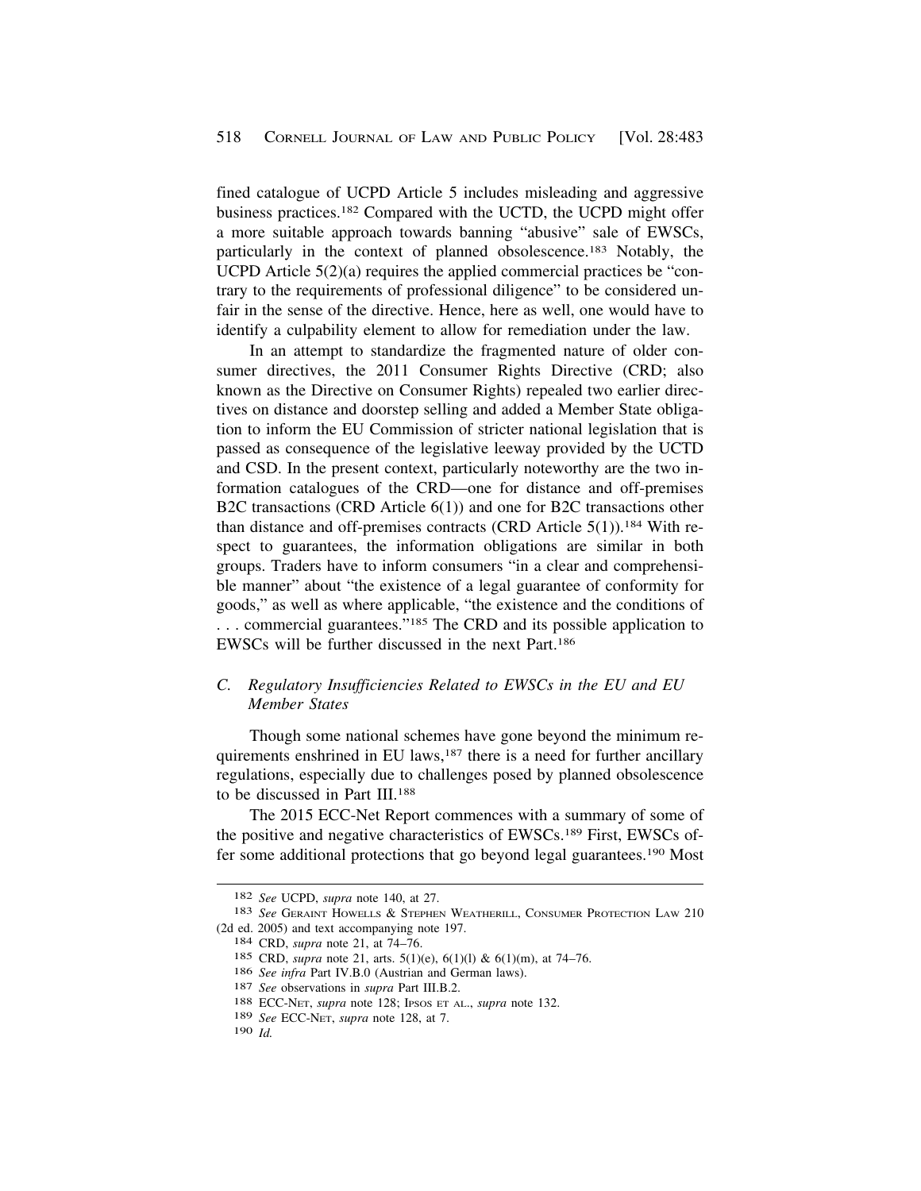fined catalogue of UCPD Article 5 includes misleading and aggressive business practices.[182] Compared with the UCTD, the UCPD might offer a more suitable approach towards banning "abusive" sale of EWSCs, particularly in the context of planned obsolescence.[183] Notably, the UCPD Article 5(2)(a) requires the applied commercial practices be "contrary to the requirements of professional diligence" to be considered unfair in the sense of the directive. Hence, here as well, one would have to identify a culpability element to allow for remediation under the law.

In an attempt to standardize the fragmented nature of older consumer directives, the 2011 Consumer Rights Directive (CRD; also known as the Directive on Consumer Rights) repealed two earlier directives on distance and doorstep selling and added a Member State obligation to inform the EU Commission of stricter national legislation that is passed as consequence of the legislative leeway provided by the UCTD and CSD. In the present context, particularly noteworthy are the two information catalogues of the CRD—one for distance and off-premises B2C transactions (CRD Article 6(1)) and one for B2C transactions other than distance and off-premises contracts (CRD Article 5(1)).[184] With respect to guarantees, the information obligations are similar in both groups. Traders have to inform consumers "in a clear and comprehensible manner" about "the existence of a legal guarantee of conformity for goods," as well as where applicable, "the existence and the conditions of . . . commercial guarantees."[185] The CRD and its possible application to EWSCs will be further discussed in the next Part.[186]

### *C. Regulatory Insufficiencies Related to EWSCs in the EU and EU Member States*

Though some national schemes have gone beyond the minimum requirements enshrined in EU laws,[187] there is a need for further ancillary regulations, especially due to challenges posed by planned obsolescence to be discussed in Part III.[188]

The 2015 ECC-Net Report commences with a summary of some of the positive and negative characteristics of EWSCs.[189] First, EWSCs offer some additional protections that go beyond legal guarantees.[190] Most

---

[182] *See* UCPD, *supra* note 140, at 27.

[183] *See* Geraint Howells & Stephen Weatherill, Consumer Protection Law 210 (2d ed. 2005) and text accompanying note 197.

[184] CRD, *supra* note 21, at 74–76.

[185] CRD, *supra* note 21, arts. 5(1)(e), 6(1)(l) & 6(1)(m), at 74–76.

[186] *See infra* Part IV.B.0 (Austrian and German laws).

[187] *See* observations in *supra* Part III.B.2.

[188] ECC-Net, *supra* note 128; Ipsos et al., *supra* note 132.

[189] *See* ECC-Net, *supra* note 128, at 7.

[190] *Id.*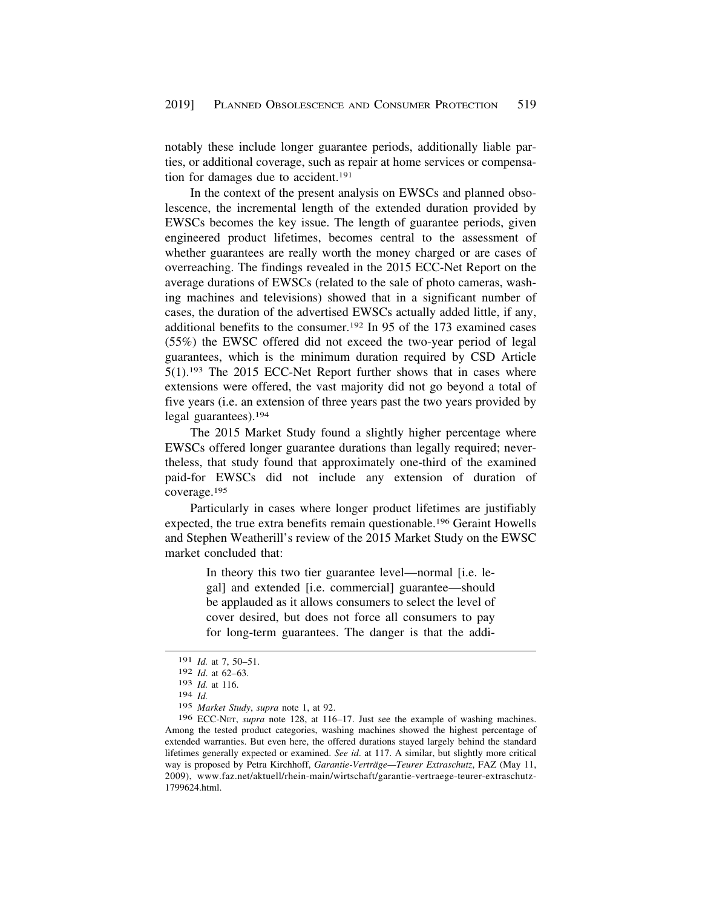notably these include longer guarantee periods, additionally liable parties, or additional coverage, such as repair at home services or compensation for damages due to accident.[191]

In the context of the present analysis on EWSCs and planned obsolescence, the incremental length of the extended duration provided by EWSCs becomes the key issue. The length of guarantee periods, given engineered product lifetimes, becomes central to the assessment of whether guarantees are really worth the money charged or are cases of overreaching. The findings revealed in the 2015 ECC-Net Report on the average durations of EWSCs (related to the sale of photo cameras, washing machines and televisions) showed that in a significant number of cases, the duration of the advertised EWSCs actually added little, if any, additional benefits to the consumer.[192] In 95 of the 173 examined cases (55%) the EWSC offered did not exceed the two-year period of legal guarantees, which is the minimum duration required by CSD Article 5(1).[193] The 2015 ECC-Net Report further shows that in cases where extensions were offered, the vast majority did not go beyond a total of five years (i.e. an extension of three years past the two years provided by legal guarantees).[194]

The 2015 Market Study found a slightly higher percentage where EWSCs offered longer guarantee durations than legally required; nevertheless, that study found that approximately one-third of the examined paid-for EWSCs did not include any extension of duration of coverage.[195]

Particularly in cases where longer product lifetimes are justifiably expected, the true extra benefits remain questionable.[196] Geraint Howells and Stephen Weatherill's review of the 2015 Market Study on the EWSC market concluded that:

> In theory this two tier guarantee level—normal [i.e. legal] and extended [i.e. commercial] guarantee—should be applauded as it allows consumers to select the level of cover desired, but does not force all consumers to pay for long-term guarantees. The danger is that the addi-

---

191 *Id.* at 7, 50–51.

192 *Id*. at 62–63.

193 *Id.* at 116.

194 *Id.*

195 *Market Study*, *supra* note 1, at 92.

196 ECC-NET, *supra* note 128, at 116–17. Just see the example of washing machines. Among the tested product categories, washing machines showed the highest percentage of extended warranties. But even here, the offered durations stayed largely behind the standard lifetimes generally expected or examined. *See id*. at 117. A similar, but slightly more critical way is proposed by Petra Kirchhoff, *Garantie-Verträge—Teurer Extraschutz*, FAZ (May 11, 2009), www.faz.net/aktuell/rhein-main/wirtschaft/garantie-vertraege-teurer-extraschutz-1799624.html.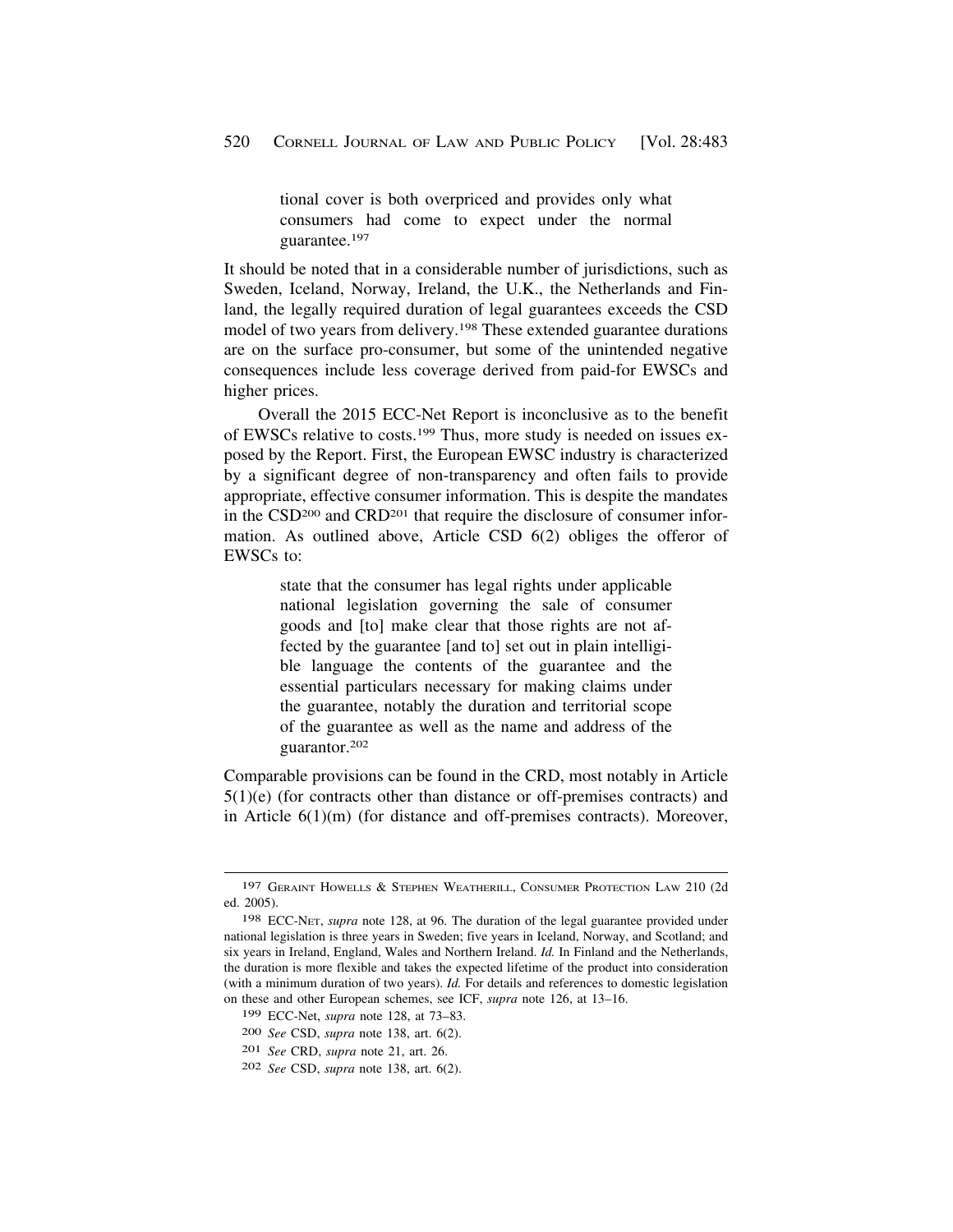> tional cover is both overpriced and provides only what consumers had come to expect under the normal guarantee.[197]

It should be noted that in a considerable number of jurisdictions, such as Sweden, Iceland, Norway, Ireland, the U.K., the Netherlands and Finland, the legally required duration of legal guarantees exceeds the CSD model of two years from delivery.[198] These extended guarantee durations are on the surface pro-consumer, but some of the unintended negative consequences include less coverage derived from paid-for EWSCs and higher prices.

Overall the 2015 ECC-Net Report is inconclusive as to the benefit of EWSCs relative to costs.[199] Thus, more study is needed on issues exposed by the Report. First, the European EWSC industry is characterized by a significant degree of non-transparency and often fails to provide appropriate, effective consumer information. This is despite the mandates in the CSD[200] and CRD[201] that require the disclosure of consumer information. As outlined above, Article CSD 6(2) obliges the offeror of EWSCs to:

> state that the consumer has legal rights under applicable national legislation governing the sale of consumer goods and [to] make clear that those rights are not affected by the guarantee [and to] set out in plain intelligible language the contents of the guarantee and the essential particulars necessary for making claims under the guarantee, notably the duration and territorial scope of the guarantee as well as the name and address of the guarantor.[202]

Comparable provisions can be found in the CRD, most notably in Article 5(1)(e) (for contracts other than distance or off-premises contracts) and in Article 6(1)(m) (for distance and off-premises contracts). Moreover,

---

[197] Geraint Howells & Stephen Weatherill, Consumer Protection Law 210 (2d ed. 2005).

[198] ECC-Net, *supra* note 128, at 96. The duration of the legal guarantee provided under national legislation is three years in Sweden; five years in Iceland, Norway, and Scotland; and six years in Ireland, England, Wales and Northern Ireland. *Id.* In Finland and the Netherlands, the duration is more flexible and takes the expected lifetime of the product into consideration (with a minimum duration of two years). *Id.* For details and references to domestic legislation on these and other European schemes, see ICF, *supra* note 126, at 13–16.

[199] ECC-Net, *supra* note 128, at 73–83.

[200] *See* CSD, *supra* note 138, art. 6(2).

[201] *See* CRD, *supra* note 21, art. 26.

[202] *See* CSD, *supra* note 138, art. 6(2).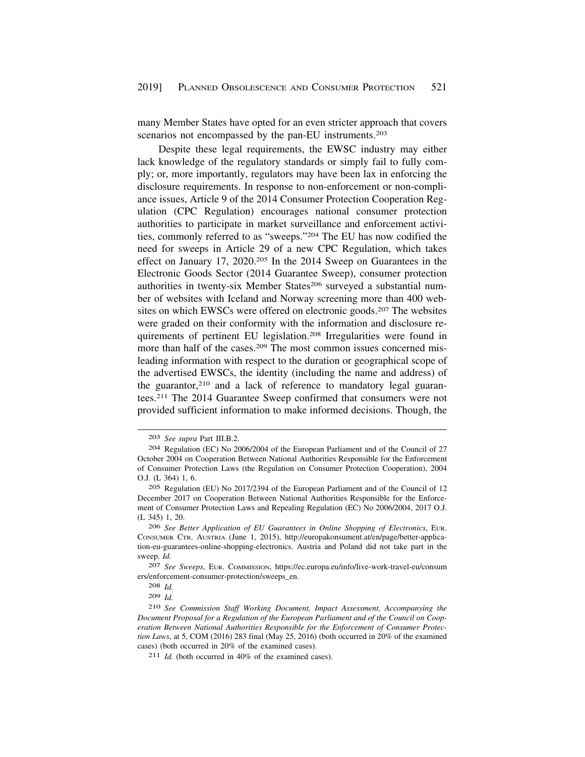many Member States have opted for an even stricter approach that covers scenarios not encompassed by the pan-EU instruments.[203]

Despite these legal requirements, the EWSC industry may either lack knowledge of the regulatory standards or simply fail to fully comply; or, more importantly, regulators may have been lax in enforcing the disclosure requirements. In response to non-enforcement or non-compliance issues, Article 9 of the 2014 Consumer Protection Cooperation Regulation (CPC Regulation) encourages national consumer protection authorities to participate in market surveillance and enforcement activities, commonly referred to as "sweeps."[204] The EU has now codified the need for sweeps in Article 29 of a new CPC Regulation, which takes effect on January 17, 2020.[205] In the 2014 Sweep on Guarantees in the Electronic Goods Sector (2014 Guarantee Sweep), consumer protection authorities in twenty-six Member States[206] surveyed a substantial number of websites with Iceland and Norway screening more than 400 websites on which EWSCs were offered on electronic goods.[207] The websites were graded on their conformity with the information and disclosure requirements of pertinent EU legislation.[208] Irregularities were found in more than half of the cases.[209] The most common issues concerned misleading information with respect to the duration or geographical scope of the advertised EWSCs, the identity (including the name and address) of the guarantor,[210] and a lack of reference to mandatory legal guarantees.[211] The 2014 Guarantee Sweep confirmed that consumers were not provided sufficient information to make informed decisions. Though, the

---

[203] *See supra* Part III.B.2.

[204] Regulation (EC) No 2006/2004 of the European Parliament and of the Council of 27 October 2004 on Cooperation Between National Authorities Responsible for the Enforcement of Consumer Protection Laws (the Regulation on Consumer Protection Cooperation), 2004 O.J. (L 364) 1, 6.

[205] Regulation (EU) No 2017/2394 of the European Parliament and of the Council of 12 December 2017 on Cooperation Between National Authorities Responsible for the Enforcement of Consumer Protection Laws and Repealing Regulation (EC) No 2006/2004, 2017 O.J. (L 345) 1, 20.

[206] *See Better Application of EU Guarantees in Online Shopping of Electronics*, EUR. CONSUMER CTR. AUSTRIA (June 1, 2015), http://europakonsument.at/en/page/better-application-eu-guarantees-online-shopping-electronics. Austria and Poland did not take part in the sweep. *Id.*

[207] *See Sweeps*, EUR. COMMISSION, https://ec.europa.eu/info/live-work-travel-eu/consumers/enforcement-consumer-protection/sweeps_en.

[208] *Id.*

[209] *Id.*

[210] *See Commission Staff Working Document, Impact Assessment, Accompanying the Document Proposal for a Regulation of the European Parliament and of the Council on Cooperation Between National Authorities Responsible for the Enforcement of Consumer Protection Laws*, at 5, COM (2016) 283 final (May 25, 2016) (both occurred in 20% of the examined cases) (both occurred in 20% of the examined cases).

[211] *Id.* (both occurred in 40% of the examined cases).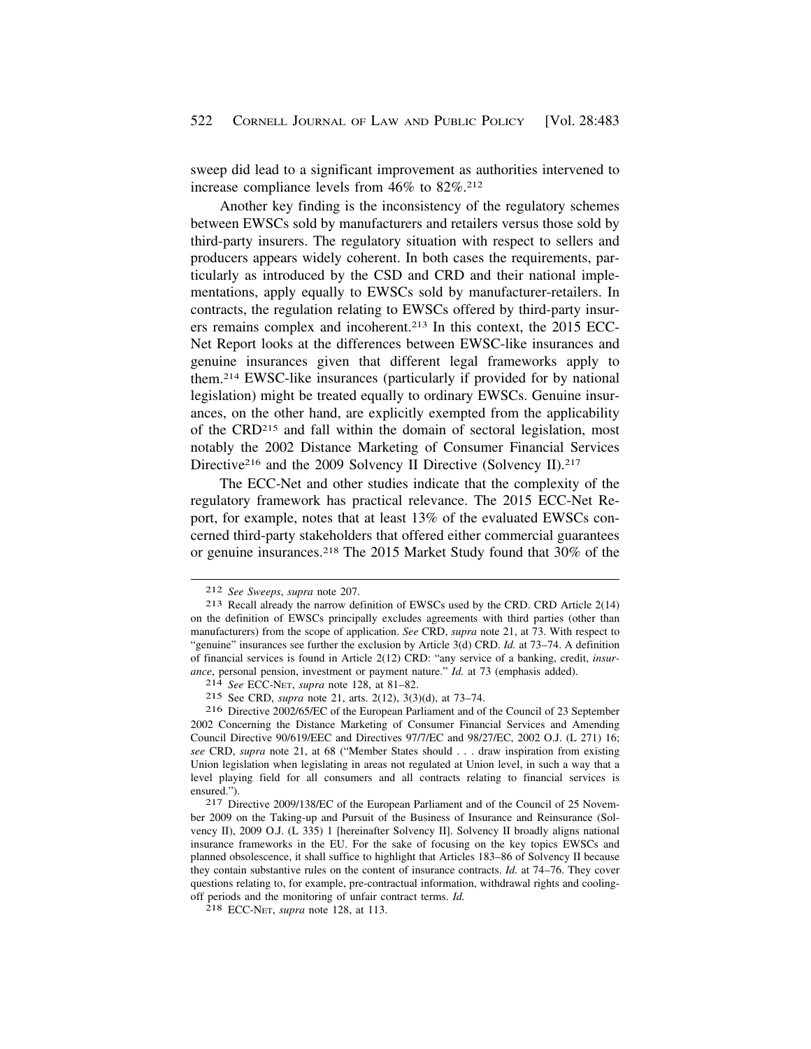sweep did lead to a significant improvement as authorities intervened to increase compliance levels from 46% to 82%.[212]

Another key finding is the inconsistency of the regulatory schemes between EWSCs sold by manufacturers and retailers versus those sold by third-party insurers. The regulatory situation with respect to sellers and producers appears widely coherent. In both cases the requirements, particularly as introduced by the CSD and CRD and their national implementations, apply equally to EWSCs sold by manufacturer-retailers. In contracts, the regulation relating to EWSCs offered by third-party insurers remains complex and incoherent.[213] In this context, the 2015 ECC-Net Report looks at the differences between EWSC-like insurances and genuine insurances given that different legal frameworks apply to them.[214] EWSC-like insurances (particularly if provided for by national legislation) might be treated equally to ordinary EWSCs. Genuine insurances, on the other hand, are explicitly exempted from the applicability of the CRD[215] and fall within the domain of sectoral legislation, most notably the 2002 Distance Marketing of Consumer Financial Services Directive[216] and the 2009 Solvency II Directive (Solvency II).[217]

The ECC-Net and other studies indicate that the complexity of the regulatory framework has practical relevance. The 2015 ECC-Net Report, for example, notes that at least 13% of the evaluated EWSCs concerned third-party stakeholders that offered either commercial guarantees or genuine insurances.[218] The 2015 Market Study found that 30% of the

---

212 *See Sweeps*, *supra* note 207.

213 Recall already the narrow definition of EWSCs used by the CRD. CRD Article 2(14) on the definition of EWSCs principally excludes agreements with third parties (other than manufacturers) from the scope of application. *See* CRD, *supra* note 21, at 73. With respect to "genuine" insurances see further the exclusion by Article 3(d) CRD. *Id.* at 73–74. A definition of financial services is found in Article 2(12) CRD: "any service of a banking, credit, *insurance*, personal pension, investment or payment nature." *Id.* at 73 (emphasis added).

214 *See* ECC-NET, *supra* note 128, at 81–82.

215 See CRD, *supra* note 21, arts. 2(12), 3(3)(d), at 73–74.

216 Directive 2002/65/EC of the European Parliament and of the Council of 23 September 2002 Concerning the Distance Marketing of Consumer Financial Services and Amending Council Directive 90/619/EEC and Directives 97/7/EC and 98/27/EC, 2002 O.J. (L 271) 16; *see* CRD, *supra* note 21, at 68 ("Member States should . . . draw inspiration from existing Union legislation when legislating in areas not regulated at Union level, in such a way that a level playing field for all consumers and all contracts relating to financial services is ensured.").

217 Directive 2009/138/EC of the European Parliament and of the Council of 25 November 2009 on the Taking-up and Pursuit of the Business of Insurance and Reinsurance (Solvency II), 2009 O.J. (L 335) 1 [hereinafter Solvency II]. Solvency II broadly aligns national insurance frameworks in the EU. For the sake of focusing on the key topics EWSCs and planned obsolescence, it shall suffice to highlight that Articles 183–86 of Solvency II because they contain substantive rules on the content of insurance contracts. *Id.* at 74–76. They cover questions relating to, for example, pre-contractual information, withdrawal rights and cooling-off periods and the monitoring of unfair contract terms. *Id.*

218 ECC-NET, *supra* note 128, at 113.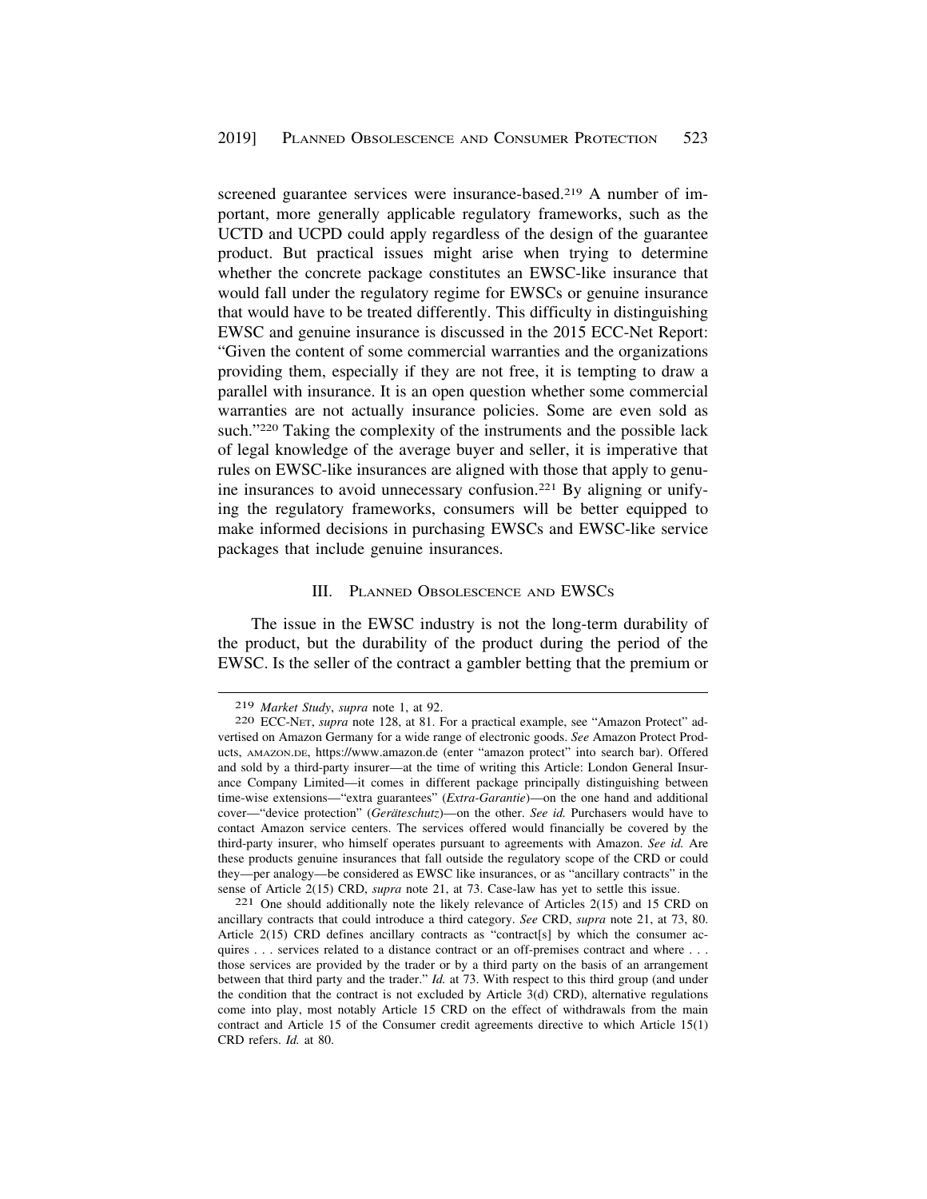screened guarantee services were insurance-based.[219] A number of important, more generally applicable regulatory frameworks, such as the UCTD and UCPD could apply regardless of the design of the guarantee product. But practical issues might arise when trying to determine whether the concrete package constitutes an EWSC-like insurance that would fall under the regulatory regime for EWSCs or genuine insurance that would have to be treated differently. This difficulty in distinguishing EWSC and genuine insurance is discussed in the 2015 ECC-Net Report: "Given the content of some commercial warranties and the organizations providing them, especially if they are not free, it is tempting to draw a parallel with insurance. It is an open question whether some commercial warranties are not actually insurance policies. Some are even sold as such."[220] Taking the complexity of the instruments and the possible lack of legal knowledge of the average buyer and seller, it is imperative that rules on EWSC-like insurances are aligned with those that apply to genuine insurances to avoid unnecessary confusion.[221] By aligning or unifying the regulatory frameworks, consumers will be better equipped to make informed decisions in purchasing EWSCs and EWSC-like service packages that include genuine insurances.

## III. Planned Obsolescence and EWSCs

The issue in the EWSC industry is not the long-term durability of the product, but the durability of the product during the period of the EWSC. Is the seller of the contract a gambler betting that the premium or

---

219 *Market Study*, *supra* note 1, at 92.

220 ECC-Net, *supra* note 128, at 81. For a practical example, see "Amazon Protect" advertised on Amazon Germany for a wide range of electronic goods. *See* Amazon Protect Products, AMAZON.DE, https://www.amazon.de (enter "amazon protect" into search bar). Offered and sold by a third-party insurer—at the time of writing this Article: London General Insurance Company Limited—it comes in different package principally distinguishing between time-wise extensions—"extra guarantees" (*Extra-Garantie*)—on the one hand and additional cover—"device protection" (*Geräteschutz*)—on the other. *See id.* Purchasers would have to contact Amazon service centers. The services offered would financially be covered by the third-party insurer, who himself operates pursuant to agreements with Amazon. *See id.* Are these products genuine insurances that fall outside the regulatory scope of the CRD or could they—per analogy—be considered as EWSC like insurances, or as "ancillary contracts" in the sense of Article 2(15) CRD, *supra* note 21, at 73. Case-law has yet to settle this issue.

221 One should additionally note the likely relevance of Articles 2(15) and 15 CRD on ancillary contracts that could introduce a third category. *See* CRD, *supra* note 21, at 73, 80. Article 2(15) CRD defines ancillary contracts as "contract[s] by which the consumer acquires . . . services related to a distance contract or an off-premises contract and where . . . those services are provided by the trader or by a third party on the basis of an arrangement between that third party and the trader." *Id.* at 73. With respect to this third group (and under the condition that the contract is not excluded by Article 3(d) CRD), alternative regulations come into play, most notably Article 15 CRD on the effect of withdrawals from the main contract and Article 15 of the Consumer credit agreements directive to which Article 15(1) CRD refers. *Id.* at 80.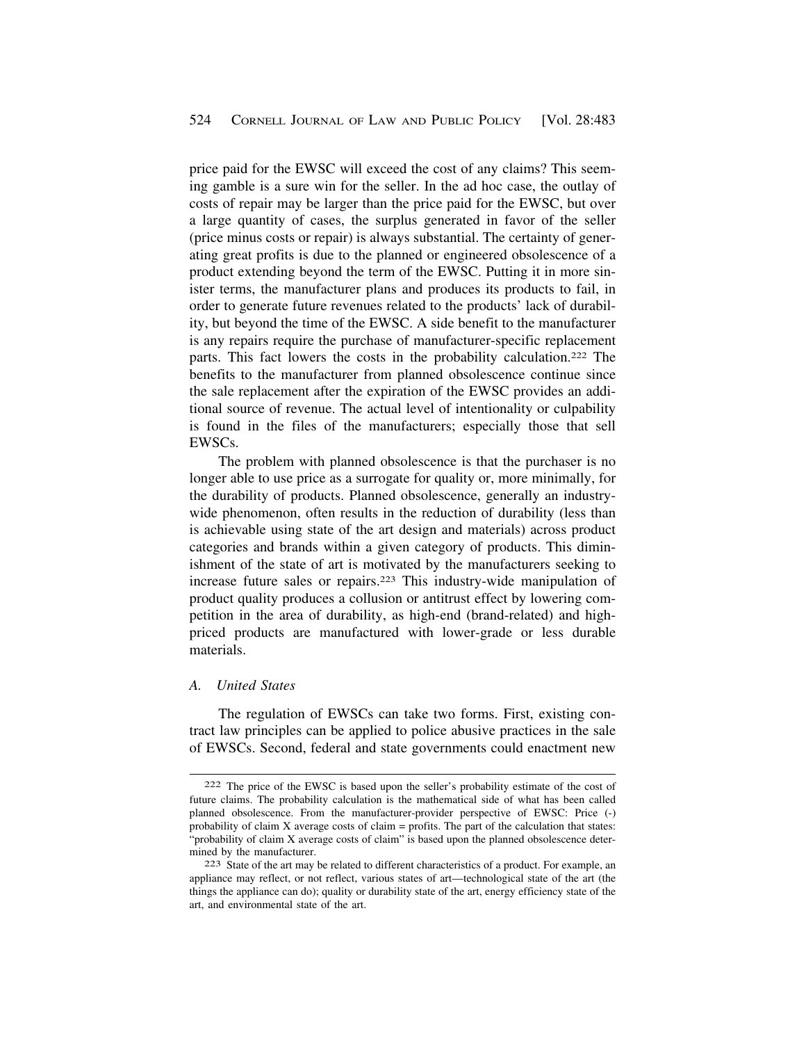price paid for the EWSC will exceed the cost of any claims? This seeming gamble is a sure win for the seller. In the ad hoc case, the outlay of costs of repair may be larger than the price paid for the EWSC, but over a large quantity of cases, the surplus generated in favor of the seller (price minus costs or repair) is always substantial. The certainty of generating great profits is due to the planned or engineered obsolescence of a product extending beyond the term of the EWSC. Putting it in more sinister terms, the manufacturer plans and produces its products to fail, in order to generate future revenues related to the products' lack of durability, but beyond the time of the EWSC. A side benefit to the manufacturer is any repairs require the purchase of manufacturer-specific replacement parts. This fact lowers the costs in the probability calculation.[222] The benefits to the manufacturer from planned obsolescence continue since the sale replacement after the expiration of the EWSC provides an additional source of revenue. The actual level of intentionality or culpability is found in the files of the manufacturers; especially those that sell EWSCs.

The problem with planned obsolescence is that the purchaser is no longer able to use price as a surrogate for quality or, more minimally, for the durability of products. Planned obsolescence, generally an industry-wide phenomenon, often results in the reduction of durability (less than is achievable using state of the art design and materials) across product categories and brands within a given category of products. This diminishment of the state of art is motivated by the manufacturers seeking to increase future sales or repairs.[223] This industry-wide manipulation of product quality produces a collusion or antitrust effect by lowering competition in the area of durability, as high-end (brand-related) and high-priced products are manufactured with lower-grade or less durable materials.

### *A. United States*

The regulation of EWSCs can take two forms. First, existing contract law principles can be applied to police abusive practices in the sale of EWSCs. Second, federal and state governments could enactment new

---

[222] The price of the EWSC is based upon the seller's probability estimate of the cost of future claims. The probability calculation is the mathematical side of what has been called planned obsolescence. From the manufacturer-provider perspective of EWSC: Price (-) probability of claim X average costs of claim = profits. The part of the calculation that states: "probability of claim X average costs of claim" is based upon the planned obsolescence determined by the manufacturer.

[223] State of the art may be related to different characteristics of a product. For example, an appliance may reflect, or not reflect, various states of art—technological state of the art (the things the appliance can do); quality or durability state of the art, energy efficiency state of the art, and environmental state of the art.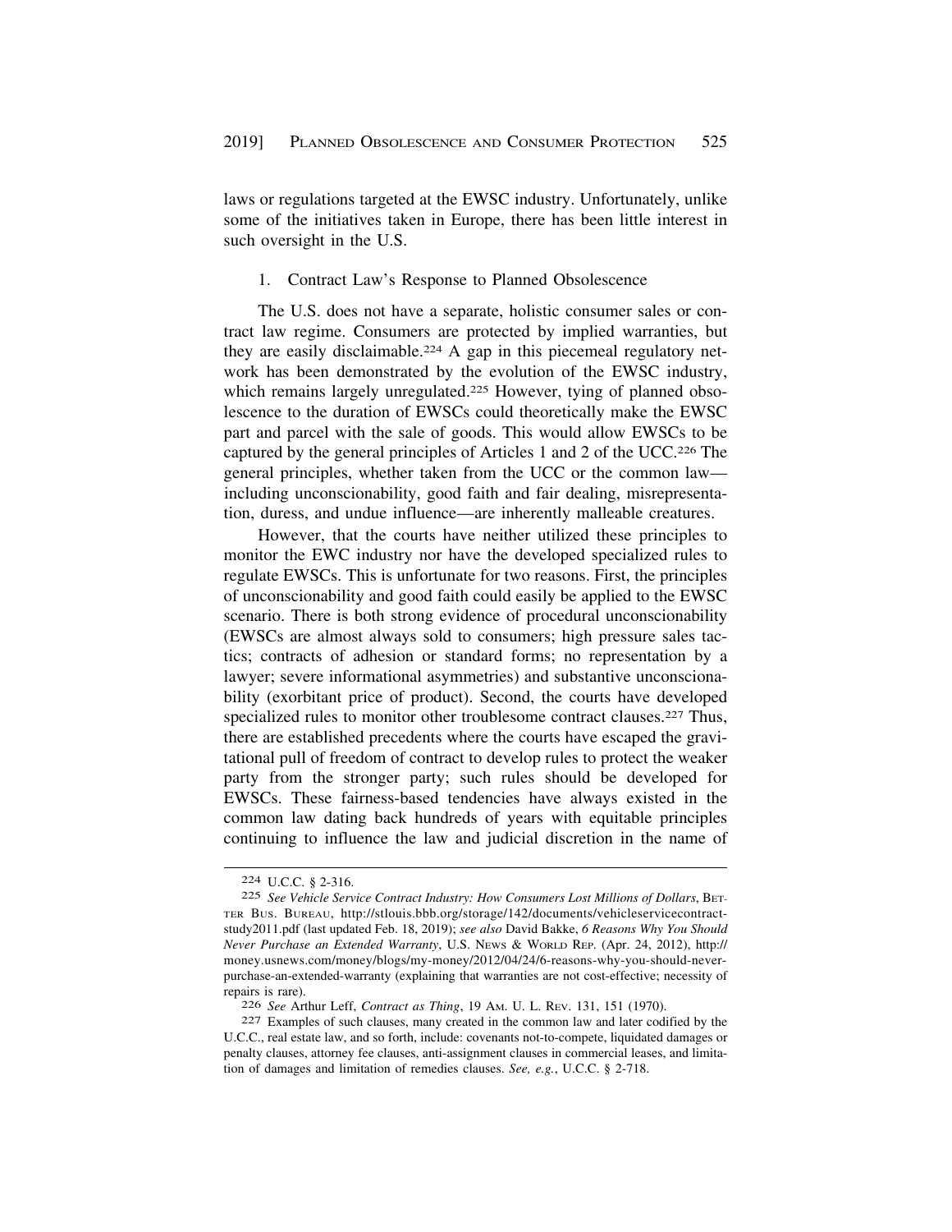laws or regulations targeted at the EWSC industry. Unfortunately, unlike some of the initiatives taken in Europe, there has been little interest in such oversight in the U.S.

### 1. Contract Law's Response to Planned Obsolescence

The U.S. does not have a separate, holistic consumer sales or contract law regime. Consumers are protected by implied warranties, but they are easily disclaimable.[224] A gap in this piecemeal regulatory network has been demonstrated by the evolution of the EWSC industry, which remains largely unregulated.[225] However, tying of planned obsolescence to the duration of EWSCs could theoretically make the EWSC part and parcel with the sale of goods. This would allow EWSCs to be captured by the general principles of Articles 1 and 2 of the UCC.[226] The general principles, whether taken from the UCC or the common law—including unconscionability, good faith and fair dealing, misrepresentation, duress, and undue influence—are inherently malleable creatures.

However, that the courts have neither utilized these principles to monitor the EWC industry nor have the developed specialized rules to regulate EWSCs. This is unfortunate for two reasons. First, the principles of unconscionability and good faith could easily be applied to the EWSC scenario. There is both strong evidence of procedural unconscionability (EWSCs are almost always sold to consumers; high pressure sales tactics; contracts of adhesion or standard forms; no representation by a lawyer; severe informational asymmetries) and substantive unconscionability (exorbitant price of product). Second, the courts have developed specialized rules to monitor other troublesome contract clauses.[227] Thus, there are established precedents where the courts have escaped the gravitational pull of freedom of contract to develop rules to protect the weaker party from the stronger party; such rules should be developed for EWSCs. These fairness-based tendencies have always existed in the common law dating back hundreds of years with equitable principles continuing to influence the law and judicial discretion in the name of

---

224 U.C.C. § 2-316.

225 *See Vehicle Service Contract Industry: How Consumers Lost Millions of Dollars*, BETTER BUS. BUREAU, http://stlouis.bbb.org/storage/142/documents/vehicleservicecontractstudy2011.pdf (last updated Feb. 18, 2019); *see also* David Bakke, *6 Reasons Why You Should Never Purchase an Extended Warranty*, U.S. NEWS & WORLD REP. (Apr. 24, 2012), http://money.usnews.com/money/blogs/my-money/2012/04/24/6-reasons-why-you-should-never-purchase-an-extended-warranty (explaining that warranties are not cost-effective; necessity of repairs is rare).

226 *See* Arthur Leff, *Contract as Thing*, 19 AM. U. L. REV. 131, 151 (1970).

227 Examples of such clauses, many created in the common law and later codified by the U.C.C., real estate law, and so forth, include: covenants not-to-compete, liquidated damages or penalty clauses, attorney fee clauses, anti-assignment clauses in commercial leases, and limitation of damages and limitation of remedies clauses. *See, e.g.*, U.C.C. § 2-718.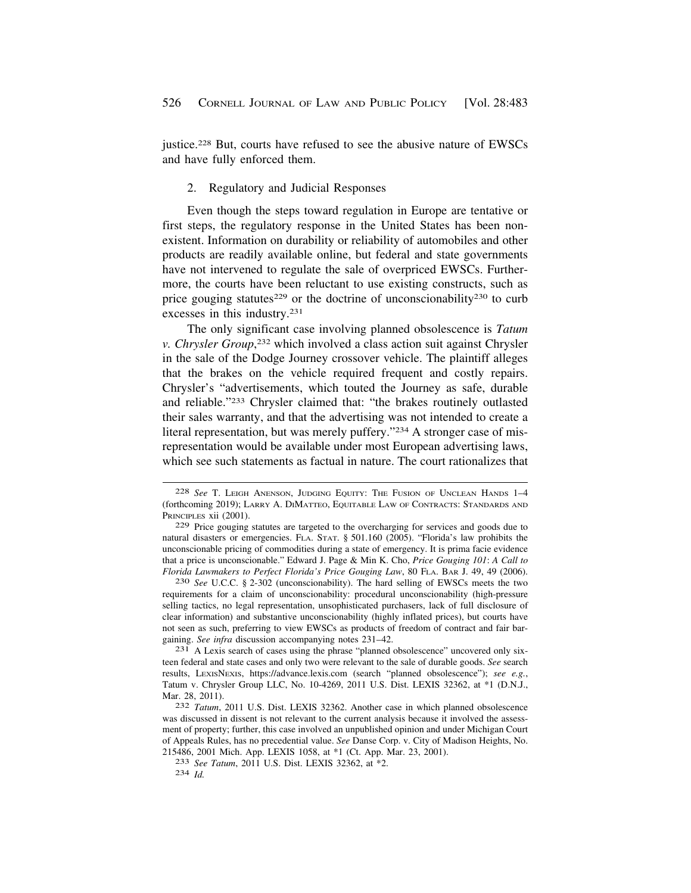justice.[228] But, courts have refused to see the abusive nature of EWSCs and have fully enforced them.

### 2. Regulatory and Judicial Responses

Even though the steps toward regulation in Europe are tentative or first steps, the regulatory response in the United States has been non-existent. Information on durability or reliability of automobiles and other products are readily available online, but federal and state governments have not intervened to regulate the sale of overpriced EWSCs. Furthermore, the courts have been reluctant to use existing constructs, such as price gouging statutes[229] or the doctrine of unconscionability[230] to curb excesses in this industry.[231]

The only significant case involving planned obsolescence is *Tatum v. Chrysler Group*,[232] which involved a class action suit against Chrysler in the sale of the Dodge Journey crossover vehicle. The plaintiff alleges that the brakes on the vehicle required frequent and costly repairs. Chrysler's "advertisements, which touted the Journey as safe, durable and reliable."[233] Chrysler claimed that: "the brakes routinely outlasted their sales warranty, and that the advertising was not intended to create a literal representation, but was merely puffery."[234] A stronger case of misrepresentation would be available under most European advertising laws, which see such statements as factual in nature. The court rationalizes that

---

[228] *See* T. LEIGH ANENSON, JUDGING EQUITY: THE FUSION OF UNCLEAN HANDS 1–4 (forthcoming 2019); LARRY A. DIMATTEO, EQUITABLE LAW OF CONTRACTS: STANDARDS AND PRINCIPLES xii (2001).

[229] Price gouging statutes are targeted to the overcharging for services and goods due to natural disasters or emergencies. FLA. STAT. § 501.160 (2005). "Florida's law prohibits the unconscionable pricing of commodities during a state of emergency. It is prima facie evidence that a price is unconscionable." Edward J. Page & Min K. Cho, *Price Gouging 101*: *A Call to Florida Lawmakers to Perfect Florida's Price Gouging Law*, 80 FLA. BAR J. 49, 49 (2006).

[230] *See* U.C.C. § 2-302 (unconscionability). The hard selling of EWSCs meets the two requirements for a claim of unconscionability: procedural unconscionability (high-pressure selling tactics, no legal representation, unsophisticated purchasers, lack of full disclosure of clear information) and substantive unconscionability (highly inflated prices), but courts have not seen as such, preferring to view EWSCs as products of freedom of contract and fair bargaining. *See infra* discussion accompanying notes 231–42.

[231] A Lexis search of cases using the phrase "planned obsolescence" uncovered only sixteen federal and state cases and only two were relevant to the sale of durable goods. *See* search results, LEXISNEXIS, https://advance.lexis.com (search "planned obsolescence"); *see e.g.*, Tatum v. Chrysler Group LLC, No. 10-4269, 2011 U.S. Dist. LEXIS 32362, at *1 (D.N.J., Mar. 28, 2011).

[232] *Tatum*, 2011 U.S. Dist. LEXIS 32362. Another case in which planned obsolescence was discussed in dissent is not relevant to the current analysis because it involved the assessment of property; further, this case involved an unpublished opinion and under Michigan Court of Appeals Rules, has no precedential value. *See* Danse Corp. v. City of Madison Heights, No. 215486, 2001 Mich. App. LEXIS 1058, at *1 (Ct. App. Mar. 23, 2001).

[233] *See Tatum*, 2011 U.S. Dist. LEXIS 32362, at *2.

[234] *Id.*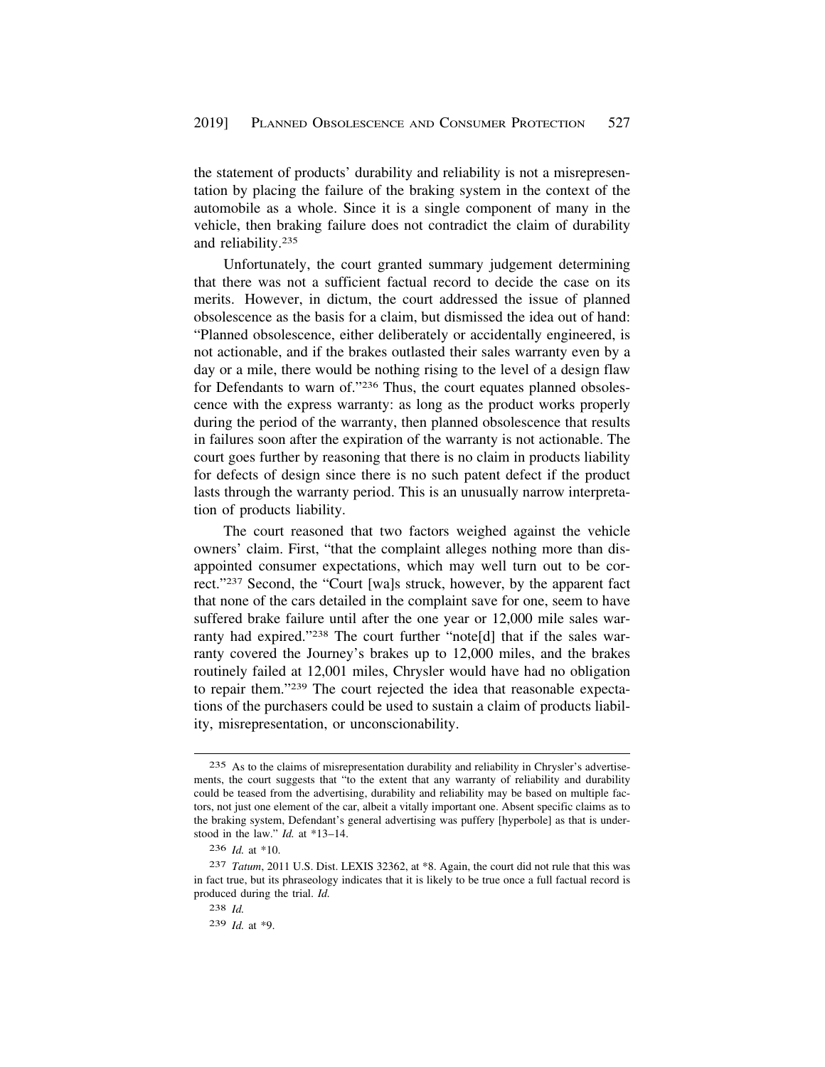the statement of products' durability and reliability is not a misrepresentation by placing the failure of the braking system in the context of the automobile as a whole. Since it is a single component of many in the vehicle, then braking failure does not contradict the claim of durability and reliability.[235]

Unfortunately, the court granted summary judgement determining that there was not a sufficient factual record to decide the case on its merits. However, in dictum, the court addressed the issue of planned obsolescence as the basis for a claim, but dismissed the idea out of hand: "Planned obsolescence, either deliberately or accidentally engineered, is not actionable, and if the brakes outlasted their sales warranty even by a day or a mile, there would be nothing rising to the level of a design flaw for Defendants to warn of."[236] Thus, the court equates planned obsolescence with the express warranty: as long as the product works properly during the period of the warranty, then planned obsolescence that results in failures soon after the expiration of the warranty is not actionable. The court goes further by reasoning that there is no claim in products liability for defects of design since there is no such patent defect if the product lasts through the warranty period. This is an unusually narrow interpretation of products liability.

The court reasoned that two factors weighed against the vehicle owners' claim. First, "that the complaint alleges nothing more than disappointed consumer expectations, which may well turn out to be correct."[237] Second, the "Court [wa]s struck, however, by the apparent fact that none of the cars detailed in the complaint save for one, seem to have suffered brake failure until after the one year or 12,000 mile sales warranty had expired."[238] The court further "note[d] that if the sales warranty covered the Journey's brakes up to 12,000 miles, and the brakes routinely failed at 12,001 miles, Chrysler would have had no obligation to repair them."[239] The court rejected the idea that reasonable expectations of the purchasers could be used to sustain a claim of products liability, misrepresentation, or unconscionability.

---

235 As to the claims of misrepresentation durability and reliability in Chrysler's advertisements, the court suggests that "to the extent that any warranty of reliability and durability could be teased from the advertising, durability and reliability may be based on multiple factors, not just one element of the car, albeit a vitally important one. Absent specific claims as to the braking system, Defendant's general advertising was puffery [hyperbole] as that is understood in the law." *Id.* at *13–14.

236 *Id.* at *10.

237 *Tatum*, 2011 U.S. Dist. LEXIS 32362, at *8. Again, the court did not rule that this was in fact true, but its phraseology indicates that it is likely to be true once a full factual record is produced during the trial. *Id.*

238 *Id.*

239 *Id.* at *9.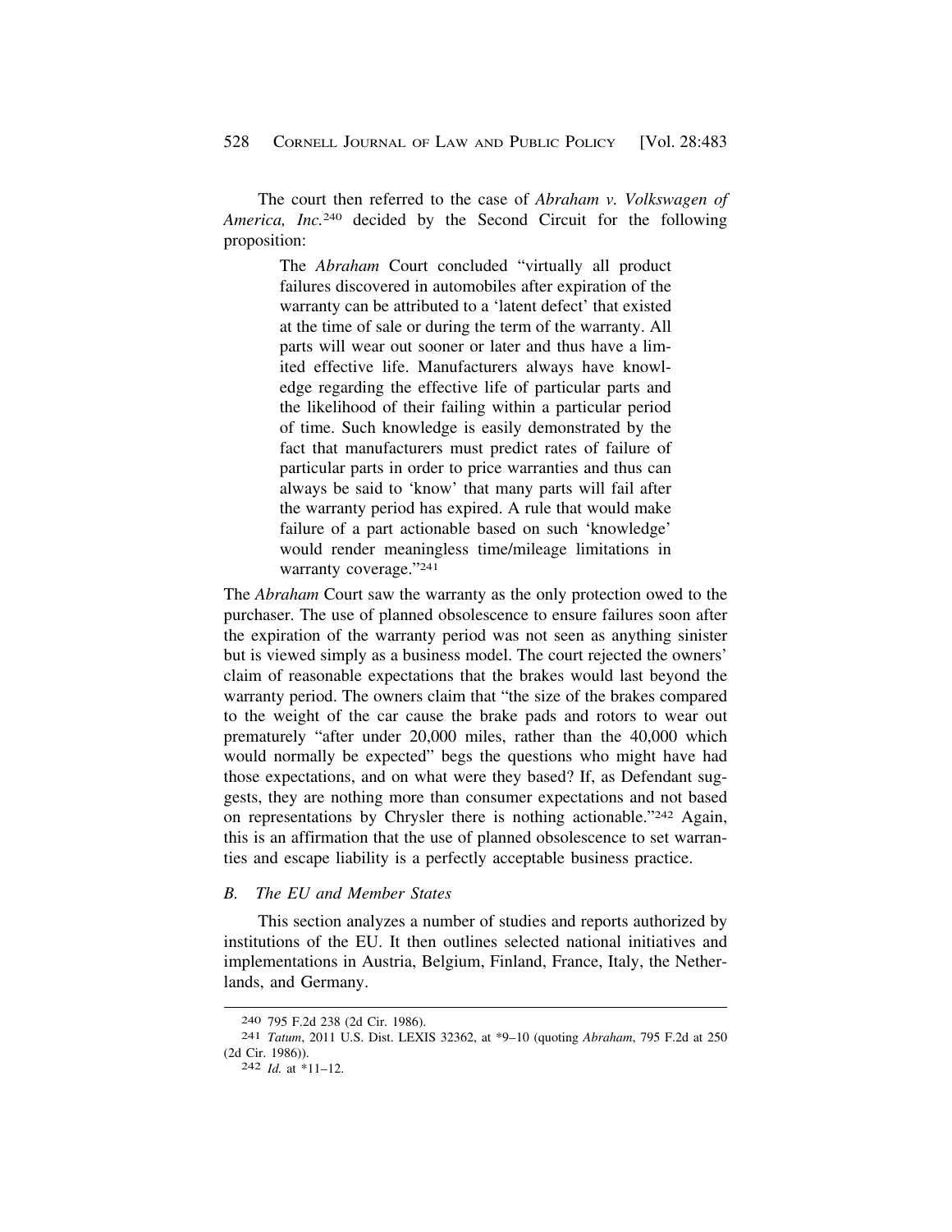The court then referred to the case of *Abraham v. Volkswagen of America, Inc.*[240] decided by the Second Circuit for the following proposition:

> The *Abraham* Court concluded "virtually all product failures discovered in automobiles after expiration of the warranty can be attributed to a 'latent defect' that existed at the time of sale or during the term of the warranty. All parts will wear out sooner or later and thus have a limited effective life. Manufacturers always have knowledge regarding the effective life of particular parts and the likelihood of their failing within a particular period of time. Such knowledge is easily demonstrated by the fact that manufacturers must predict rates of failure of particular parts in order to price warranties and thus can always be said to 'know' that many parts will fail after the warranty period has expired. A rule that would make failure of a part actionable based on such 'knowledge' would render meaningless time/mileage limitations in warranty coverage."[241]

The *Abraham* Court saw the warranty as the only protection owed to the purchaser. The use of planned obsolescence to ensure failures soon after the expiration of the warranty period was not seen as anything sinister but is viewed simply as a business model. The court rejected the owners' claim of reasonable expectations that the brakes would last beyond the warranty period. The owners claim that "the size of the brakes compared to the weight of the car cause the brake pads and rotors to wear out prematurely "after under 20,000 miles, rather than the 40,000 which would normally be expected" begs the questions who might have had those expectations, and on what were they based? If, as Defendant suggests, they are nothing more than consumer expectations and not based on representations by Chrysler there is nothing actionable."[242] Again, this is an affirmation that the use of planned obsolescence to set warranties and escape liability is a perfectly acceptable business practice.

### *B. The EU and Member States*

This section analyzes a number of studies and reports authorized by institutions of the EU. It then outlines selected national initiatives and implementations in Austria, Belgium, Finland, France, Italy, the Netherlands, and Germany.

---

240 795 F.2d 238 (2d Cir. 1986).

241 *Tatum*, 2011 U.S. Dist. LEXIS 32362, at *9–10 (quoting *Abraham*, 795 F.2d at 250 (2d Cir. 1986)).

242 *Id.* at *11–12.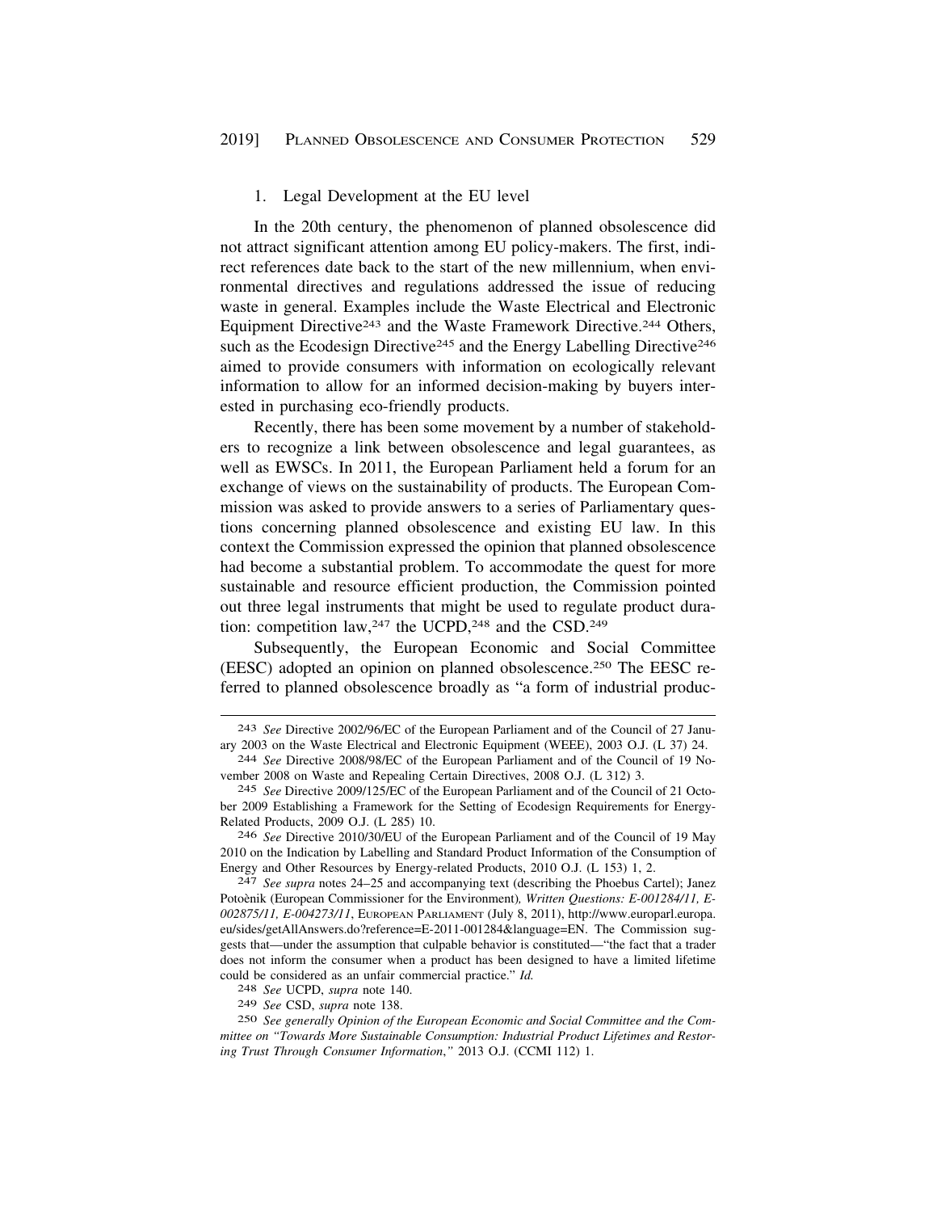### 1. Legal Development at the EU level

In the 20th century, the phenomenon of planned obsolescence did not attract significant attention among EU policy-makers. The first, indirect references date back to the start of the new millennium, when environmental directives and regulations addressed the issue of reducing waste in general. Examples include the Waste Electrical and Electronic Equipment Directive[243] and the Waste Framework Directive.[244] Others, such as the Ecodesign Directive[245] and the Energy Labelling Directive[246] aimed to provide consumers with information on ecologically relevant information to allow for an informed decision-making by buyers interested in purchasing eco-friendly products.

Recently, there has been some movement by a number of stakeholders to recognize a link between obsolescence and legal guarantees, as well as EWSCs. In 2011, the European Parliament held a forum for an exchange of views on the sustainability of products. The European Commission was asked to provide answers to a series of Parliamentary questions concerning planned obsolescence and existing EU law. In this context the Commission expressed the opinion that planned obsolescence had become a substantial problem. To accommodate the quest for more sustainable and resource efficient production, the Commission pointed out three legal instruments that might be used to regulate product duration: competition law,[247] the UCPD,[248] and the CSD.[249]

Subsequently, the European Economic and Social Committee (EESC) adopted an opinion on planned obsolescence.[250] The EESC referred to planned obsolescence broadly as "a form of industrial produc-

---

243 *See* Directive 2002/96/EC of the European Parliament and of the Council of 27 January 2003 on the Waste Electrical and Electronic Equipment (WEEE), 2003 O.J. (L 37) 24.

244 *See* Directive 2008/98/EC of the European Parliament and of the Council of 19 November 2008 on Waste and Repealing Certain Directives, 2008 O.J. (L 312) 3.

245 *See* Directive 2009/125/EC of the European Parliament and of the Council of 21 October 2009 Establishing a Framework for the Setting of Ecodesign Requirements for Energy-Related Products, 2009 O.J. (L 285) 10.

246 *See* Directive 2010/30/EU of the European Parliament and of the Council of 19 May 2010 on the Indication by Labelling and Standard Product Information of the Consumption of Energy and Other Resources by Energy-related Products, 2010 O.J. (L 153) 1, 2.

247 *See supra* notes 24–25 and accompanying text (describing the Phoebus Cartel); Janez Potoènik (European Commissioner for the Environment), *Written Questions: E-001284/11, E-002875/11, E-004273/11*, EUROPEAN PARLIAMENT (July 8, 2011), http://www.europarl.europa.eu/sides/getAllAnswers.do?reference=E-2011-001284&language=EN. The Commission suggests that—under the assumption that culpable behavior is constituted—"the fact that a trader does not inform the consumer when a product has been designed to have a limited lifetime could be considered as an unfair commercial practice." *Id.*

248 *See* UCPD, *supra* note 140.

249 *See* CSD, *supra* note 138.

250 *See generally Opinion of the European Economic and Social Committee and the Committee on "Towards More Sustainable Consumption: Industrial Product Lifetimes and Restoring Trust Through Consumer Information*,*"* 2013 O.J. (CCMI 112) 1.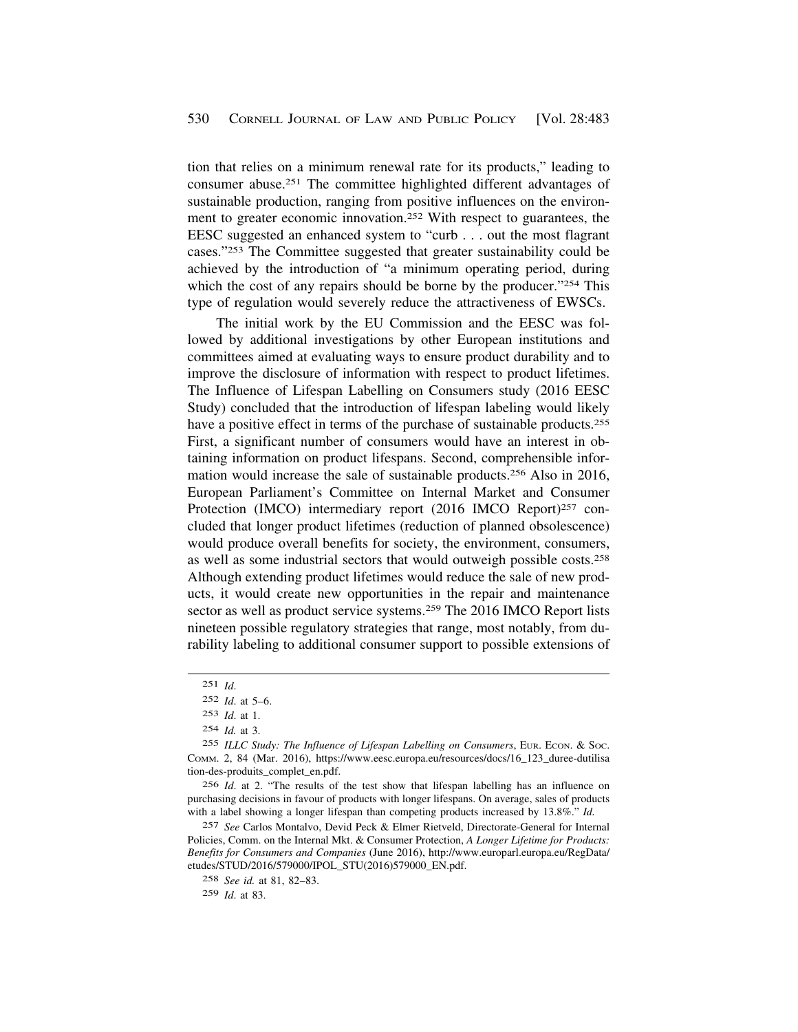tion that relies on a minimum renewal rate for its products," leading to consumer abuse.[251] The committee highlighted different advantages of sustainable production, ranging from positive influences on the environment to greater economic innovation.[252] With respect to guarantees, the EESC suggested an enhanced system to "curb . . . out the most flagrant cases."[253] The Committee suggested that greater sustainability could be achieved by the introduction of "a minimum operating period, during which the cost of any repairs should be borne by the producer."[254] This type of regulation would severely reduce the attractiveness of EWSCs.

The initial work by the EU Commission and the EESC was followed by additional investigations by other European institutions and committees aimed at evaluating ways to ensure product durability and to improve the disclosure of information with respect to product lifetimes. The Influence of Lifespan Labelling on Consumers study (2016 EESC Study) concluded that the introduction of lifespan labeling would likely have a positive effect in terms of the purchase of sustainable products.[255] First, a significant number of consumers would have an interest in obtaining information on product lifespans. Second, comprehensible information would increase the sale of sustainable products.[256] Also in 2016, European Parliament's Committee on Internal Market and Consumer Protection (IMCO) intermediary report (2016 IMCO Report)[257] concluded that longer product lifetimes (reduction of planned obsolescence) would produce overall benefits for society, the environment, consumers, as well as some industrial sectors that would outweigh possible costs.[258] Although extending product lifetimes would reduce the sale of new products, it would create new opportunities in the repair and maintenance sector as well as product service systems.[259] The 2016 IMCO Report lists nineteen possible regulatory strategies that range, most notably, from durability labeling to additional consumer support to possible extensions of

---

[251] *Id.*

[252] *Id.* at 5–6.

[253] *Id.* at 1.

[254] *Id.* at 3.

[255] *ILLC Study: The Influence of Lifespan Labelling on Consumers*, EUR. ECON. & SOC. COMM. 2, 84 (Mar. 2016), https://www.eesc.europa.eu/resources/docs/16_123_duree-dutilisation-des-produits_complet_en.pdf.

[256] *Id.* at 2. "The results of the test show that lifespan labelling has an influence on purchasing decisions in favour of products with longer lifespans. On average, sales of products with a label showing a longer lifespan than competing products increased by 13.8%." *Id.*

[257] *See* Carlos Montalvo, Devid Peck & Elmer Rietveld, Directorate-General for Internal Policies, Comm. on the Internal Mkt. & Consumer Protection, *A Longer Lifetime for Products: Benefits for Consumers and Companies* (June 2016), http://www.europarl.europa.eu/RegData/etudes/STUD/2016/579000/IPOL_STU(2016)579000_EN.pdf.

[258] *See id.* at 81, 82–83.

[259] *Id.* at 83.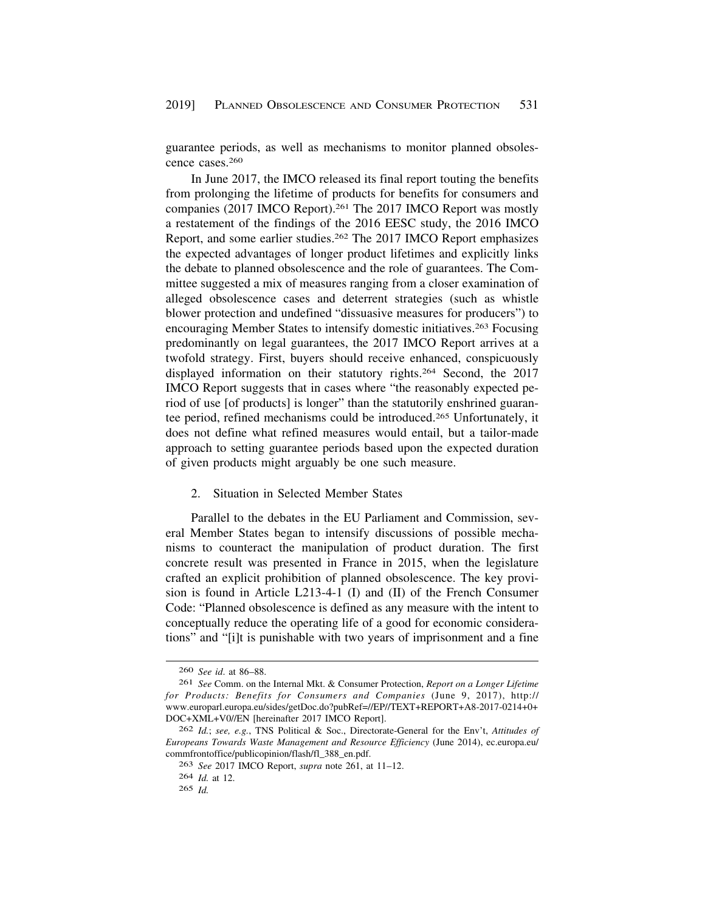guarantee periods, as well as mechanisms to monitor planned obsolescence cases.[260]

In June 2017, the IMCO released its final report touting the benefits from prolonging the lifetime of products for benefits for consumers and companies (2017 IMCO Report).[261] The 2017 IMCO Report was mostly a restatement of the findings of the 2016 EESC study, the 2016 IMCO Report, and some earlier studies.[262] The 2017 IMCO Report emphasizes the expected advantages of longer product lifetimes and explicitly links the debate to planned obsolescence and the role of guarantees. The Committee suggested a mix of measures ranging from a closer examination of alleged obsolescence cases and deterrent strategies (such as whistle blower protection and undefined "dissuasive measures for producers") to encouraging Member States to intensify domestic initiatives.[263] Focusing predominantly on legal guarantees, the 2017 IMCO Report arrives at a twofold strategy. First, buyers should receive enhanced, conspicuously displayed information on their statutory rights.[264] Second, the 2017 IMCO Report suggests that in cases where "the reasonably expected period of use [of products] is longer" than the statutorily enshrined guarantee period, refined mechanisms could be introduced.[265] Unfortunately, it does not define what refined measures would entail, but a tailor-made approach to setting guarantee periods based upon the expected duration of given products might arguably be one such measure.

### 2. Situation in Selected Member States

Parallel to the debates in the EU Parliament and Commission, several Member States began to intensify discussions of possible mechanisms to counteract the manipulation of product duration. The first concrete result was presented in France in 2015, when the legislature crafted an explicit prohibition of planned obsolescence. The key provision is found in Article L213-4-1 (I) and (II) of the French Consumer Code: "Planned obsolescence is defined as any measure with the intent to conceptually reduce the operating life of a good for economic considerations" and "[i]t is punishable with two years of imprisonment and a fine

---

260 *See id.* at 86–88.

261 *See* Comm. on the Internal Mkt. & Consumer Protection, *Report on a Longer Lifetime for Products: Benefits for Consumers and Companies* (June 9, 2017), http://www.europarl.europa.eu/sides/getDoc.do?pubRef=//EP//TEXT+REPORT+A8-2017-0214+0+DOC+XML+V0//EN [hereinafter 2017 IMCO Report].

262 *Id.*; *see, e.g.*, TNS Political & Soc., Directorate-General for the Env't, *Attitudes of Europeans Towards Waste Management and Resource Efficiency* (June 2014), ec.europa.eu/commfrontoffice/publicopinion/flash/fl_388_en.pdf.

263 *See* 2017 IMCO Report, *supra* note 261, at 11–12.

264 *Id.* at 12.

265 *Id.*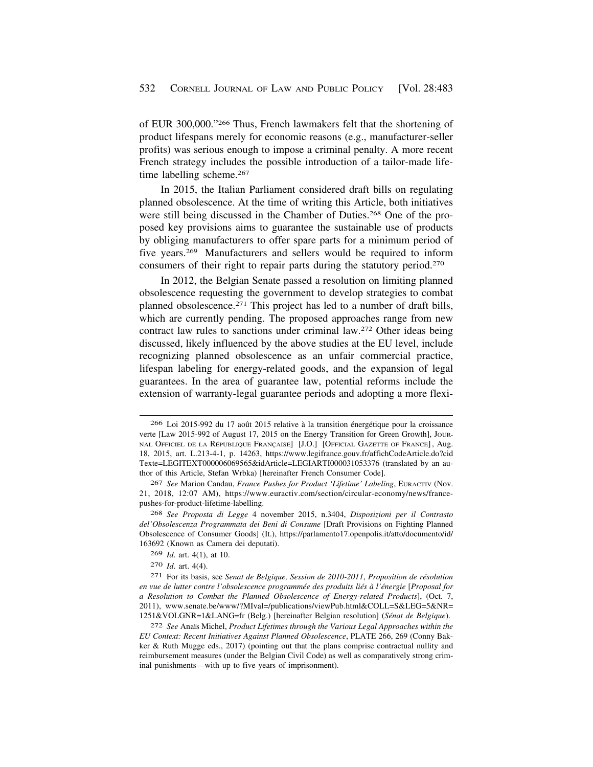of EUR 300,000."[266] Thus, French lawmakers felt that the shortening of product lifespans merely for economic reasons (e.g., manufacturer-seller profits) was serious enough to impose a criminal penalty. A more recent French strategy includes the possible introduction of a tailor-made lifetime labelling scheme.[267]

In 2015, the Italian Parliament considered draft bills on regulating planned obsolescence. At the time of writing this Article, both initiatives were still being discussed in the Chamber of Duties.[268] One of the proposed key provisions aims to guarantee the sustainable use of products by obliging manufacturers to offer spare parts for a minimum period of five years.[269] Manufacturers and sellers would be required to inform consumers of their right to repair parts during the statutory period.[270]

In 2012, the Belgian Senate passed a resolution on limiting planned obsolescence requesting the government to develop strategies to combat planned obsolescence.[271] This project has led to a number of draft bills, which are currently pending. The proposed approaches range from new contract law rules to sanctions under criminal law.[272] Other ideas being discussed, likely influenced by the above studies at the EU level, include recognizing planned obsolescence as an unfair commercial practice, lifespan labeling for energy-related goods, and the expansion of legal guarantees. In the area of guarantee law, potential reforms include the extension of warranty-legal guarantee periods and adopting a more flexi-

---

266 Loi 2015-992 du 17 août 2015 relative à la transition énergétique pour la croissance verte [Law 2015-992 of August 17, 2015 on the Energy Transition for Green Growth], JOURNAL OFFICIEL DE LA RÉPUBLIQUE FRANÇAISE] [J.O.] [OFFICIAL GAZETTE OF FRANCE], Aug. 18, 2015, art. L.213-4-1, p. 14263, https://www.legifrance.gouv.fr/affichCodeArticle.do?cidTexte=LEGITEXT000006069565&idArticle=LEGIARTI000031053376 (translated by an author of this Article, Stefan Wrbka) [hereinafter French Consumer Code].

267 *See* Marion Candau, *France Pushes for Product 'Lifetime' Labeling*, EURACTIV (Nov. 21, 2018, 12:07 AM), https://www.euractiv.com/section/circular-economy/news/france-pushes-for-product-lifetime-labelling.

268 *See Proposta di Legge* 4 november 2015, n.3404, *Disposizioni per il Contrasto del'Obsolescenza Programmata dei Beni di Consume* [Draft Provisions on Fighting Planned Obsolescence of Consumer Goods] (It.), https://parlamento17.openpolis.it/atto/documento/id/163692 (Known as Camera dei deputati).

269 *Id.* art. 4(1), at 10.

270 *Id.* art. 4(4).

271 For its basis, see *Senat de Belgique, Session de 2010-2011*, *Proposition de résolution en vue de lutter contre l'obsolescence programmée des produits liés à l'énergie* [*Proposal for a Resolution to Combat the Planned Obsolescence of Energy-related Products*], (Oct. 7, 2011), www.senate.be/www/?MIval=/publications/viewPub.html&COLL=S&LEG=5&NR=1251&VOLGNR=1&LANG=fr (Belg.) [hereinafter Belgian resolution] (*Sénat de Belgique*).

272 *See* Anaïs Michel, *Product Lifetimes through the Various Legal Approaches within the EU Context: Recent Initiatives Against Planned Obsolescence*, PLATE 266, 269 (Conny Bakker & Ruth Mugge eds., 2017) (pointing out that the plans comprise contractual nullity and reimbursement measures (under the Belgian Civil Code) as well as comparatively strong criminal punishments—with up to five years of imprisonment).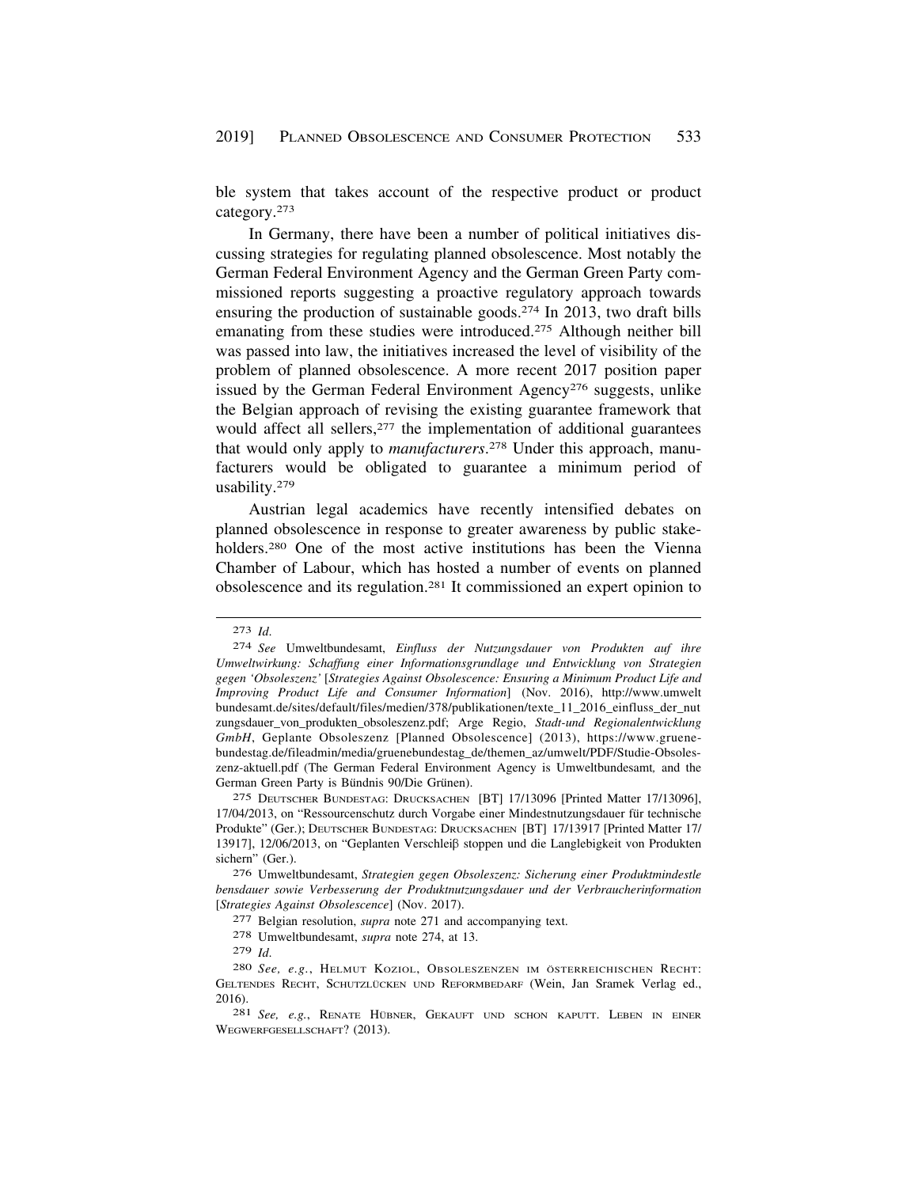ble system that takes account of the respective product or product category.[273]

In Germany, there have been a number of political initiatives discussing strategies for regulating planned obsolescence. Most notably the German Federal Environment Agency and the German Green Party commissioned reports suggesting a proactive regulatory approach towards ensuring the production of sustainable goods.[274] In 2013, two draft bills emanating from these studies were introduced.[275] Although neither bill was passed into law, the initiatives increased the level of visibility of the problem of planned obsolescence. A more recent 2017 position paper issued by the German Federal Environment Agency[276] suggests, unlike the Belgian approach of revising the existing guarantee framework that would affect all sellers,[277] the implementation of additional guarantees that would only apply to *manufacturers*.[278] Under this approach, manufacturers would be obligated to guarantee a minimum period of usability.[279]

Austrian legal academics have recently intensified debates on planned obsolescence in response to greater awareness by public stakeholders.[280] One of the most active institutions has been the Vienna Chamber of Labour, which has hosted a number of events on planned obsolescence and its regulation.[281] It commissioned an expert opinion to

---

273 *Id.*

274 *See* Umweltbundesamt, *Einfluss der Nutzungsdauer von Produkten auf ihre Umweltwirkung: Schaffung einer Informationsgrundlage und Entwicklung von Strategien gegen 'Obsoleszenz'* [*Strategies Against Obsolescence: Ensuring a Minimum Product Life and Improving Product Life and Consumer Information*] (Nov. 2016), http://www.umweltbundesamt.de/sites/default/files/medien/378/publikationen/texte_11_2016_einfluss_der_nutzungsdauer_von_produkten_obsoleszenz.pdf; Arge Regio, *Stadt-und Regionalentwicklung GmbH*, Geplante Obsoleszenz [Planned Obsolescence] (2013), https://www.gruene-bundestag.de/fileadmin/media/gruenebundestag_de/themen_az/umwelt/PDF/Studie-Obsoleszenz-aktuell.pdf (The German Federal Environment Agency is Umweltbundesamt*,* and the German Green Party is Bündnis 90/Die Grünen).

275 DEUTSCHER BUNDESTAG: DRUCKSACHEN [BT] 17/13096 [Printed Matter 17/13096], 17/04/2013, on "Ressourcenschutz durch Vorgabe einer Mindestnutzungsdauer für technische Produkte" (Ger.); DEUTSCHER BUNDESTAG: DRUCKSACHEN [BT] 17/13917 [Printed Matter 17/13917], 12/06/2013, on "Geplanten Verschleiβ stoppen und die Langlebigkeit von Produkten sichern" (Ger.).

276 Umweltbundesamt, *Strategien gegen Obsoleszenz: Sicherung einer Produktmindestle bensdauer sowie Verbesserung der Produktnutzungsdauer und der Verbraucherinformation* [*Strategies Against Obsolescence*] (Nov. 2017).

277 Belgian resolution, *supra* note 271 and accompanying text.

278 Umweltbundesamt, *supra* note 274, at 13.

279 *Id.*

280 *See, e.g.*, HELMUT KOZIOL, OBSOLESZENZEN IM ÖSTERREICHISCHEN RECHT: GELTENDES RECHT, SCHUTZLÜCKEN UND REFORMBEDARF (Wein, Jan Sramek Verlag ed., 2016).

281 *See, e.g.*, RENATE HÜBNER, GEKAUFT UND SCHON KAPUTT. LEBEN IN EINER WEGWERFGESELLSCHAFT? (2013).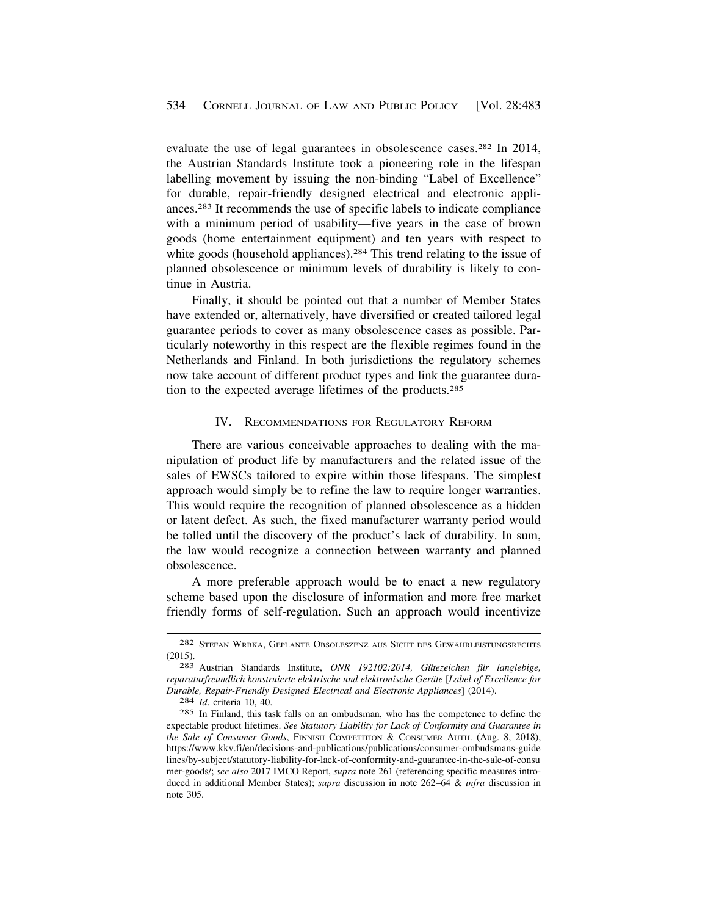evaluate the use of legal guarantees in obsolescence cases.[282] In 2014, the Austrian Standards Institute took a pioneering role in the lifespan labelling movement by issuing the non-binding "Label of Excellence" for durable, repair-friendly designed electrical and electronic appliances.[283] It recommends the use of specific labels to indicate compliance with a minimum period of usability—five years in the case of brown goods (home entertainment equipment) and ten years with respect to white goods (household appliances).[284] This trend relating to the issue of planned obsolescence or minimum levels of durability is likely to continue in Austria.

Finally, it should be pointed out that a number of Member States have extended or, alternatively, have diversified or created tailored legal guarantee periods to cover as many obsolescence cases as possible. Particularly noteworthy in this respect are the flexible regimes found in the Netherlands and Finland. In both jurisdictions the regulatory schemes now take account of different product types and link the guarantee duration to the expected average lifetimes of the products.[285]

## IV. Recommendations for Regulatory Reform

There are various conceivable approaches to dealing with the manipulation of product life by manufacturers and the related issue of the sales of EWSCs tailored to expire within those lifespans. The simplest approach would simply be to refine the law to require longer warranties. This would require the recognition of planned obsolescence as a hidden or latent defect. As such, the fixed manufacturer warranty period would be tolled until the discovery of the product's lack of durability. In sum, the law would recognize a connection between warranty and planned obsolescence.

A more preferable approach would be to enact a new regulatory scheme based upon the disclosure of information and more free market friendly forms of self-regulation. Such an approach would incentivize

---

[282] Stefan Wrbka, Geplante Obsoleszenz aus Sicht des Gewährleistungsrechts (2015).

[283] Austrian Standards Institute, *ONR 192102:2014, Gütezeichen für langlebige, reparaturfreundlich konstruierte elektrische und elektronische Geräte* [*Label of Excellence for Durable, Repair-Friendly Designed Electrical and Electronic Appliances*] (2014).

[284] *Id.* criteria 10, 40.

[285] In Finland, this task falls on an ombudsman, who has the competence to define the expectable product lifetimes. *See Statutory Liability for Lack of Conformity and Guarantee in the Sale of Consumer Goods*, Finnish Competition & Consumer Auth. (Aug. 8, 2018), https://www.kkv.fi/en/decisions-and-publications/publications/consumer-ombudsmans-guidelines/by-subject/statutory-liability-for-lack-of-conformity-and-guarantee-in-the-sale-of-consumer-goods/; *see also* 2017 IMCO Report, *supra* note 261 (referencing specific measures introduced in additional Member States); *supra* discussion in note 262–64 & *infra* discussion in note 305.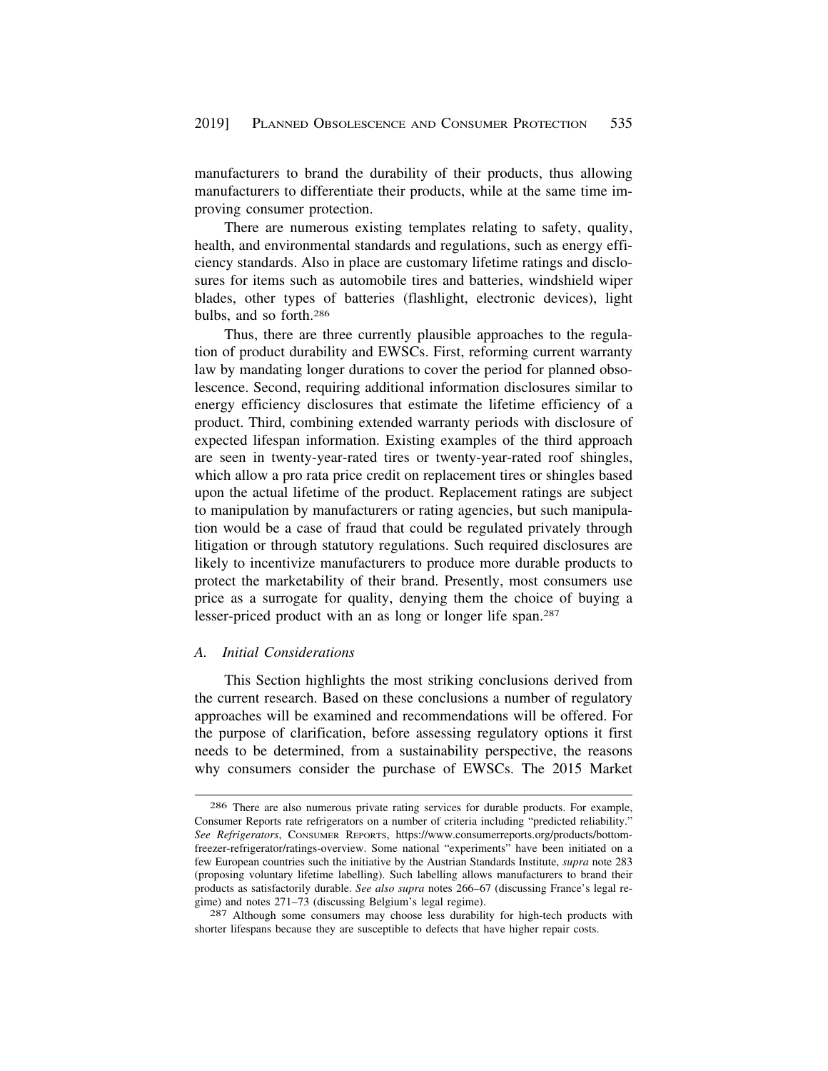manufacturers to brand the durability of their products, thus allowing manufacturers to differentiate their products, while at the same time improving consumer protection.

There are numerous existing templates relating to safety, quality, health, and environmental standards and regulations, such as energy efficiency standards. Also in place are customary lifetime ratings and disclosures for items such as automobile tires and batteries, windshield wiper blades, other types of batteries (flashlight, electronic devices), light bulbs, and so forth.[286]

Thus, there are three currently plausible approaches to the regulation of product durability and EWSCs. First, reforming current warranty law by mandating longer durations to cover the period for planned obsolescence. Second, requiring additional information disclosures similar to energy efficiency disclosures that estimate the lifetime efficiency of a product. Third, combining extended warranty periods with disclosure of expected lifespan information. Existing examples of the third approach are seen in twenty-year-rated tires or twenty-year-rated roof shingles, which allow a pro rata price credit on replacement tires or shingles based upon the actual lifetime of the product. Replacement ratings are subject to manipulation by manufacturers or rating agencies, but such manipulation would be a case of fraud that could be regulated privately through litigation or through statutory regulations. Such required disclosures are likely to incentivize manufacturers to produce more durable products to protect the marketability of their brand. Presently, most consumers use price as a surrogate for quality, denying them the choice of buying a lesser-priced product with an as long or longer life span.[287]

### *A. Initial Considerations*

This Section highlights the most striking conclusions derived from the current research. Based on these conclusions a number of regulatory approaches will be examined and recommendations will be offered. For the purpose of clarification, before assessing regulatory options it first needs to be determined, from a sustainability perspective, the reasons why consumers consider the purchase of EWSCs. The 2015 Market

---

[286] There are also numerous private rating services for durable products. For example, Consumer Reports rate refrigerators on a number of criteria including "predicted reliability." *See Refrigerators*, CONSUMER REPORTS, https://www.consumerreports.org/products/bottom-freezer-refrigerator/ratings-overview. Some national "experiments" have been initiated on a few European countries such the initiative by the Austrian Standards Institute, *supra* note 283 (proposing voluntary lifetime labelling). Such labelling allows manufacturers to brand their products as satisfactorily durable. *See also supra* notes 266–67 (discussing France's legal regime) and notes 271–73 (discussing Belgium's legal regime).

[287] Although some consumers may choose less durability for high-tech products with shorter lifespans because they are susceptible to defects that have higher repair costs.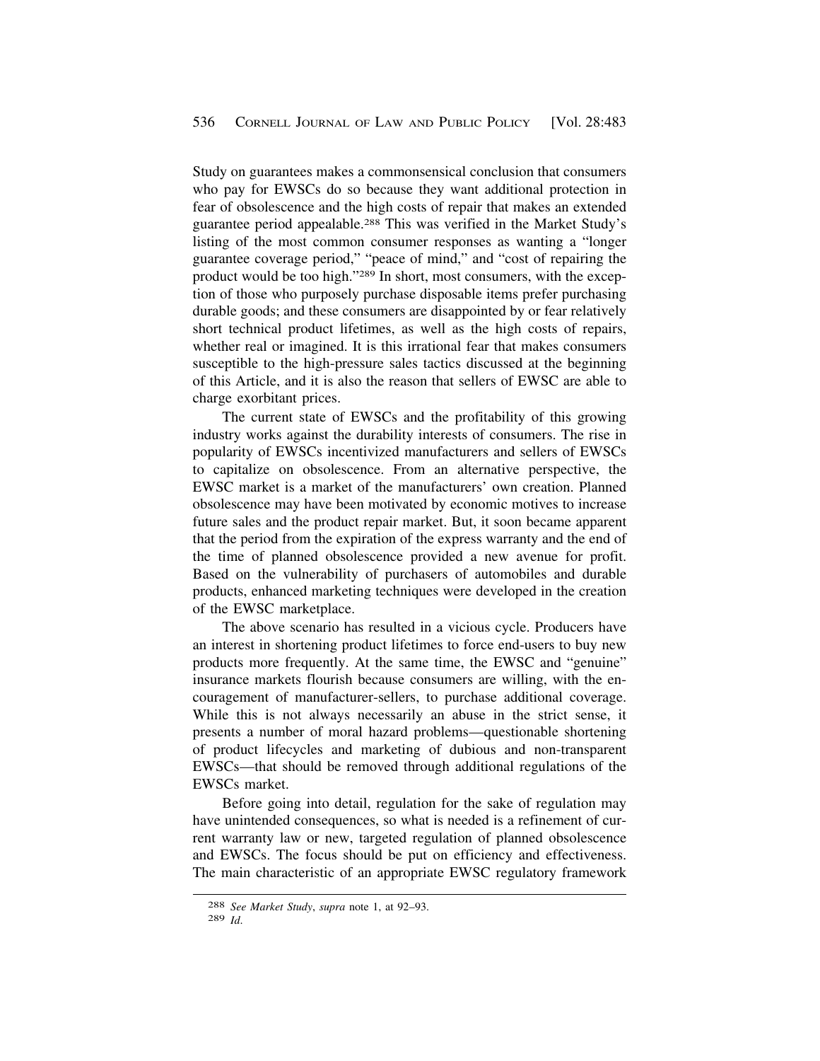Study on guarantees makes a commonsensical conclusion that consumers who pay for EWSCs do so because they want additional protection in fear of obsolescence and the high costs of repair that makes an extended guarantee period appealable.[288] This was verified in the Market Study's listing of the most common consumer responses as wanting a "longer guarantee coverage period," "peace of mind," and "cost of repairing the product would be too high."[289] In short, most consumers, with the exception of those who purposely purchase disposable items prefer purchasing durable goods; and these consumers are disappointed by or fear relatively short technical product lifetimes, as well as the high costs of repairs, whether real or imagined. It is this irrational fear that makes consumers susceptible to the high-pressure sales tactics discussed at the beginning of this Article, and it is also the reason that sellers of EWSC are able to charge exorbitant prices.

The current state of EWSCs and the profitability of this growing industry works against the durability interests of consumers. The rise in popularity of EWSCs incentivized manufacturers and sellers of EWSCs to capitalize on obsolescence. From an alternative perspective, the EWSC market is a market of the manufacturers' own creation. Planned obsolescence may have been motivated by economic motives to increase future sales and the product repair market. But, it soon became apparent that the period from the expiration of the express warranty and the end of the time of planned obsolescence provided a new avenue for profit. Based on the vulnerability of purchasers of automobiles and durable products, enhanced marketing techniques were developed in the creation of the EWSC marketplace.

The above scenario has resulted in a vicious cycle. Producers have an interest in shortening product lifetimes to force end-users to buy new products more frequently. At the same time, the EWSC and "genuine" insurance markets flourish because consumers are willing, with the encouragement of manufacturer-sellers, to purchase additional coverage. While this is not always necessarily an abuse in the strict sense, it presents a number of moral hazard problems—questionable shortening of product lifecycles and marketing of dubious and non-transparent EWSCs—that should be removed through additional regulations of the EWSCs market.

Before going into detail, regulation for the sake of regulation may have unintended consequences, so what is needed is a refinement of current warranty law or new, targeted regulation of planned obsolescence and EWSCs. The focus should be put on efficiency and effectiveness. The main characteristic of an appropriate EWSC regulatory framework

[288] *See Market Study*, *supra* note 1, at 92–93.

[289] *Id.*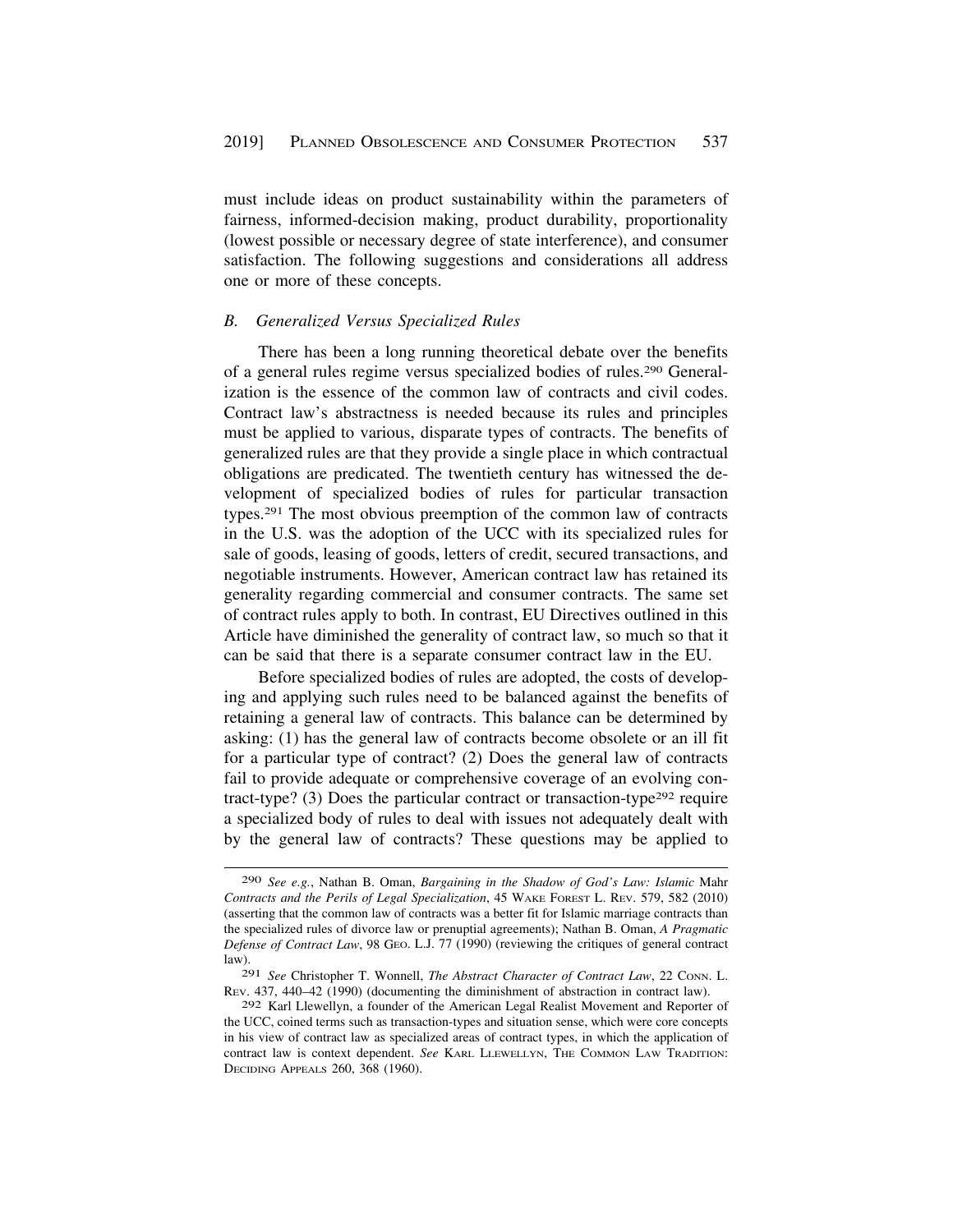must include ideas on product sustainability within the parameters of fairness, informed-decision making, product durability, proportionality (lowest possible or necessary degree of state interference), and consumer satisfaction. The following suggestions and considerations all address one or more of these concepts.

### *B. Generalized Versus Specialized Rules*

There has been a long running theoretical debate over the benefits of a general rules regime versus specialized bodies of rules.[290] Generalization is the essence of the common law of contracts and civil codes. Contract law's abstractness is needed because its rules and principles must be applied to various, disparate types of contracts. The benefits of generalized rules are that they provide a single place in which contractual obligations are predicated. The twentieth century has witnessed the development of specialized bodies of rules for particular transaction types.[291] The most obvious preemption of the common law of contracts in the U.S. was the adoption of the UCC with its specialized rules for sale of goods, leasing of goods, letters of credit, secured transactions, and negotiable instruments. However, American contract law has retained its generality regarding commercial and consumer contracts. The same set of contract rules apply to both. In contrast, EU Directives outlined in this Article have diminished the generality of contract law, so much so that it can be said that there is a separate consumer contract law in the EU.

Before specialized bodies of rules are adopted, the costs of developing and applying such rules need to be balanced against the benefits of retaining a general law of contracts. This balance can be determined by asking: (1) has the general law of contracts become obsolete or an ill fit for a particular type of contract? (2) Does the general law of contracts fail to provide adequate or comprehensive coverage of an evolving contract-type? (3) Does the particular contract or transaction-type[292] require a specialized body of rules to deal with issues not adequately dealt with by the general law of contracts? These questions may be applied to

---

[290] *See e.g.*, Nathan B. Oman, *Bargaining in the Shadow of God's Law: Islamic* Mahr *Contracts and the Perils of Legal Specialization*, 45 WAKE FOREST L. REV. 579, 582 (2010) (asserting that the common law of contracts was a better fit for Islamic marriage contracts than the specialized rules of divorce law or prenuptial agreements); Nathan B. Oman, *A Pragmatic Defense of Contract Law*, 98 GEO. L.J. 77 (1990) (reviewing the critiques of general contract law).

[291] *See* Christopher T. Wonnell, *The Abstract Character of Contract Law*, 22 CONN. L. REV. 437, 440–42 (1990) (documenting the diminishment of abstraction in contract law).

[292] Karl Llewellyn, a founder of the American Legal Realist Movement and Reporter of the UCC, coined terms such as transaction-types and situation sense, which were core concepts in his view of contract law as specialized areas of contract types, in which the application of contract law is context dependent. *See* KARL LLEWELLYN, THE COMMON LAW TRADITION: DECIDING APPEALS 260, 368 (1960).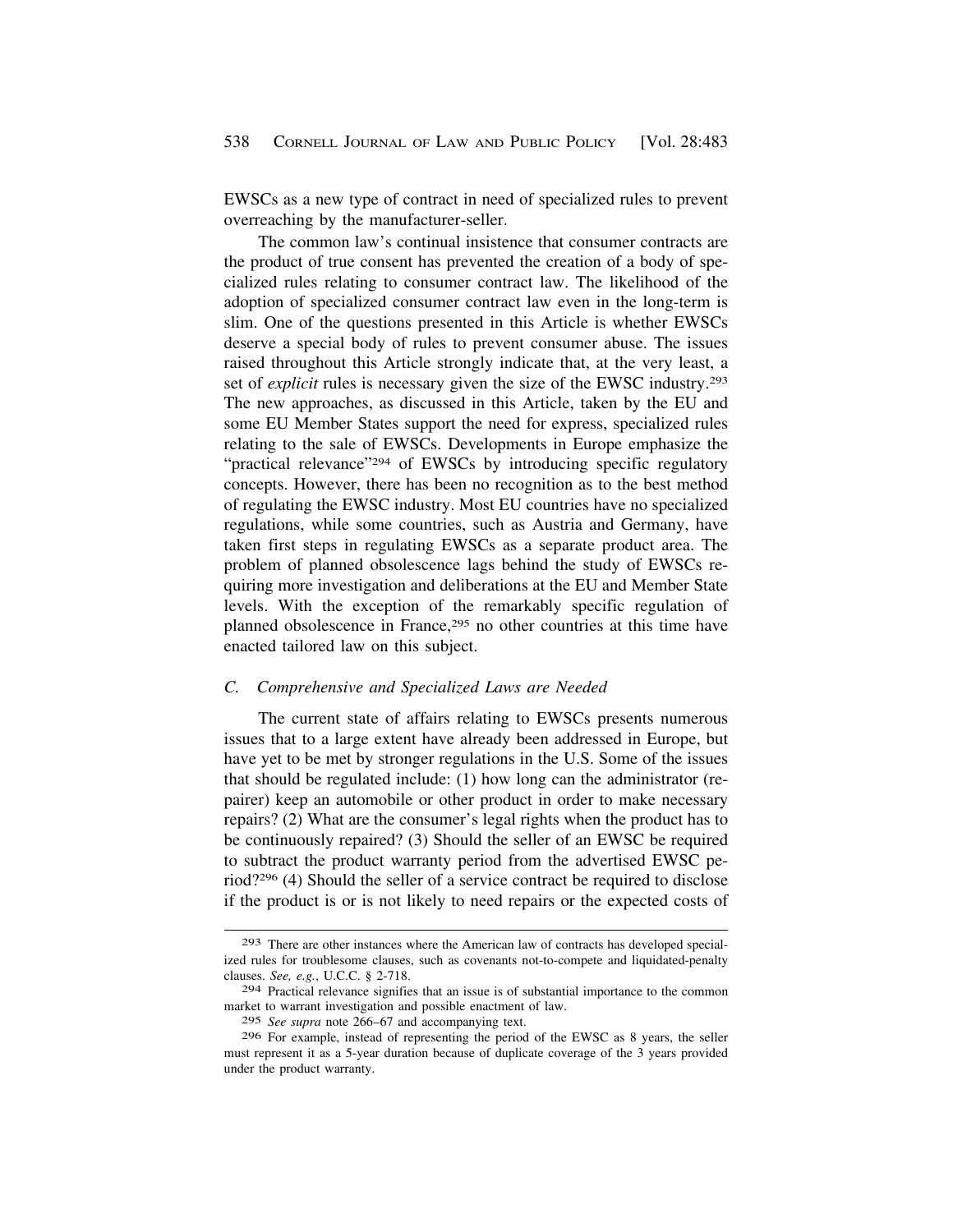EWSCs as a new type of contract in need of specialized rules to prevent overreaching by the manufacturer-seller.

The common law's continual insistence that consumer contracts are the product of true consent has prevented the creation of a body of specialized rules relating to consumer contract law. The likelihood of the adoption of specialized consumer contract law even in the long-term is slim. One of the questions presented in this Article is whether EWSCs deserve a special body of rules to prevent consumer abuse. The issues raised throughout this Article strongly indicate that, at the very least, a set of *explicit* rules is necessary given the size of the EWSC industry.[293] The new approaches, as discussed in this Article, taken by the EU and some EU Member States support the need for express, specialized rules relating to the sale of EWSCs. Developments in Europe emphasize the "practical relevance"[294] of EWSCs by introducing specific regulatory concepts. However, there has been no recognition as to the best method of regulating the EWSC industry. Most EU countries have no specialized regulations, while some countries, such as Austria and Germany, have taken first steps in regulating EWSCs as a separate product area. The problem of planned obsolescence lags behind the study of EWSCs requiring more investigation and deliberations at the EU and Member State levels. With the exception of the remarkably specific regulation of planned obsolescence in France,[295] no other countries at this time have enacted tailored law on this subject.

### *C. Comprehensive and Specialized Laws are Needed*

The current state of affairs relating to EWSCs presents numerous issues that to a large extent have already been addressed in Europe, but have yet to be met by stronger regulations in the U.S. Some of the issues that should be regulated include: (1) how long can the administrator (repairer) keep an automobile or other product in order to make necessary repairs? (2) What are the consumer's legal rights when the product has to be continuously repaired? (3) Should the seller of an EWSC be required to subtract the product warranty period from the advertised EWSC period?[296] (4) Should the seller of a service contract be required to disclose if the product is or is not likely to need repairs or the expected costs of

---

[293] There are other instances where the American law of contracts has developed specialized rules for troublesome clauses, such as covenants not-to-compete and liquidated-penalty clauses. *See, e.g.*, U.C.C. § 2-718.

[294] Practical relevance signifies that an issue is of substantial importance to the common market to warrant investigation and possible enactment of law.

[295] *See supra* note 266–67 and accompanying text.

[296] For example, instead of representing the period of the EWSC as 8 years, the seller must represent it as a 5-year duration because of duplicate coverage of the 3 years provided under the product warranty.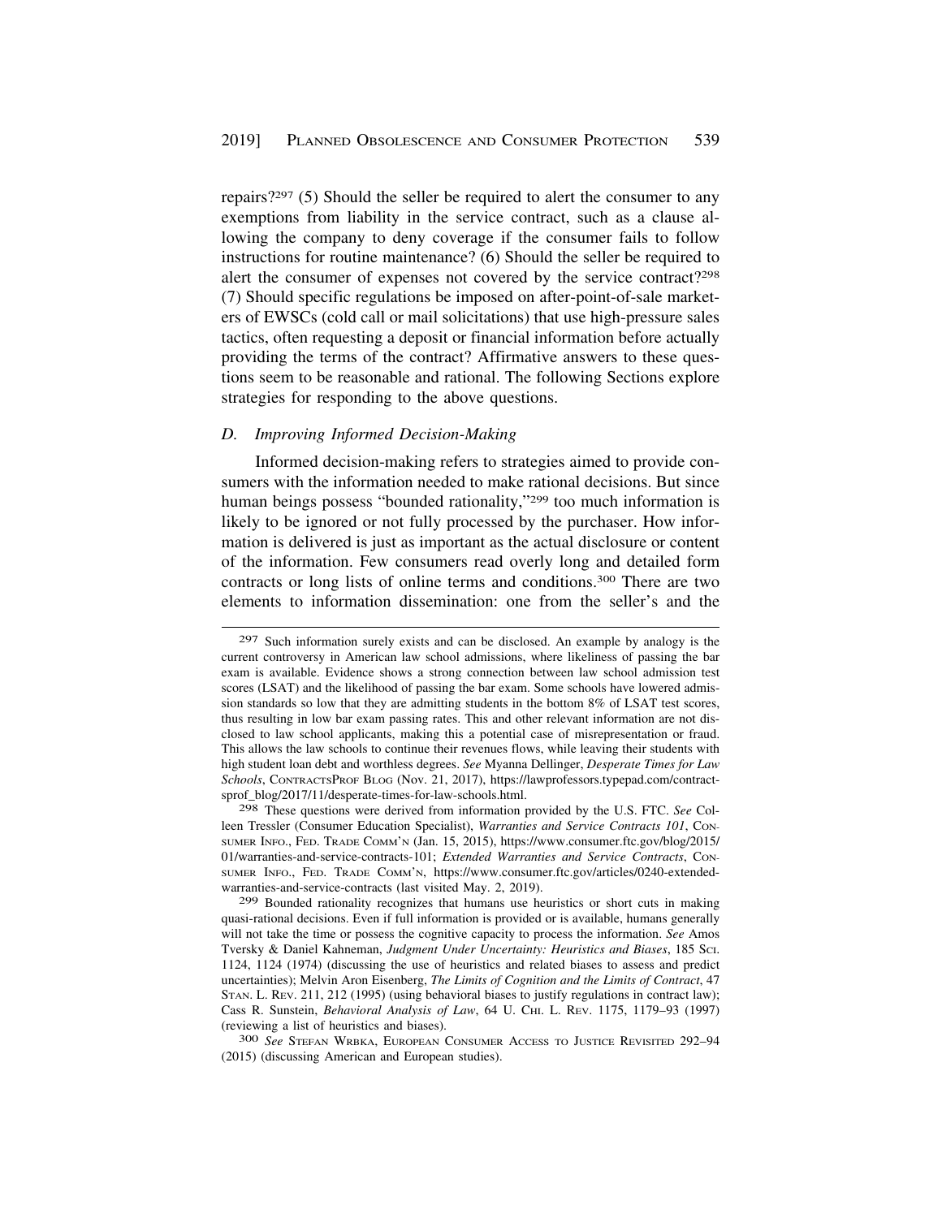repairs?[297] (5) Should the seller be required to alert the consumer to any exemptions from liability in the service contract, such as a clause allowing the company to deny coverage if the consumer fails to follow instructions for routine maintenance? (6) Should the seller be required to alert the consumer of expenses not covered by the service contract?[298] (7) Should specific regulations be imposed on after-point-of-sale marketers of EWSCs (cold call or mail solicitations) that use high-pressure sales tactics, often requesting a deposit or financial information before actually providing the terms of the contract? Affirmative answers to these questions seem to be reasonable and rational. The following Sections explore strategies for responding to the above questions.

### *D. Improving Informed Decision-Making*

Informed decision-making refers to strategies aimed to provide consumers with the information needed to make rational decisions. But since human beings possess "bounded rationality,"[299] too much information is likely to be ignored or not fully processed by the purchaser. How information is delivered is just as important as the actual disclosure or content of the information. Few consumers read overly long and detailed form contracts or long lists of online terms and conditions.[300] There are two elements to information dissemination: one from the seller's and the

---

[297] Such information surely exists and can be disclosed. An example by analogy is the current controversy in American law school admissions, where likeliness of passing the bar exam is available. Evidence shows a strong connection between law school admission test scores (LSAT) and the likelihood of passing the bar exam. Some schools have lowered admission standards so low that they are admitting students in the bottom 8% of LSAT test scores, thus resulting in low bar exam passing rates. This and other relevant information are not disclosed to law school applicants, making this a potential case of misrepresentation or fraud. This allows the law schools to continue their revenues flows, while leaving their students with high student loan debt and worthless degrees. *See* Myanna Dellinger, *Desperate Times for Law Schools*, CONTRACTSPROF BLOG (Nov. 21, 2017), https://lawprofessors.typepad.com/contractsprof_blog/2017/11/desperate-times-for-law-schools.html.

[298] These questions were derived from information provided by the U.S. FTC. *See* Colleen Tressler (Consumer Education Specialist), *Warranties and Service Contracts 101*, CONSUMER INFO., FED. TRADE COMM'N (Jan. 15, 2015), https://www.consumer.ftc.gov/blog/2015/01/warranties-and-service-contracts-101; *Extended Warranties and Service Contracts*, CONSUMER INFO., FED. TRADE COMM'N, https://www.consumer.ftc.gov/articles/0240-extended-warranties-and-service-contracts (last visited May. 2, 2019).

[299] Bounded rationality recognizes that humans use heuristics or short cuts in making quasi-rational decisions. Even if full information is provided or is available, humans generally will not take the time or possess the cognitive capacity to process the information. *See* Amos Tversky & Daniel Kahneman, *Judgment Under Uncertainty: Heuristics and Biases*, 185 SCI. 1124, 1124 (1974) (discussing the use of heuristics and related biases to assess and predict uncertainties); Melvin Aron Eisenberg, *The Limits of Cognition and the Limits of Contract*, 47 STAN. L. REV. 211, 212 (1995) (using behavioral biases to justify regulations in contract law); Cass R. Sunstein, *Behavioral Analysis of Law*, 64 U. CHI. L. REV. 1175, 1179–93 (1997) (reviewing a list of heuristics and biases).

[300] *See* STEFAN WRBKA, EUROPEAN CONSUMER ACCESS TO JUSTICE REVISITED 292–94 (2015) (discussing American and European studies).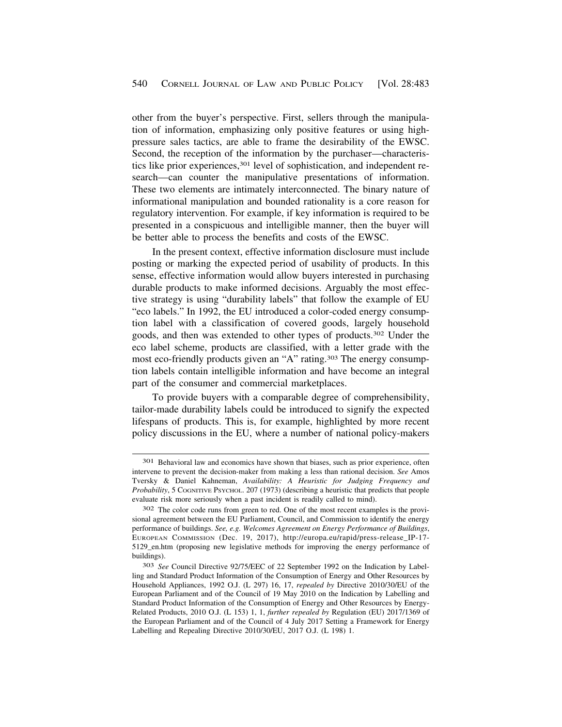other from the buyer's perspective. First, sellers through the manipulation of information, emphasizing only positive features or using high-pressure sales tactics, are able to frame the desirability of the EWSC. Second, the reception of the information by the purchaser—characteristics like prior experiences,[301] level of sophistication, and independent research—can counter the manipulative presentations of information. These two elements are intimately interconnected. The binary nature of informational manipulation and bounded rationality is a core reason for regulatory intervention. For example, if key information is required to be presented in a conspicuous and intelligible manner, then the buyer will be better able to process the benefits and costs of the EWSC.

In the present context, effective information disclosure must include posting or marking the expected period of usability of products. In this sense, effective information would allow buyers interested in purchasing durable products to make informed decisions. Arguably the most effective strategy is using "durability labels" that follow the example of EU "eco labels." In 1992, the EU introduced a color-coded energy consumption label with a classification of covered goods, largely household goods, and then was extended to other types of products.[302] Under the eco label scheme, products are classified, with a letter grade with the most eco-friendly products given an "A" rating.[303] The energy consumption labels contain intelligible information and have become an integral part of the consumer and commercial marketplaces.

To provide buyers with a comparable degree of comprehensibility, tailor-made durability labels could be introduced to signify the expected lifespans of products. This is, for example, highlighted by more recent policy discussions in the EU, where a number of national policy-makers

---

[301] Behavioral law and economics have shown that biases, such as prior experience, often intervene to prevent the decision-maker from making a less than rational decision. *See* Amos Tversky & Daniel Kahneman, *Availability: A Heuristic for Judging Frequency and Probability*, 5 COGNITIVE PSYCHOL. 207 (1973) (describing a heuristic that predicts that people evaluate risk more seriously when a past incident is readily called to mind).

[302] The color code runs from green to red. One of the most recent examples is the provisional agreement between the EU Parliament, Council, and Commission to identify the energy performance of buildings. *See, e.g. Welcomes Agreement on Energy Performance of Buildings*, EUROPEAN COMMISSION (Dec. 19, 2017), http://europa.eu/rapid/press-release_IP-17-5129_en.htm (proposing new legislative methods for improving the energy performance of buildings).

[303] *See* Council Directive 92/75/EEC of 22 September 1992 on the Indication by Labelling and Standard Product Information of the Consumption of Energy and Other Resources by Household Appliances, 1992 O.J. (L 297) 16, 17, *repealed by* Directive 2010/30/EU of the European Parliament and of the Council of 19 May 2010 on the Indication by Labelling and Standard Product Information of the Consumption of Energy and Other Resources by Energy-Related Products, 2010 O.J. (L 153) 1, 1, *further repealed by* Regulation (EU) 2017/1369 of the European Parliament and of the Council of 4 July 2017 Setting a Framework for Energy Labelling and Repealing Directive 2010/30/EU, 2017 O.J. (L 198) 1.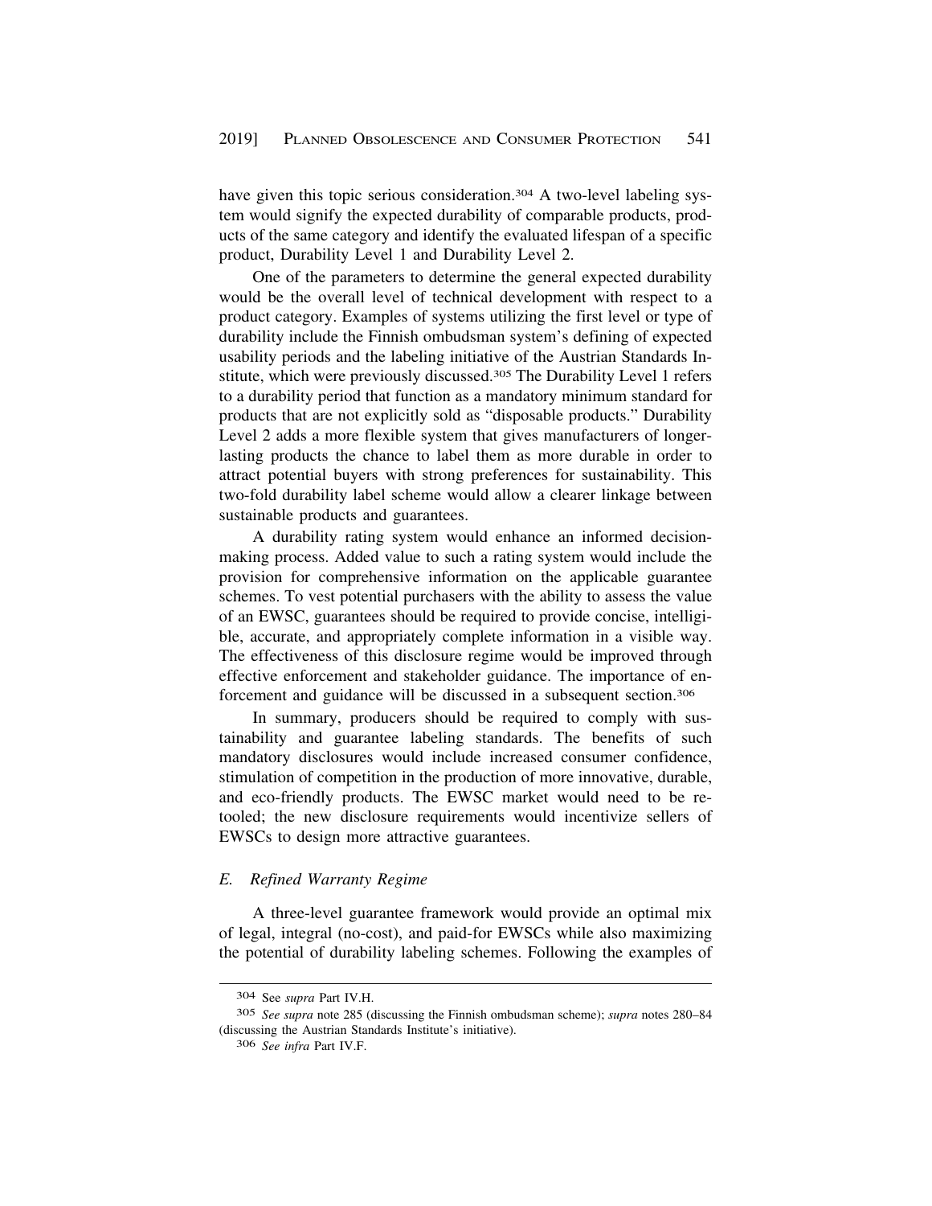have given this topic serious consideration.[304] A two-level labeling system would signify the expected durability of comparable products, products of the same category and identify the evaluated lifespan of a specific product, Durability Level 1 and Durability Level 2.

One of the parameters to determine the general expected durability would be the overall level of technical development with respect to a product category. Examples of systems utilizing the first level or type of durability include the Finnish ombudsman system's defining of expected usability periods and the labeling initiative of the Austrian Standards Institute, which were previously discussed.[305] The Durability Level 1 refers to a durability period that function as a mandatory minimum standard for products that are not explicitly sold as "disposable products." Durability Level 2 adds a more flexible system that gives manufacturers of longer-lasting products the chance to label them as more durable in order to attract potential buyers with strong preferences for sustainability. This two-fold durability label scheme would allow a clearer linkage between sustainable products and guarantees.

A durability rating system would enhance an informed decision-making process. Added value to such a rating system would include the provision for comprehensive information on the applicable guarantee schemes. To vest potential purchasers with the ability to assess the value of an EWSC, guarantees should be required to provide concise, intelligible, accurate, and appropriately complete information in a visible way. The effectiveness of this disclosure regime would be improved through effective enforcement and stakeholder guidance. The importance of enforcement and guidance will be discussed in a subsequent section.[306]

In summary, producers should be required to comply with sustainability and guarantee labeling standards. The benefits of such mandatory disclosures would include increased consumer confidence, stimulation of competition in the production of more innovative, durable, and eco-friendly products. The EWSC market would need to be retooled; the new disclosure requirements would incentivize sellers of EWSCs to design more attractive guarantees.

### *E. Refined Warranty Regime*

A three-level guarantee framework would provide an optimal mix of legal, integral (no-cost), and paid-for EWSCs while also maximizing the potential of durability labeling schemes. Following the examples of

---

[304] See *supra* Part IV.H.

[305] *See supra* note 285 (discussing the Finnish ombudsman scheme); *supra* notes 280–84 (discussing the Austrian Standards Institute's initiative).

[306] *See infra* Part IV.F.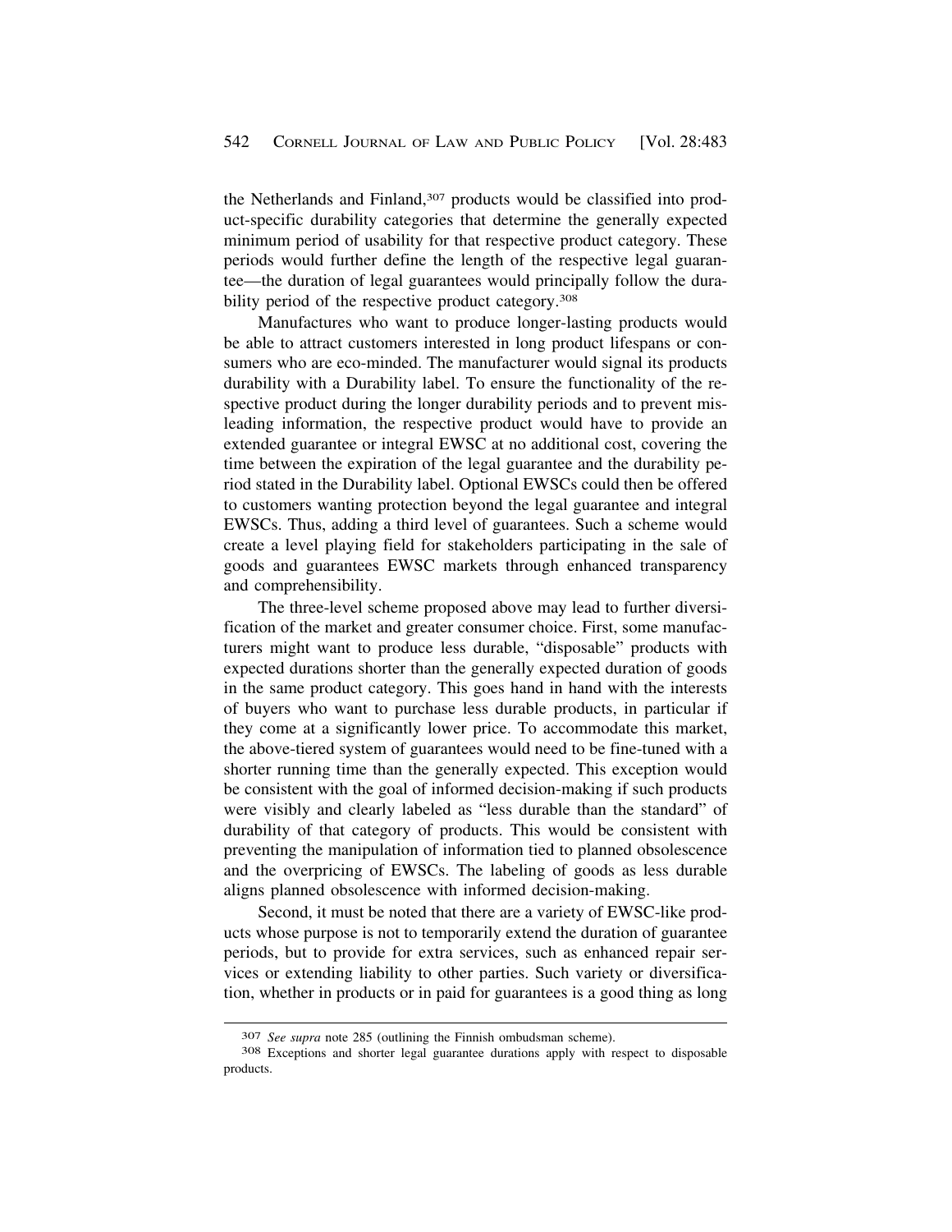the Netherlands and Finland,[307] products would be classified into product-specific durability categories that determine the generally expected minimum period of usability for that respective product category. These periods would further define the length of the respective legal guarantee—the duration of legal guarantees would principally follow the durability period of the respective product category.[308]

Manufactures who want to produce longer-lasting products would be able to attract customers interested in long product lifespans or consumers who are eco-minded. The manufacturer would signal its products durability with a Durability label. To ensure the functionality of the respective product during the longer durability periods and to prevent misleading information, the respective product would have to provide an extended guarantee or integral EWSC at no additional cost, covering the time between the expiration of the legal guarantee and the durability period stated in the Durability label. Optional EWSCs could then be offered to customers wanting protection beyond the legal guarantee and integral EWSCs. Thus, adding a third level of guarantees. Such a scheme would create a level playing field for stakeholders participating in the sale of goods and guarantees EWSC markets through enhanced transparency and comprehensibility.

The three-level scheme proposed above may lead to further diversification of the market and greater consumer choice. First, some manufacturers might want to produce less durable, "disposable" products with expected durations shorter than the generally expected duration of goods in the same product category. This goes hand in hand with the interests of buyers who want to purchase less durable products, in particular if they come at a significantly lower price. To accommodate this market, the above-tiered system of guarantees would need to be fine-tuned with a shorter running time than the generally expected. This exception would be consistent with the goal of informed decision-making if such products were visibly and clearly labeled as "less durable than the standard" of durability of that category of products. This would be consistent with preventing the manipulation of information tied to planned obsolescence and the overpricing of EWSCs. The labeling of goods as less durable aligns planned obsolescence with informed decision-making.

Second, it must be noted that there are a variety of EWSC-like products whose purpose is not to temporarily extend the duration of guarantee periods, but to provide for extra services, such as enhanced repair services or extending liability to other parties. Such variety or diversification, whether in products or in paid for guarantees is a good thing as long

---

[307] *See supra* note 285 (outlining the Finnish ombudsman scheme).

[308] Exceptions and shorter legal guarantee durations apply with respect to disposable products.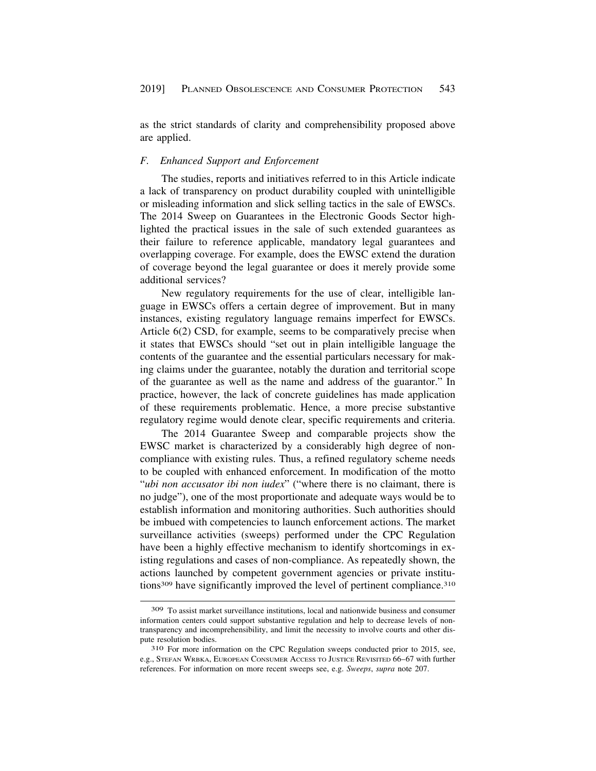as the strict standards of clarity and comprehensibility proposed above are applied.

### *F. Enhanced Support and Enforcement*

The studies, reports and initiatives referred to in this Article indicate a lack of transparency on product durability coupled with unintelligible or misleading information and slick selling tactics in the sale of EWSCs. The 2014 Sweep on Guarantees in the Electronic Goods Sector highlighted the practical issues in the sale of such extended guarantees as their failure to reference applicable, mandatory legal guarantees and overlapping coverage. For example, does the EWSC extend the duration of coverage beyond the legal guarantee or does it merely provide some additional services?

New regulatory requirements for the use of clear, intelligible language in EWSCs offers a certain degree of improvement. But in many instances, existing regulatory language remains imperfect for EWSCs. Article 6(2) CSD, for example, seems to be comparatively precise when it states that EWSCs should "set out in plain intelligible language the contents of the guarantee and the essential particulars necessary for making claims under the guarantee, notably the duration and territorial scope of the guarantee as well as the name and address of the guarantor." In practice, however, the lack of concrete guidelines has made application of these requirements problematic. Hence, a more precise substantive regulatory regime would denote clear, specific requirements and criteria.

The 2014 Guarantee Sweep and comparable projects show the EWSC market is characterized by a considerably high degree of non-compliance with existing rules. Thus, a refined regulatory scheme needs to be coupled with enhanced enforcement. In modification of the motto "*ubi non accusator ibi non iudex*" ("where there is no claimant, there is no judge"), one of the most proportionate and adequate ways would be to establish information and monitoring authorities. Such authorities should be imbued with competencies to launch enforcement actions. The market surveillance activities (sweeps) performed under the CPC Regulation have been a highly effective mechanism to identify shortcomings in existing regulations and cases of non-compliance. As repeatedly shown, the actions launched by competent government agencies or private institutions[309] have significantly improved the level of pertinent compliance.[310]

---

[309] To assist market surveillance institutions, local and nationwide business and consumer information centers could support substantive regulation and help to decrease levels of non-transparency and incomprehensibility, and limit the necessity to involve courts and other dispute resolution bodies.

[310] For more information on the CPC Regulation sweeps conducted prior to 2015, see, e.g., STEFAN WRBKA, EUROPEAN CONSUMER ACCESS TO JUSTICE REVISITED 66–67 with further references. For information on more recent sweeps see, e.g. *Sweeps*, *supra* note 207.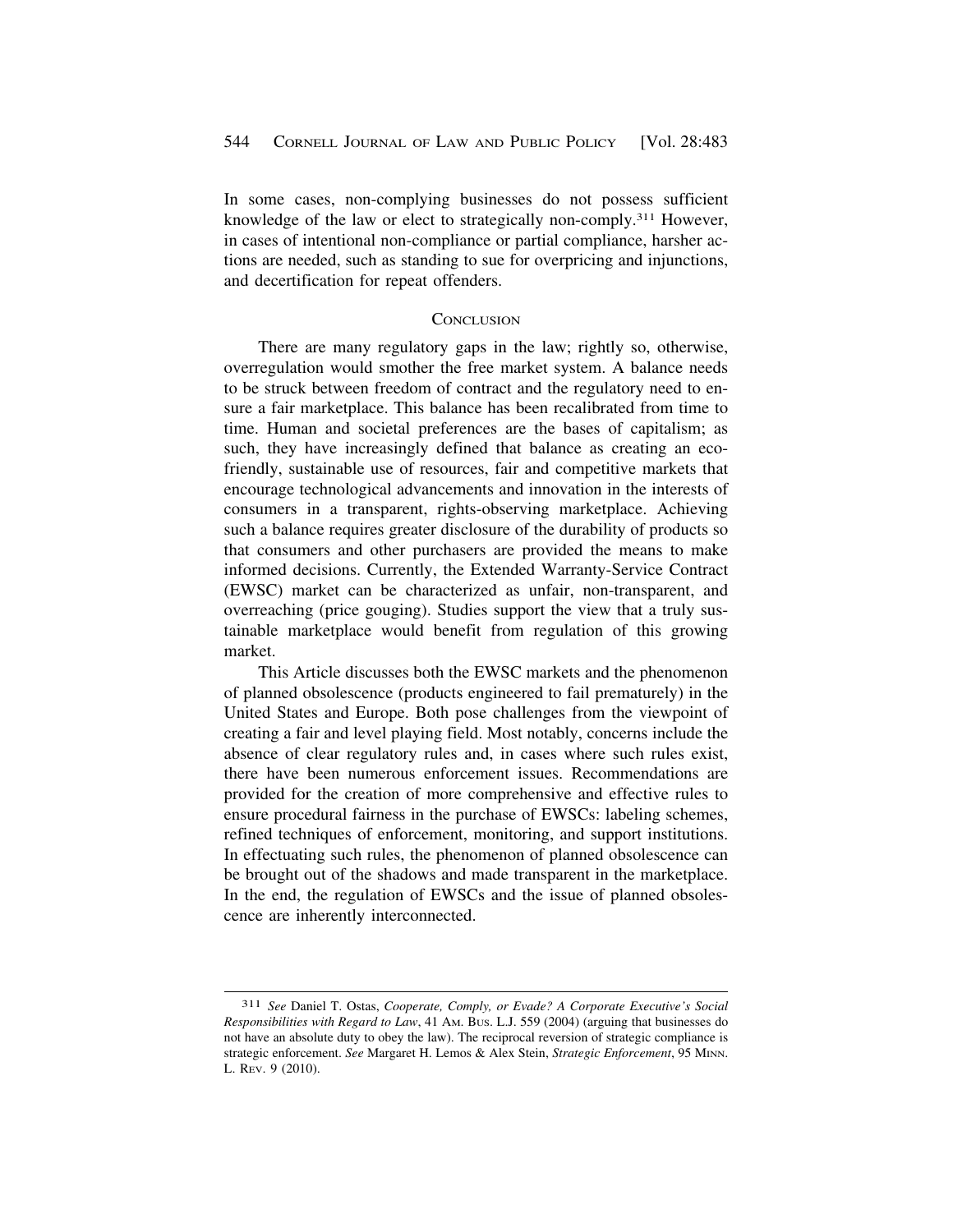In some cases, non-complying businesses do not possess sufficient knowledge of the law or elect to strategically non-comply.[311] However, in cases of intentional non-compliance or partial compliance, harsher actions are needed, such as standing to sue for overpricing and injunctions, and decertification for repeat offenders.

## CONCLUSION

There are many regulatory gaps in the law; rightly so, otherwise, overregulation would smother the free market system. A balance needs to be struck between freedom of contract and the regulatory need to ensure a fair marketplace. This balance has been recalibrated from time to time. Human and societal preferences are the bases of capitalism; as such, they have increasingly defined that balance as creating an eco-friendly, sustainable use of resources, fair and competitive markets that encourage technological advancements and innovation in the interests of consumers in a transparent, rights-observing marketplace. Achieving such a balance requires greater disclosure of the durability of products so that consumers and other purchasers are provided the means to make informed decisions. Currently, the Extended Warranty-Service Contract (EWSC) market can be characterized as unfair, non-transparent, and overreaching (price gouging). Studies support the view that a truly sustainable marketplace would benefit from regulation of this growing market.

This Article discusses both the EWSC markets and the phenomenon of planned obsolescence (products engineered to fail prematurely) in the United States and Europe. Both pose challenges from the viewpoint of creating a fair and level playing field. Most notably, concerns include the absence of clear regulatory rules and, in cases where such rules exist, there have been numerous enforcement issues. Recommendations are provided for the creation of more comprehensive and effective rules to ensure procedural fairness in the purchase of EWSCs: labeling schemes, refined techniques of enforcement, monitoring, and support institutions. In effectuating such rules, the phenomenon of planned obsolescence can be brought out of the shadows and made transparent in the marketplace. In the end, the regulation of EWSCs and the issue of planned obsolescence are inherently interconnected.

---

[311] *See* Daniel T. Ostas, *Cooperate, Comply, or Evade? A Corporate Executive's Social Responsibilities with Regard to Law*, 41 AM. BUS. L.J. 559 (2004) (arguing that businesses do not have an absolute duty to obey the law). The reciprocal reversion of strategic compliance is strategic enforcement. *See* Margaret H. Lemos & Alex Stein, *Strategic Enforcement*, 95 MINN. L. REV. 9 (2010).